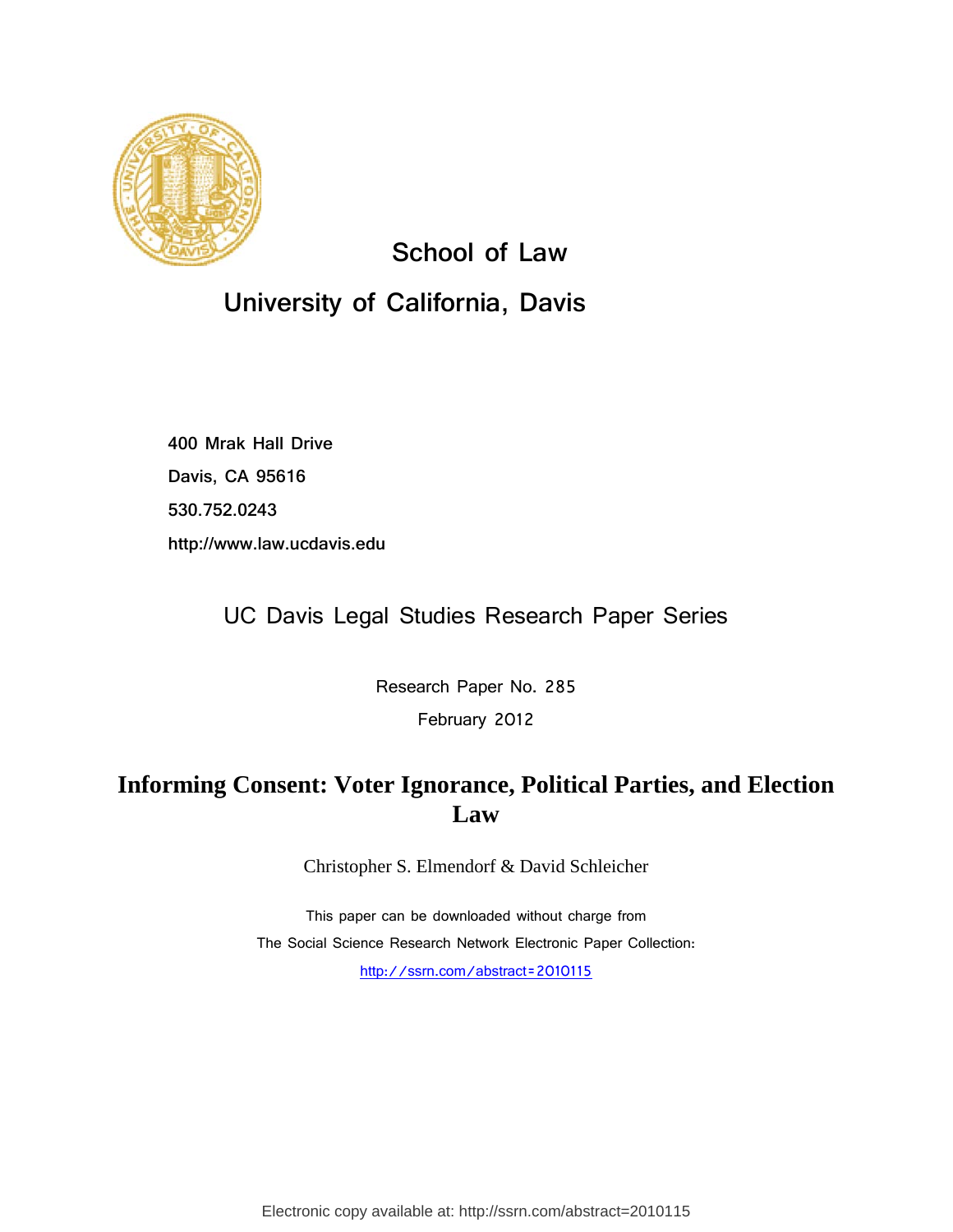School of Law

University of California, Davis

400 Mrak Hall Drive

Davis, CA 95616

530.752.0243

http://www.law.ucdavis.edu

UC Davis Legal Studies Research Paper Series

Research Paper No. 285

February 2012

# Informing Consent: Voter Ignorance, Political Parties, and Election Law

Christopher S. Elmendorf & David Schleicher

This paper can be downloaded without charge from

The Social Science Research Network Electronic Paper Collection:

http://ssrn.com/abstract=2010115

Electronic copy available at: http://ssrn.com/abstract=2010115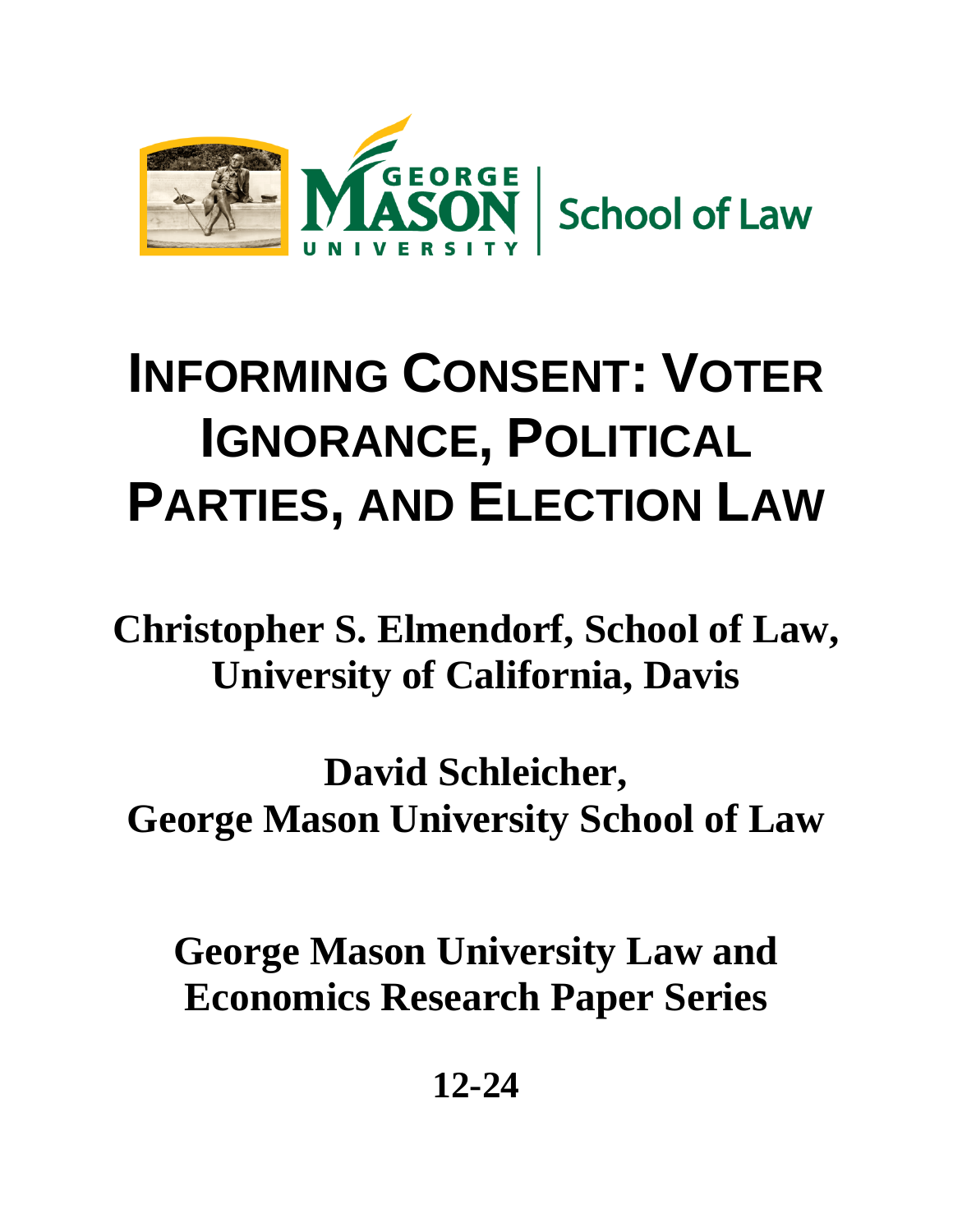# INFORMING CONSENT: VOTER IGNORANCE, POLITICAL PARTIES, AND ELECTION LAW

**Christopher S. Elmendorf, School of Law, University of California, Davis**

**David Schleicher, George Mason University School of Law**

**George Mason University Law and Economics Research Paper Series**

**12-24**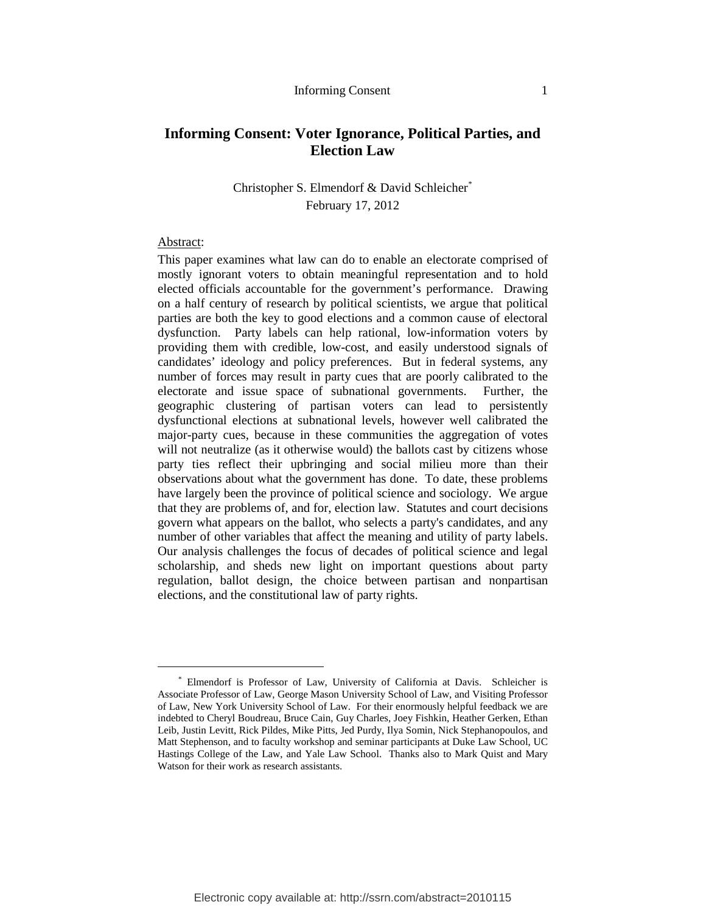# Informing Consent: Voter Ignorance, Political Parties, and Election Law

Christopher S. Elmendorf & David Schleicher[*]

February 17, 2012

Abstract:

This paper examines what law can do to enable an electorate comprised of mostly ignorant voters to obtain meaningful representation and to hold elected officials accountable for the government's performance. Drawing on a half century of research by political scientists, we argue that political parties are both the key to good elections and a common cause of electoral dysfunction. Party labels can help rational, low-information voters by providing them with credible, low-cost, and easily understood signals of candidates' ideology and policy preferences. But in federal systems, any number of forces may result in party cues that are poorly calibrated to the electorate and issue space of subnational governments. Further, the geographic clustering of partisan voters can lead to persistently dysfunctional elections at subnational levels, however well calibrated the major-party cues, because in these communities the aggregation of votes will not neutralize (as it otherwise would) the ballots cast by citizens whose party ties reflect their upbringing and social milieu more than their observations about what the government has done. To date, these problems have largely been the province of political science and sociology. We argue that they are problems of, and for, election law. Statutes and court decisions govern what appears on the ballot, who selects a party's candidates, and any number of other variables that affect the meaning and utility of party labels. Our analysis challenges the focus of decades of political science and legal scholarship, and sheds new light on important questions about party regulation, ballot design, the choice between partisan and nonpartisan elections, and the constitutional law of party rights.

---

[*] Elmendorf is Professor of Law, University of California at Davis. Schleicher is Associate Professor of Law, George Mason University School of Law, and Visiting Professor of Law, New York University School of Law. For their enormously helpful feedback we are indebted to Cheryl Boudreau, Bruce Cain, Guy Charles, Joey Fishkin, Heather Gerken, Ethan Leib, Justin Levitt, Rick Pildes, Mike Pitts, Jed Purdy, Ilya Somin, Nick Stephanopoulos, and Matt Stephenson, and to faculty workshop and seminar participants at Duke Law School, UC Hastings College of the Law, and Yale Law School. Thanks also to Mark Quist and Mary Watson for their work as research assistants.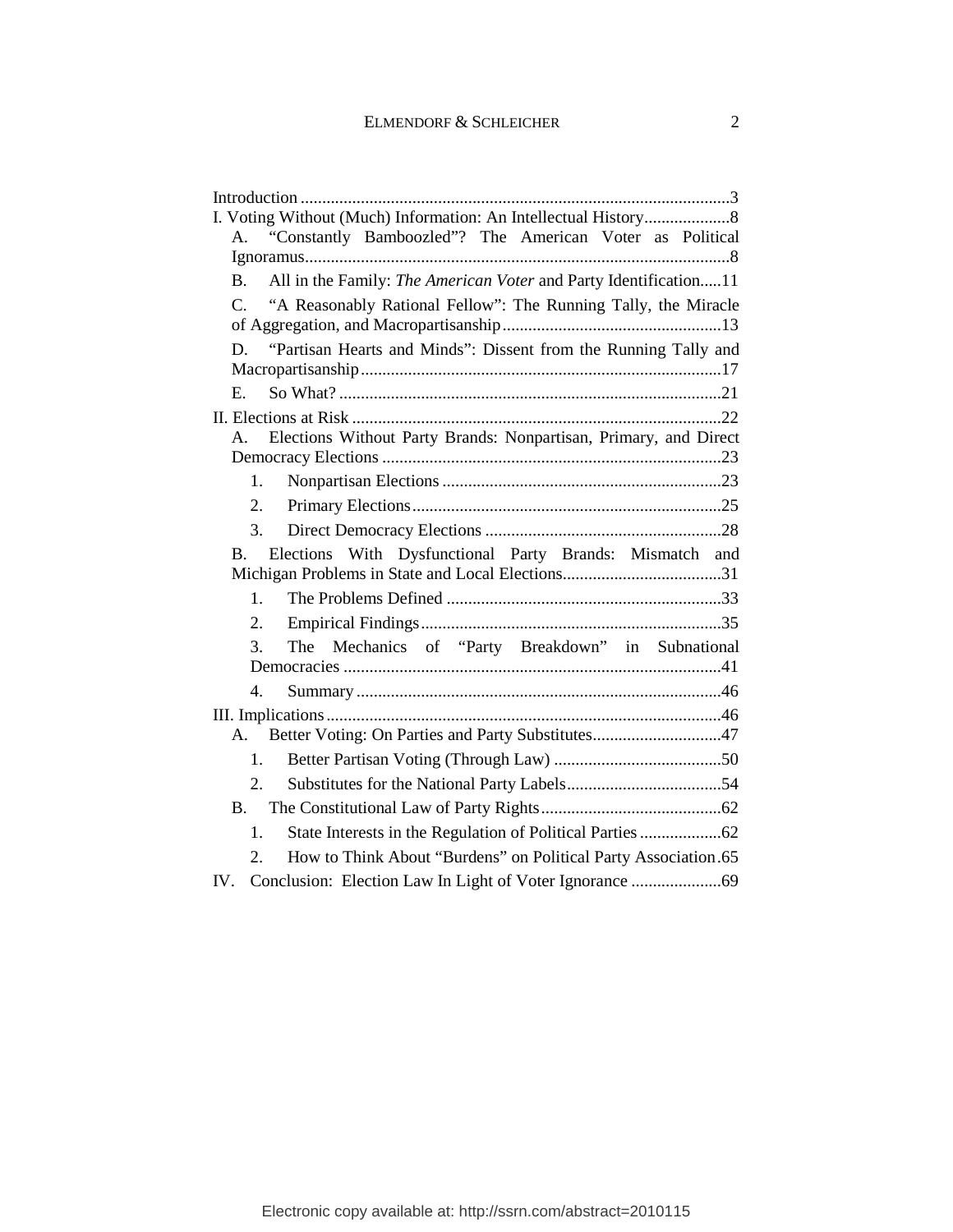Introduction ....................................................................................................3

I. Voting Without (Much) Information: An Intellectual History....................8

A. "Constantly Bamboozled"? The American Voter as Political Ignoramus..................................................................................................8

B. All in the Family: *The American Voter* and Party Identification.....11

C. "A Reasonably Rational Fellow": The Running Tally, the Miracle of Aggregation, and Macropartisanship...................................................13

D. "Partisan Hearts and Minds": Dissent from the Running Tally and Macropartisanship...................................................................................17

E. So What? .........................................................................................21

II. Elections at Risk .....................................................................................22

A. Elections Without Party Brands: Nonpartisan, Primary, and Direct Democracy Elections ...............................................................................23

1. Nonpartisan Elections .................................................................23

2. Primary Elections........................................................................25

3. Direct Democracy Elections .......................................................28

B. Elections With Dysfunctional Party Brands: Mismatch and Michigan Problems in State and Local Elections.....................................31

1. The Problems Defined ................................................................33

2. Empirical Findings......................................................................35

3. The Mechanics of "Party Breakdown" in Subnational Democracies .......................................................................................41

4. Summary .....................................................................................46

III. Implications...........................................................................................46

A. Better Voting: On Parties and Party Substitutes..............................47

1. Better Partisan Voting (Through Law) .......................................50

2. Substitutes for the National Party Labels....................................54

B. The Constitutional Law of Party Rights...........................................62

1. State Interests in the Regulation of Political Parties ...................62

2. How to Think About "Burdens" on Political Party Association.65

IV. Conclusion: Election Law In Light of Voter Ignorance .....................69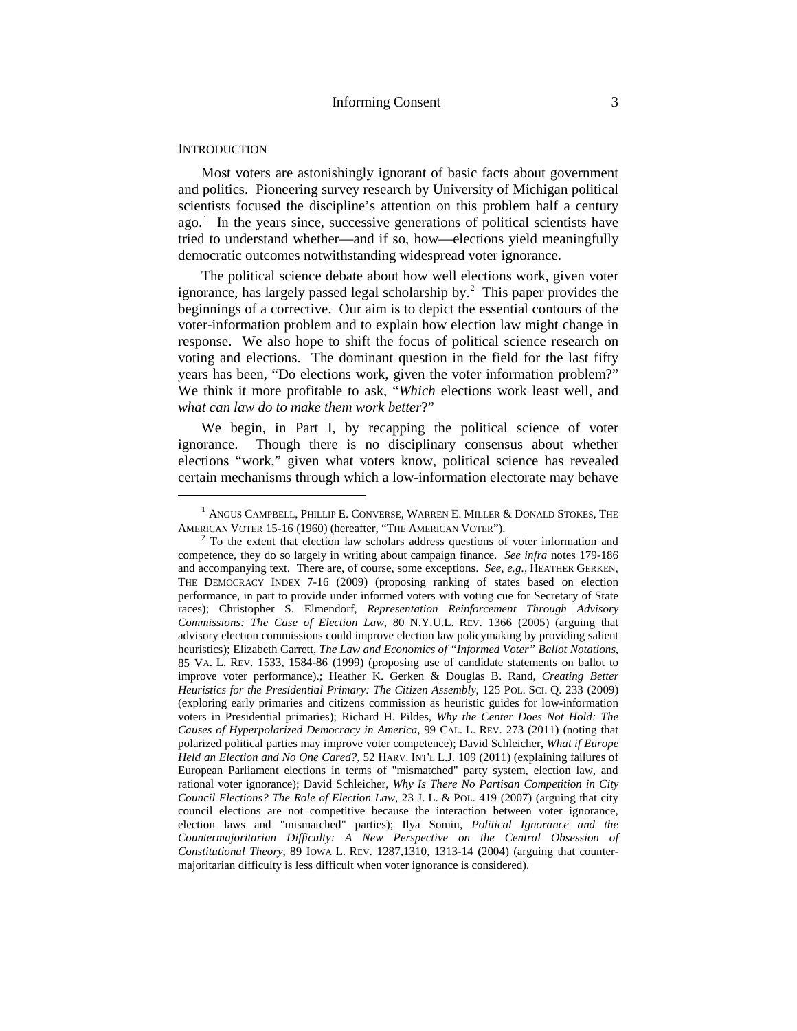## INTRODUCTION

Most voters are astonishingly ignorant of basic facts about government and politics. Pioneering survey research by University of Michigan political scientists focused the discipline's attention on this problem half a century ago.[1] In the years since, successive generations of political scientists have tried to understand whether—and if so, how—elections yield meaningfully democratic outcomes notwithstanding widespread voter ignorance.

The political science debate about how well elections work, given voter ignorance, has largely passed legal scholarship by.[2] This paper provides the beginnings of a corrective. Our aim is to depict the essential contours of the voter-information problem and to explain how election law might change in response. We also hope to shift the focus of political science research on voting and elections. The dominant question in the field for the last fifty years has been, "Do elections work, given the voter information problem?" We think it more profitable to ask, "*Which* elections work least well, and *what can law do to make them work better*?"

We begin, in Part I, by recapping the political science of voter ignorance. Though there is no disciplinary consensus about whether elections "work," given what voters know, political science has revealed certain mechanisms through which a low-information electorate may behave

---

[1] ANGUS CAMPBELL, PHILLIP E. CONVERSE, WARREN E. MILLER & DONALD STOKES, THE AMERICAN VOTER 15-16 (1960) (hereafter, "THE AMERICAN VOTER").

[2] To the extent that election law scholars address questions of voter information and competence, they do so largely in writing about campaign finance. *See infra* notes 179-186 and accompanying text. There are, of course, some exceptions. *See, e.g.*, HEATHER GERKEN, THE DEMOCRACY INDEX 7-16 (2009) (proposing ranking of states based on election performance, in part to provide under informed voters with voting cue for Secretary of State races); Christopher S. Elmendorf, *Representation Reinforcement Through Advisory Commissions: The Case of Election Law*, 80 N.Y.U.L. REV. 1366 (2005) (arguing that advisory election commissions could improve election law policymaking by providing salient heuristics); Elizabeth Garrett, *The Law and Economics of "Informed Voter" Ballot Notations*, 85 VA. L. REV. 1533, 1584-86 (1999) (proposing use of candidate statements on ballot to improve voter performance).; Heather K. Gerken & Douglas B. Rand, *Creating Better Heuristics for the Presidential Primary: The Citizen Assembly*, 125 POL. SCI. Q. 233 (2009) (exploring early primaries and citizens commission as heuristic guides for low-information voters in Presidential primaries); Richard H. Pildes, *Why the Center Does Not Hold: The Causes of Hyperpolarized Democracy in America*, 99 CAL. L. REV. 273 (2011) (noting that polarized political parties may improve voter competence); David Schleicher, *What if Europe Held an Election and No One Cared?*, 52 HARV. INT'L L.J. 109 (2011) (explaining failures of European Parliament elections in terms of "mismatched" party system, election law, and rational voter ignorance); David Schleicher, *Why Is There No Partisan Competition in City Council Elections? The Role of Election Law*, 23 J. L. & POL. 419 (2007) (arguing that city council elections are not competitive because the interaction between voter ignorance, election laws and "mismatched" parties); Ilya Somin, *Political Ignorance and the Countermajoritarian Difficulty: A New Perspective on the Central Obsession of Constitutional Theory*, 89 IOWA L. REV. 1287,1310, 1313-14 (2004) (arguing that counter-majoritarian difficulty is less difficult when voter ignorance is considered).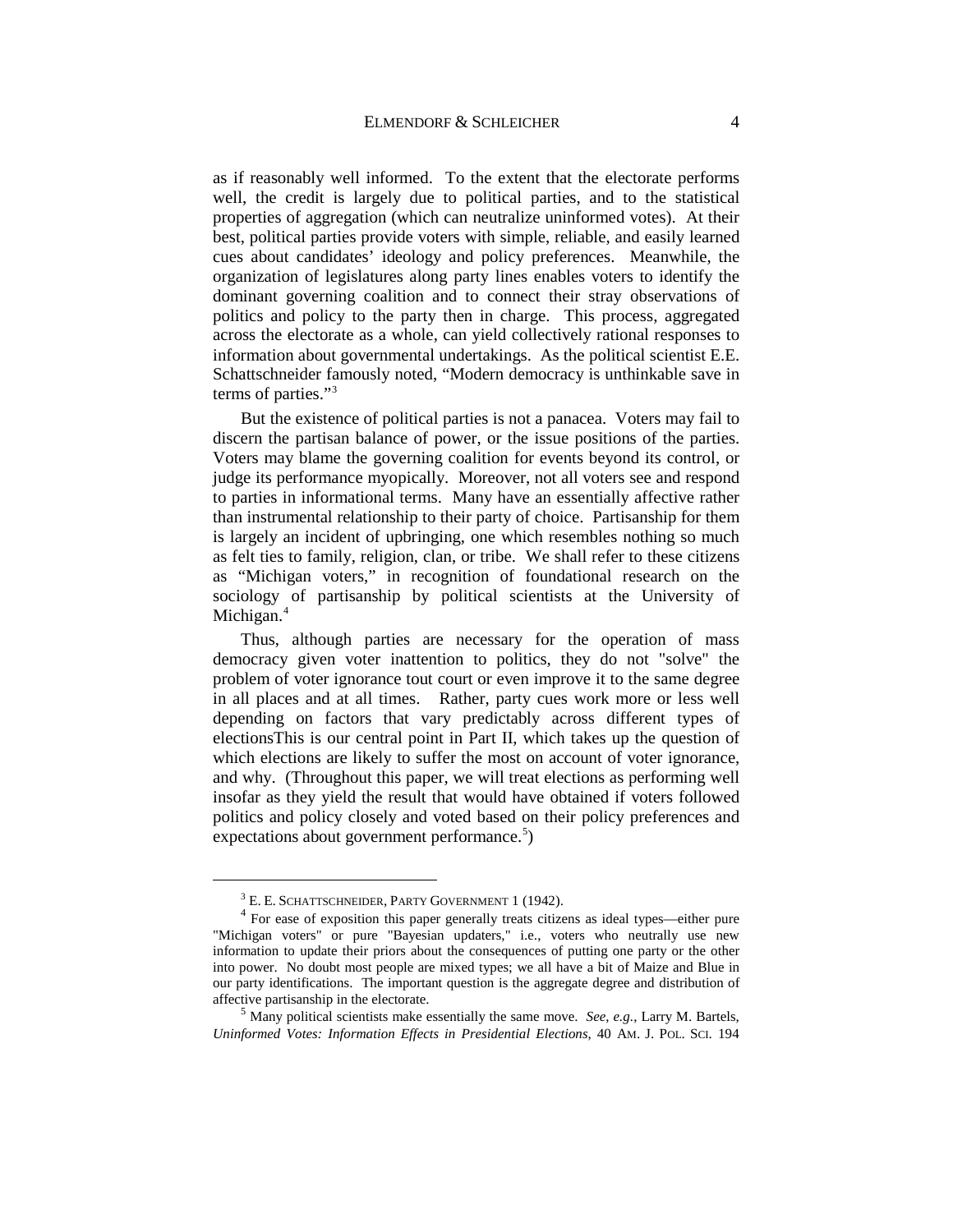as if reasonably well informed. To the extent that the electorate performs well, the credit is largely due to political parties, and to the statistical properties of aggregation (which can neutralize uninformed votes). At their best, political parties provide voters with simple, reliable, and easily learned cues about candidates' ideology and policy preferences. Meanwhile, the organization of legislatures along party lines enables voters to identify the dominant governing coalition and to connect their stray observations of politics and policy to the party then in charge. This process, aggregated across the electorate as a whole, can yield collectively rational responses to information about governmental undertakings. As the political scientist E.E. Schattschneider famously noted, "Modern democracy is unthinkable save in terms of parties."[3]

But the existence of political parties is not a panacea. Voters may fail to discern the partisan balance of power, or the issue positions of the parties. Voters may blame the governing coalition for events beyond its control, or judge its performance myopically. Moreover, not all voters see and respond to parties in informational terms. Many have an essentially affective rather than instrumental relationship to their party of choice. Partisanship for them is largely an incident of upbringing, one which resembles nothing so much as felt ties to family, religion, clan, or tribe. We shall refer to these citizens as "Michigan voters," in recognition of foundational research on the sociology of partisanship by political scientists at the University of Michigan.[4]

Thus, although parties are necessary for the operation of mass democracy given voter inattention to politics, they do not "solve" the problem of voter ignorance tout court or even improve it to the same degree in all places and at all times. Rather, party cues work more or less well depending on factors that vary predictably across different types of electionsThis is our central point in Part II, which takes up the question of which elections are likely to suffer the most on account of voter ignorance, and why. (Throughout this paper, we will treat elections as performing well insofar as they yield the result that would have obtained if voters followed politics and policy closely and voted based on their policy preferences and expectations about government performance.[5])

---

[3] E. E. SCHATTSCHNEIDER, PARTY GOVERNMENT 1 (1942).

[4] For ease of exposition this paper generally treats citizens as ideal types—either pure "Michigan voters" or pure "Bayesian updaters," i.e., voters who neutrally use new information to update their priors about the consequences of putting one party or the other into power. No doubt most people are mixed types; we all have a bit of Maize and Blue in our party identifications. The important question is the aggregate degree and distribution of affective partisanship in the electorate.

[5] Many political scientists make essentially the same move. *See, e.g.*, Larry M. Bartels, *Uninformed Votes: Information Effects in Presidential Elections,* 40 AM. J. POL. SCI. 194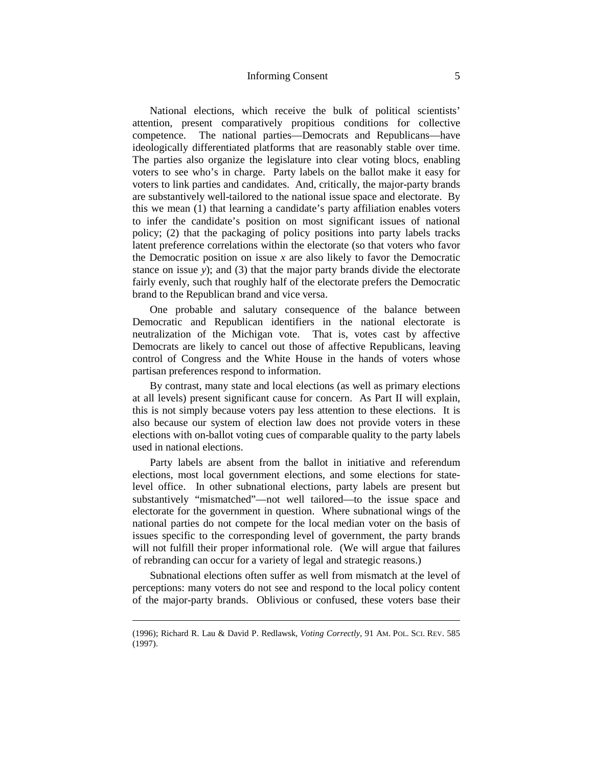National elections, which receive the bulk of political scientists' attention, present comparatively propitious conditions for collective competence. The national parties—Democrats and Republicans—have ideologically differentiated platforms that are reasonably stable over time. The parties also organize the legislature into clear voting blocs, enabling voters to see who's in charge. Party labels on the ballot make it easy for voters to link parties and candidates. And, critically, the major-party brands are substantively well-tailored to the national issue space and electorate. By this we mean (1) that learning a candidate's party affiliation enables voters to infer the candidate's position on most significant issues of national policy; (2) that the packaging of policy positions into party labels tracks latent preference correlations within the electorate (so that voters who favor the Democratic position on issue *x* are also likely to favor the Democratic stance on issue *y*); and (3) that the major party brands divide the electorate fairly evenly, such that roughly half of the electorate prefers the Democratic brand to the Republican brand and vice versa.

One probable and salutary consequence of the balance between Democratic and Republican identifiers in the national electorate is neutralization of the Michigan vote. That is, votes cast by affective Democrats are likely to cancel out those of affective Republicans, leaving control of Congress and the White House in the hands of voters whose partisan preferences respond to information.

By contrast, many state and local elections (as well as primary elections at all levels) present significant cause for concern. As Part II will explain, this is not simply because voters pay less attention to these elections. It is also because our system of election law does not provide voters in these elections with on-ballot voting cues of comparable quality to the party labels used in national elections.

Party labels are absent from the ballot in initiative and referendum elections, most local government elections, and some elections for state-level office. In other subnational elections, party labels are present but substantively "mismatched"—not well tailored—to the issue space and electorate for the government in question. Where subnational wings of the national parties do not compete for the local median voter on the basis of issues specific to the corresponding level of government, the party brands will not fulfill their proper informational role. (We will argue that failures of rebranding can occur for a variety of legal and strategic reasons.)

Subnational elections often suffer as well from mismatch at the level of perceptions: many voters do not see and respond to the local policy content of the major-party brands. Oblivious or confused, these voters base their

---

(1996); Richard R. Lau & David P. Redlawsk, *Voting Correctly*, 91 AM. POL. SCI. REV. 585 (1997).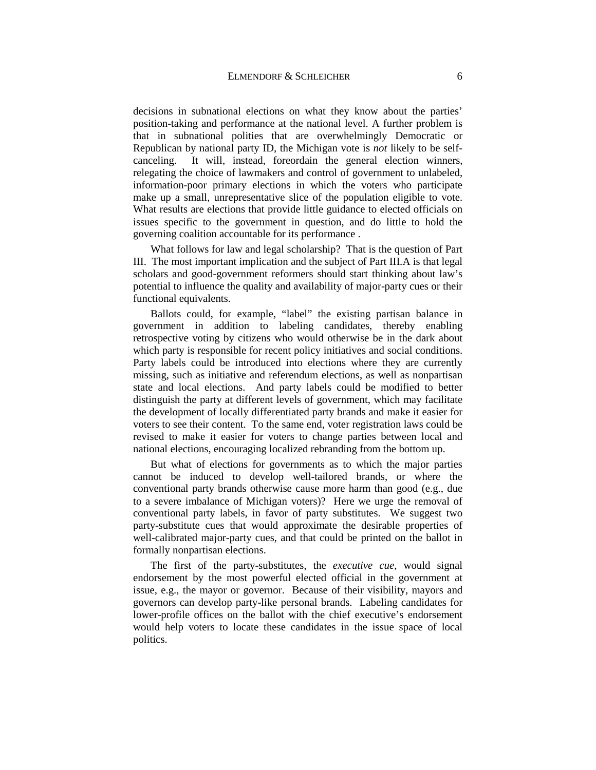decisions in subnational elections on what they know about the parties' position-taking and performance at the national level. A further problem is that in subnational polities that are overwhelmingly Democratic or Republican by national party ID, the Michigan vote is *not* likely to be self-canceling. It will, instead, foreordain the general election winners, relegating the choice of lawmakers and control of government to unlabeled, information-poor primary elections in which the voters who participate make up a small, unrepresentative slice of the population eligible to vote. What results are elections that provide little guidance to elected officials on issues specific to the government in question, and do little to hold the governing coalition accountable for its performance .

What follows for law and legal scholarship? That is the question of Part III. The most important implication and the subject of Part III.A is that legal scholars and good-government reformers should start thinking about law's potential to influence the quality and availability of major-party cues or their functional equivalents.

Ballots could, for example, "label" the existing partisan balance in government in addition to labeling candidates, thereby enabling retrospective voting by citizens who would otherwise be in the dark about which party is responsible for recent policy initiatives and social conditions. Party labels could be introduced into elections where they are currently missing, such as initiative and referendum elections, as well as nonpartisan state and local elections. And party labels could be modified to better distinguish the party at different levels of government, which may facilitate the development of locally differentiated party brands and make it easier for voters to see their content. To the same end, voter registration laws could be revised to make it easier for voters to change parties between local and national elections, encouraging localized rebranding from the bottom up.

But what of elections for governments as to which the major parties cannot be induced to develop well-tailored brands, or where the conventional party brands otherwise cause more harm than good (e.g., due to a severe imbalance of Michigan voters)? Here we urge the removal of conventional party labels, in favor of party substitutes. We suggest two party-substitute cues that would approximate the desirable properties of well-calibrated major-party cues, and that could be printed on the ballot in formally nonpartisan elections.

The first of the party-substitutes, the *executive cue*, would signal endorsement by the most powerful elected official in the government at issue, e.g., the mayor or governor. Because of their visibility, mayors and governors can develop party-like personal brands. Labeling candidates for lower-profile offices on the ballot with the chief executive's endorsement would help voters to locate these candidates in the issue space of local politics.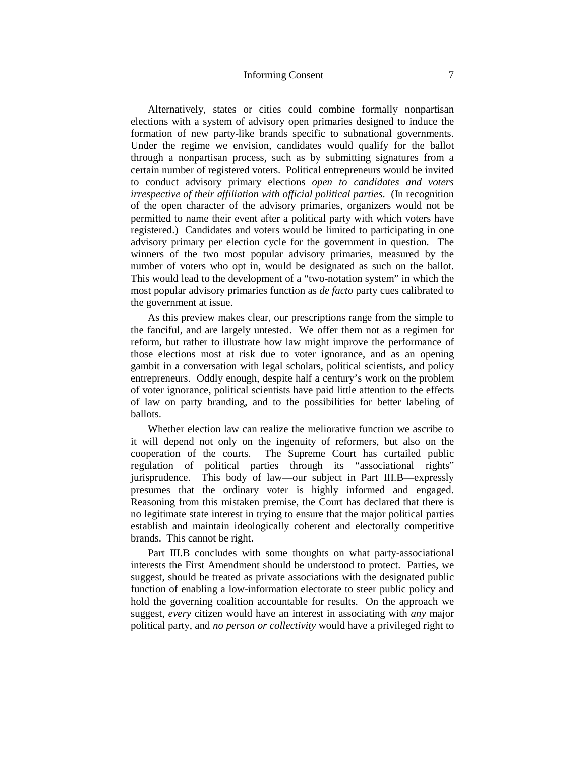Alternatively, states or cities could combine formally nonpartisan elections with a system of advisory open primaries designed to induce the formation of new party-like brands specific to subnational governments. Under the regime we envision, candidates would qualify for the ballot through a nonpartisan process, such as by submitting signatures from a certain number of registered voters. Political entrepreneurs would be invited to conduct advisory primary elections *open to candidates and voters irrespective of their affiliation with official political parties*. (In recognition of the open character of the advisory primaries, organizers would not be permitted to name their event after a political party with which voters have registered.) Candidates and voters would be limited to participating in one advisory primary per election cycle for the government in question. The winners of the two most popular advisory primaries, measured by the number of voters who opt in, would be designated as such on the ballot. This would lead to the development of a "two-notation system" in which the most popular advisory primaries function as *de facto* party cues calibrated to the government at issue.

As this preview makes clear, our prescriptions range from the simple to the fanciful, and are largely untested. We offer them not as a regimen for reform, but rather to illustrate how law might improve the performance of those elections most at risk due to voter ignorance, and as an opening gambit in a conversation with legal scholars, political scientists, and policy entrepreneurs. Oddly enough, despite half a century's work on the problem of voter ignorance, political scientists have paid little attention to the effects of law on party branding, and to the possibilities for better labeling of ballots.

Whether election law can realize the meliorative function we ascribe to it will depend not only on the ingenuity of reformers, but also on the cooperation of the courts. The Supreme Court has curtailed public regulation of political parties through its "associational rights" jurisprudence. This body of law—our subject in Part III.B—expressly presumes that the ordinary voter is highly informed and engaged. Reasoning from this mistaken premise, the Court has declared that there is no legitimate state interest in trying to ensure that the major political parties establish and maintain ideologically coherent and electorally competitive brands. This cannot be right.

Part III.B concludes with some thoughts on what party-associational interests the First Amendment should be understood to protect. Parties, we suggest, should be treated as private associations with the designated public function of enabling a low-information electorate to steer public policy and hold the governing coalition accountable for results. On the approach we suggest, *every* citizen would have an interest in associating with *any* major political party, and *no person or collectivity* would have a privileged right to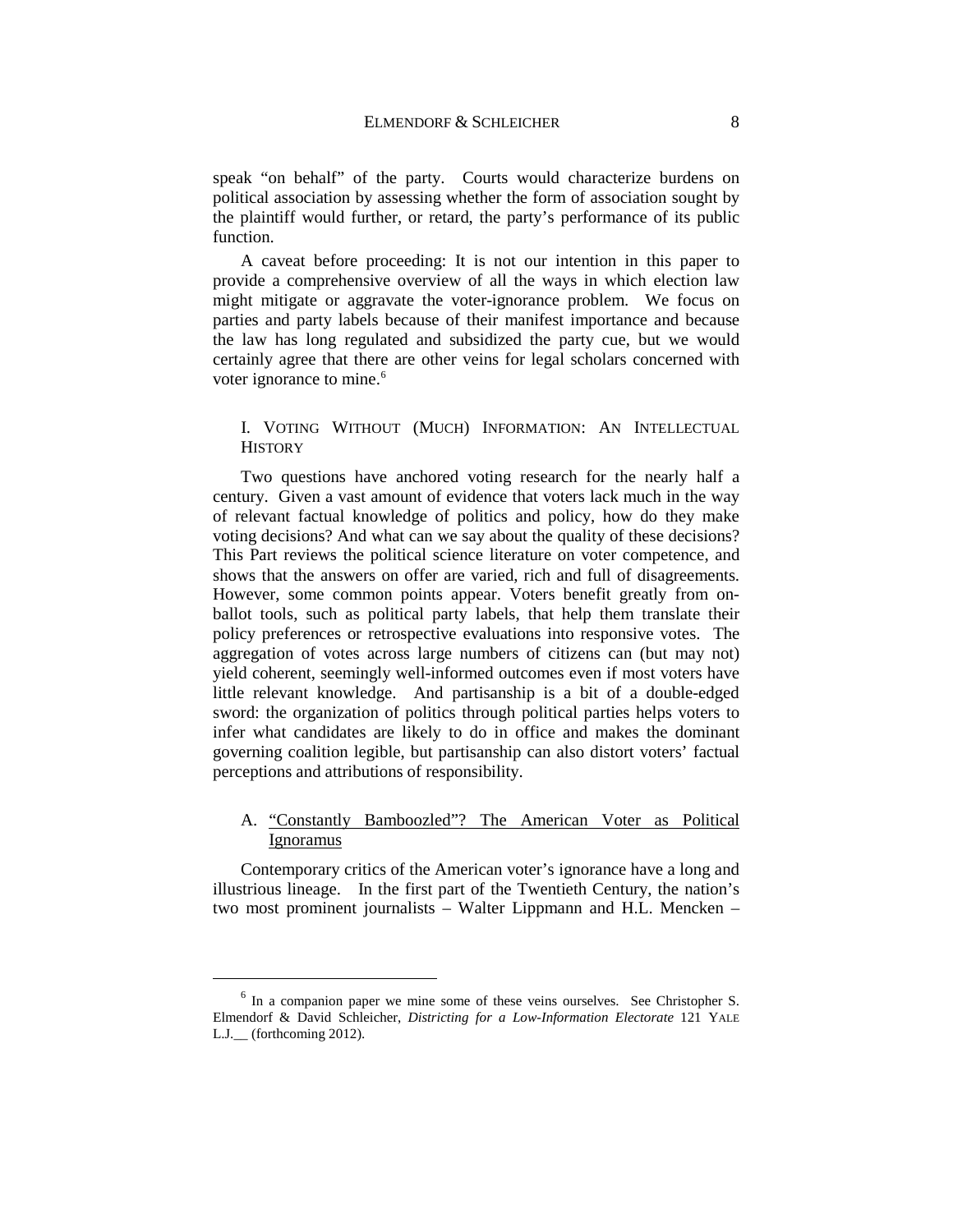speak "on behalf" of the party. Courts would characterize burdens on political association by assessing whether the form of association sought by the plaintiff would further, or retard, the party's performance of its public function.

A caveat before proceeding: It is not our intention in this paper to provide a comprehensive overview of all the ways in which election law might mitigate or aggravate the voter-ignorance problem. We focus on parties and party labels because of their manifest importance and because the law has long regulated and subsidized the party cue, but we would certainly agree that there are other veins for legal scholars concerned with voter ignorance to mine.[6]

## I. VOTING WITHOUT (MUCH) INFORMATION: AN INTELLECTUAL HISTORY

Two questions have anchored voting research for the nearly half a century. Given a vast amount of evidence that voters lack much in the way of relevant factual knowledge of politics and policy, how do they make voting decisions? And what can we say about the quality of these decisions? This Part reviews the political science literature on voter competence, and shows that the answers on offer are varied, rich and full of disagreements. However, some common points appear. Voters benefit greatly from on-ballot tools, such as political party labels, that help them translate their policy preferences or retrospective evaluations into responsive votes. The aggregation of votes across large numbers of citizens can (but may not) yield coherent, seemingly well-informed outcomes even if most voters have little relevant knowledge. And partisanship is a bit of a double-edged sword: the organization of politics through political parties helps voters to infer what candidates are likely to do in office and makes the dominant governing coalition legible, but partisanship can also distort voters' factual perceptions and attributions of responsibility.

### A. "Constantly Bamboozled"? The American Voter as Political Ignoramus

Contemporary critics of the American voter's ignorance have a long and illustrious lineage. In the first part of the Twentieth Century, the nation's two most prominent journalists – Walter Lippmann and H.L. Mencken –

---

[6] In a companion paper we mine some of these veins ourselves. See Christopher S. Elmendorf & David Schleicher, *Districting for a Low-Information Electorate* 121 YALE L.J.__ (forthcoming 2012).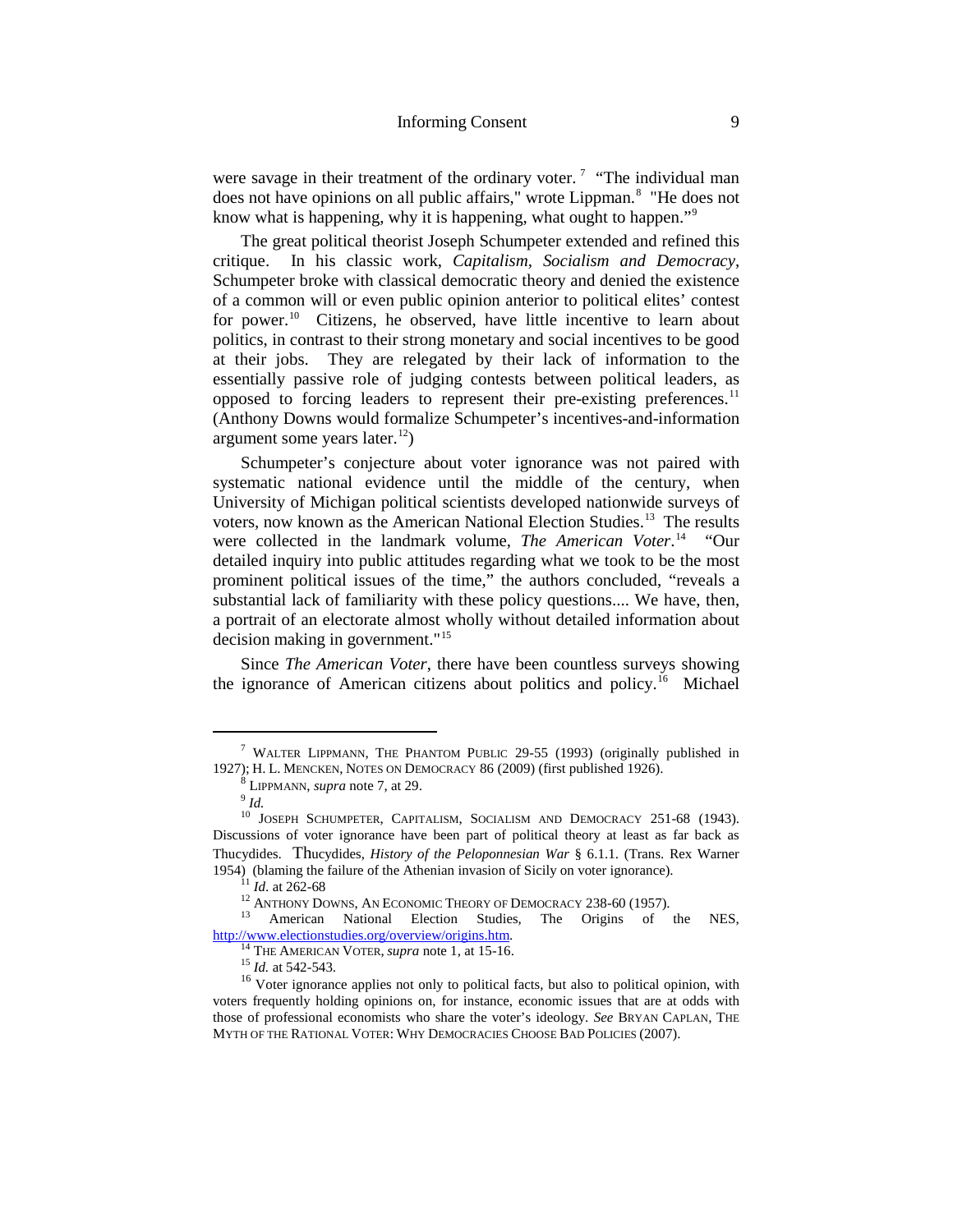were savage in their treatment of the ordinary voter.[7] "The individual man does not have opinions on all public affairs," wrote Lippman.[8] "He does not know what is happening, why it is happening, what ought to happen."[9]

The great political theorist Joseph Schumpeter extended and refined this critique. In his classic work, *Capitalism, Socialism and Democracy*, Schumpeter broke with classical democratic theory and denied the existence of a common will or even public opinion anterior to political elites' contest for power.[10] Citizens, he observed, have little incentive to learn about politics, in contrast to their strong monetary and social incentives to be good at their jobs. They are relegated by their lack of information to the essentially passive role of judging contests between political leaders, as opposed to forcing leaders to represent their pre-existing preferences.[11] (Anthony Downs would formalize Schumpeter's incentives-and-information argument some years later.[12])

Schumpeter's conjecture about voter ignorance was not paired with systematic national evidence until the middle of the century, when University of Michigan political scientists developed nationwide surveys of voters, now known as the American National Election Studies.[13] The results were collected in the landmark volume, *The American Voter*.[14] "Our detailed inquiry into public attitudes regarding what we took to be the most prominent political issues of the time," the authors concluded, "reveals a substantial lack of familiarity with these policy questions.... We have, then, a portrait of an electorate almost wholly without detailed information about decision making in government."[15]

Since *The American Voter*, there have been countless surveys showing the ignorance of American citizens about politics and policy.[16] Michael

---

[7] WALTER LIPPMANN, THE PHANTOM PUBLIC 29-55 (1993) (originally published in 1927); H. L. MENCKEN, NOTES ON DEMOCRACY 86 (2009) (first published 1926).

[8] LIPPMANN, *supra* note 7, at 29.

[9] *Id.*

[10] JOSEPH SCHUMPETER, CAPITALISM, SOCIALISM AND DEMOCRACY 251-68 (1943). Discussions of voter ignorance have been part of political theory at least as far back as Thucydides. Thucydides, *History of the Peloponnesian War* § 6.1.1. (Trans. Rex Warner 1954) (blaming the failure of the Athenian invasion of Sicily on voter ignorance).

[11] *Id.* at 262-68

[12] ANTHONY DOWNS, AN ECONOMIC THEORY OF DEMOCRACY 238-60 (1957).

[13] American National Election Studies, The Origins of the NES, http://www.electionstudies.org/overview/origins.htm.

[14] THE AMERICAN VOTER, *supra* note 1, at 15-16.

[15] *Id.* at 542-543.

[16] Voter ignorance applies not only to political facts, but also to political opinion, with voters frequently holding opinions on, for instance, economic issues that are at odds with those of professional economists who share the voter's ideology. *See* BRYAN CAPLAN, THE MYTH OF THE RATIONAL VOTER: WHY DEMOCRACIES CHOOSE BAD POLICIES (2007).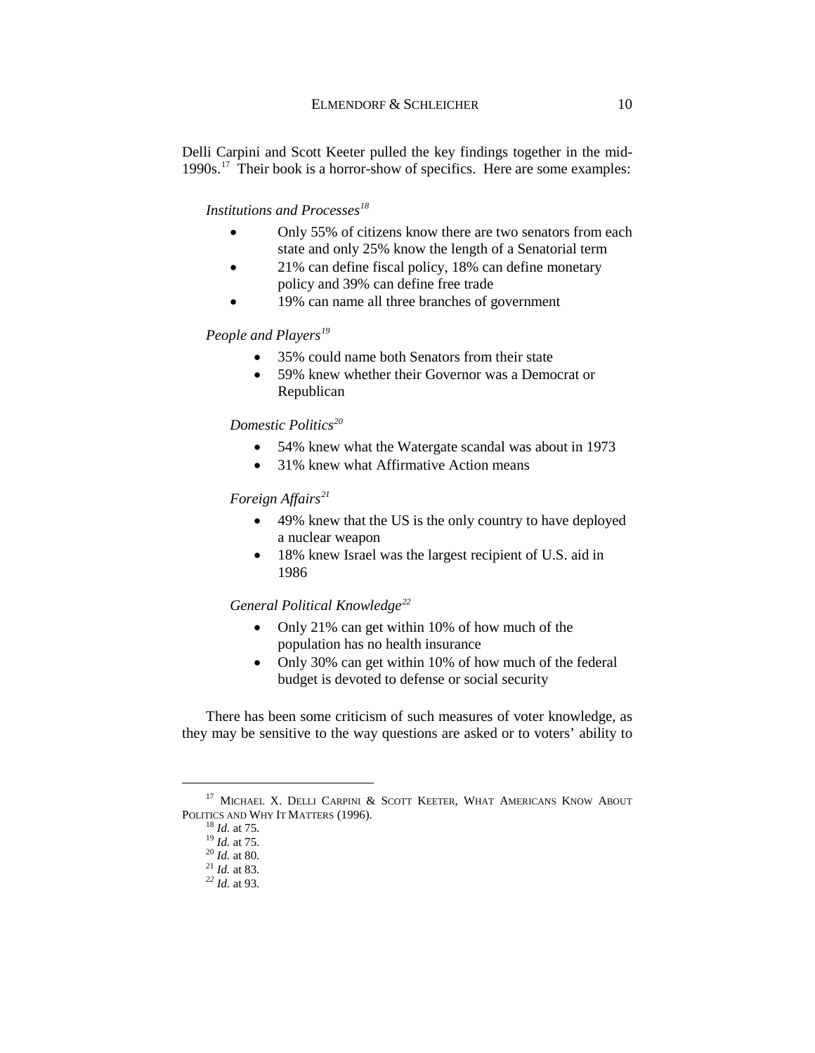Delli Carpini and Scott Keeter pulled the key findings together in the mid-1990s.[17] Their book is a horror-show of specifics. Here are some examples:

*Institutions and Processes*[18]

- Only 55% of citizens know there are two senators from each state and only 25% know the length of a Senatorial term
- 21% can define fiscal policy, 18% can define monetary policy and 39% can define free trade
- 19% can name all three branches of government

*People and Players*[19]

- 35% could name both Senators from their state
- 59% knew whether their Governor was a Democrat or Republican

*Domestic Politics*[20]

- 54% knew what the Watergate scandal was about in 1973
- 31% knew what Affirmative Action means

*Foreign Affairs*[21]

- 49% knew that the US is the only country to have deployed a nuclear weapon
- 18% knew Israel was the largest recipient of U.S. aid in 1986

*General Political Knowledge*[22]

- Only 21% can get within 10% of how much of the population has no health insurance
- Only 30% can get within 10% of how much of the federal budget is devoted to defense or social security

There has been some criticism of such measures of voter knowledge, as they may be sensitive to the way questions are asked or to voters' ability to

---

[17] MICHAEL X. DELLI CARPINI & SCOTT KEETER, WHAT AMERICANS KNOW ABOUT POLITICS AND WHY IT MATTERS (1996).

[18] *Id.* at 75.

[19] *Id.* at 75.

[20] *Id.* at 80.

[21] *Id.* at 83.

[22] *Id.* at 93.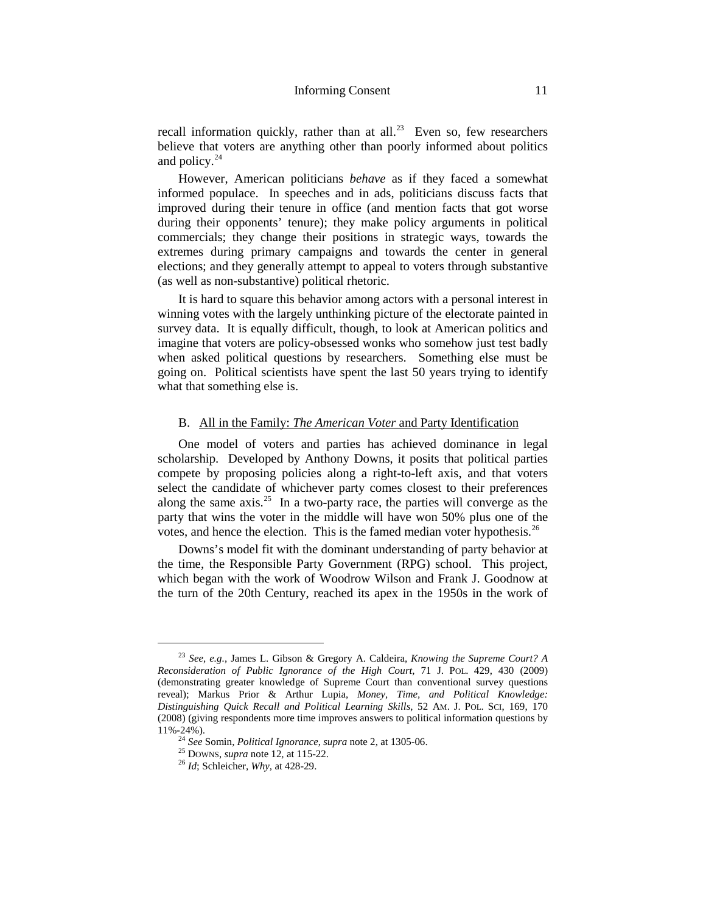recall information quickly, rather than at all.[23] Even so, few researchers believe that voters are anything other than poorly informed about politics and policy.[24]

However, American politicians *behave* as if they faced a somewhat informed populace. In speeches and in ads, politicians discuss facts that improved during their tenure in office (and mention facts that got worse during their opponents' tenure); they make policy arguments in political commercials; they change their positions in strategic ways, towards the extremes during primary campaigns and towards the center in general elections; and they generally attempt to appeal to voters through substantive (as well as non-substantive) political rhetoric.

It is hard to square this behavior among actors with a personal interest in winning votes with the largely unthinking picture of the electorate painted in survey data. It is equally difficult, though, to look at American politics and imagine that voters are policy-obsessed wonks who somehow just test badly when asked political questions by researchers. Something else must be going on. Political scientists have spent the last 50 years trying to identify what that something else is.

## B. All in the Family: *The American Voter* and Party Identification

One model of voters and parties has achieved dominance in legal scholarship. Developed by Anthony Downs, it posits that political parties compete by proposing policies along a right-to-left axis, and that voters select the candidate of whichever party comes closest to their preferences along the same axis.[25] In a two-party race, the parties will converge as the party that wins the voter in the middle will have won 50% plus one of the votes, and hence the election. This is the famed median voter hypothesis.[26]

Downs's model fit with the dominant understanding of party behavior at the time, the Responsible Party Government (RPG) school. This project, which began with the work of Woodrow Wilson and Frank J. Goodnow at the turn of the 20th Century, reached its apex in the 1950s in the work of

---

[23] *See, e.g.*, James L. Gibson & Gregory A. Caldeira, *Knowing the Supreme Court? A Reconsideration of Public Ignorance of the High Court*, 71 J. POL. 429, 430 (2009) (demonstrating greater knowledge of Supreme Court than conventional survey questions reveal); Markus Prior & Arthur Lupia, *Money, Time, and Political Knowledge: Distinguishing Quick Recall and Political Learning Skills*, 52 AM. J. POL. SCI, 169, 170 (2008) (giving respondents more time improves answers to political information questions by 11%-24%).

[24] *See* Somin, *Political Ignorance*, *supra* note 2, at 1305-06.

[25] DOWNS, *supra* note 12, at 115-22.

[26] *Id*; Schleicher, *Why*, at 428-29.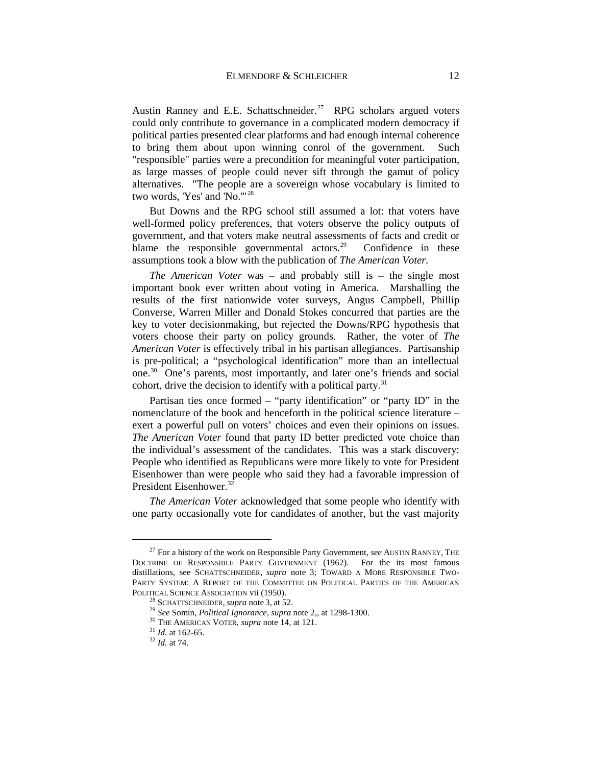Austin Ranney and E.E. Schattschneider.[27] RPG scholars argued voters could only contribute to governance in a complicated modern democracy if political parties presented clear platforms and had enough internal coherence to bring them about upon winning conrol of the government. Such "responsible" parties were a precondition for meaningful voter participation, as large masses of people could never sift through the gamut of policy alternatives. "The people are a sovereign whose vocabulary is limited to two words, 'Yes' and 'No.'"[28]

But Downs and the RPG school still assumed a lot: that voters have well-formed policy preferences, that voters observe the policy outputs of government, and that voters make neutral assessments of facts and credit or blame the responsible governmental actors.[29] Confidence in these assumptions took a blow with the publication of *The American Voter*.

*The American Voter* was – and probably still is – the single most important book ever written about voting in America. Marshalling the results of the first nationwide voter surveys, Angus Campbell, Phillip Converse, Warren Miller and Donald Stokes concurred that parties are the key to voter decisionmaking, but rejected the Downs/RPG hypothesis that voters choose their party on policy grounds. Rather, the voter of *The American Voter* is effectively tribal in his partisan allegiances. Partisanship is pre-political; a "psychological identification" more than an intellectual one.[30] One's parents, most importantly, and later one's friends and social cohort, drive the decision to identify with a political party.[31]

Partisan ties once formed – "party identification" or "party ID" in the nomenclature of the book and henceforth in the political science literature – exert a powerful pull on voters' choices and even their opinions on issues. *The American Voter* found that party ID better predicted vote choice than the individual's assessment of the candidates. This was a stark discovery: People who identified as Republicans were more likely to vote for President Eisenhower than were people who said they had a favorable impression of President Eisenhower.[32]

*The American Voter* acknowledged that some people who identify with one party occasionally vote for candidates of another, but the vast majority

---

[27] For a history of the work on Responsible Party Government, *see* AUSTIN RANNEY, THE DOCTRINE OF RESPONSIBLE PARTY GOVERNMENT (1962). For the its most famous distillations, see SCHATTSCHNEIDER, *supra* note 3; TOWARD A MORE RESPONSIBLE TWO-PARTY SYSTEM: A REPORT OF THE COMMITTEE ON POLITICAL PARTIES OF THE AMERICAN POLITICAL SCIENCE ASSOCIATION vii (1950).

[28] SCHATTSCHNEIDER, *supra* note 3, at 52.

[29] *See* Somin, *Political Ignorance*, *supra* note 2,, at 1298-1300.

[30] THE AMERICAN VOTER, *supra* note 14, at 121.

[31] *Id.* at 162-65.

[32] *Id.* at 74.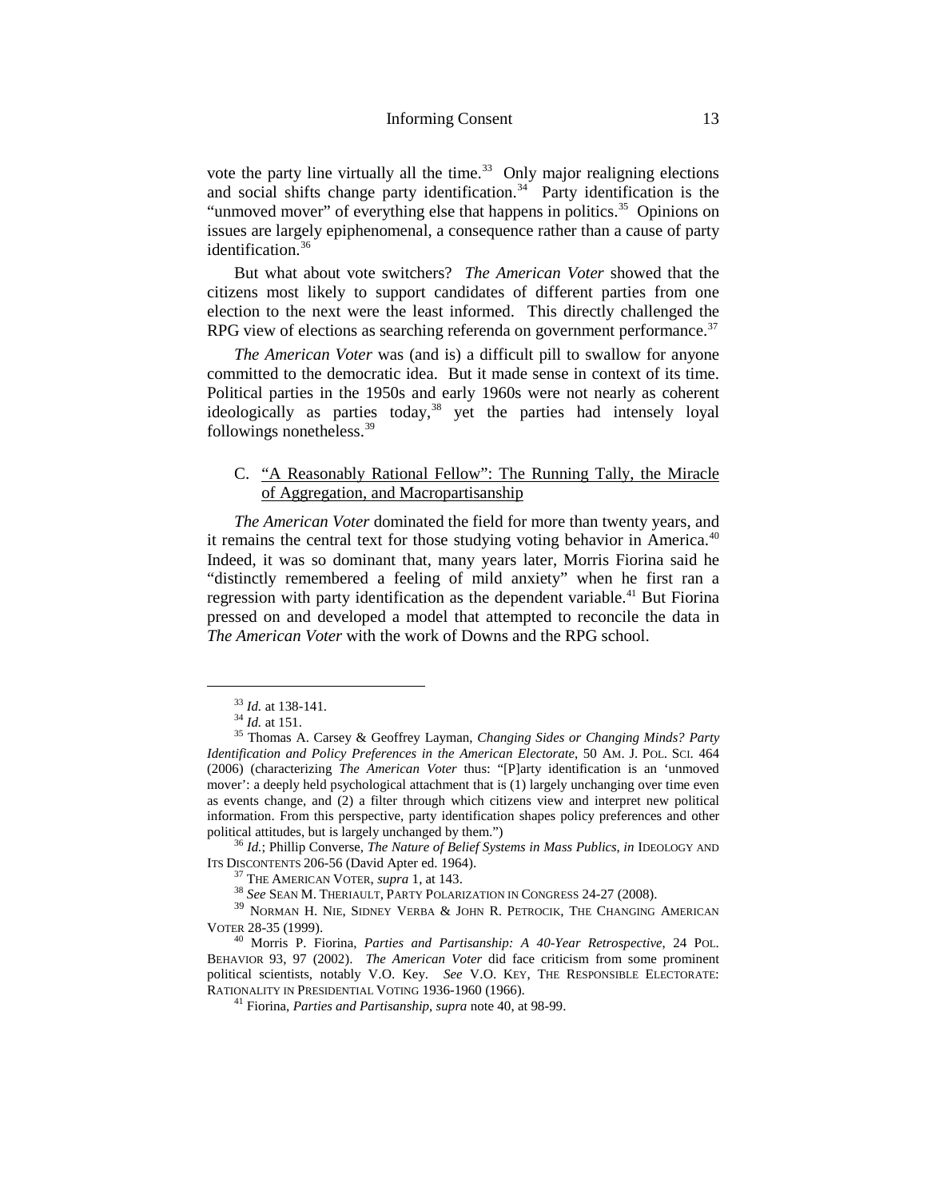vote the party line virtually all the time.[33] Only major realigning elections and social shifts change party identification.[34] Party identification is the "unmoved mover" of everything else that happens in politics.[35] Opinions on issues are largely epiphenomenal, a consequence rather than a cause of party identification.[36]

But what about vote switchers? *The American Voter* showed that the citizens most likely to support candidates of different parties from one election to the next were the least informed. This directly challenged the RPG view of elections as searching referenda on government performance.[37]

*The American Voter* was (and is) a difficult pill to swallow for anyone committed to the democratic idea. But it made sense in context of its time. Political parties in the 1950s and early 1960s were not nearly as coherent ideologically as parties today,[38] yet the parties had intensely loyal followings nonetheless.[39]

### C. "A Reasonably Rational Fellow": The Running Tally, the Miracle of Aggregation, and Macropartisanship

*The American Voter* dominated the field for more than twenty years, and it remains the central text for those studying voting behavior in America.[40] Indeed, it was so dominant that, many years later, Morris Fiorina said he "distinctly remembered a feeling of mild anxiety" when he first ran a regression with party identification as the dependent variable.[41] But Fiorina pressed on and developed a model that attempted to reconcile the data in *The American Voter* with the work of Downs and the RPG school.

---

[33] *Id.* at 138-141.

[34] *Id.* at 151.

[35] Thomas A. Carsey & Geoffrey Layman, *Changing Sides or Changing Minds? Party Identification and Policy Preferences in the American Electorate*, 50 AM. J. POL. SCI. 464 (2006) (characterizing *The American Voter* thus: "[P]arty identification is an 'unmoved mover': a deeply held psychological attachment that is (1) largely unchanging over time even as events change, and (2) a filter through which citizens view and interpret new political information. From this perspective, party identification shapes policy preferences and other political attitudes, but is largely unchanged by them.")

[36] *Id.*; Phillip Converse, *The Nature of Belief Systems in Mass Publics*, *in* IDEOLOGY AND ITS DISCONTENTS 206-56 (David Apter ed. 1964).

[37] THE AMERICAN VOTER, *supra* 1, at 143.

[38] *See* SEAN M. THERIAULT, PARTY POLARIZATION IN CONGRESS 24-27 (2008).

[39] NORMAN H. NIE, SIDNEY VERBA & JOHN R. PETROCIK, THE CHANGING AMERICAN VOTER 28-35 (1999).

[40] Morris P. Fiorina, *Parties and Partisanship: A 40-Year Retrospective*, 24 POL. BEHAVIOR 93, 97 (2002). *The American Voter* did face criticism from some prominent political scientists, notably V.O. Key. *See* V.O. KEY, THE RESPONSIBLE ELECTORATE: RATIONALITY IN PRESIDENTIAL VOTING 1936-1960 (1966).

[41] Fiorina, *Parties and Partisanship*, *supra* note 40, at 98-99.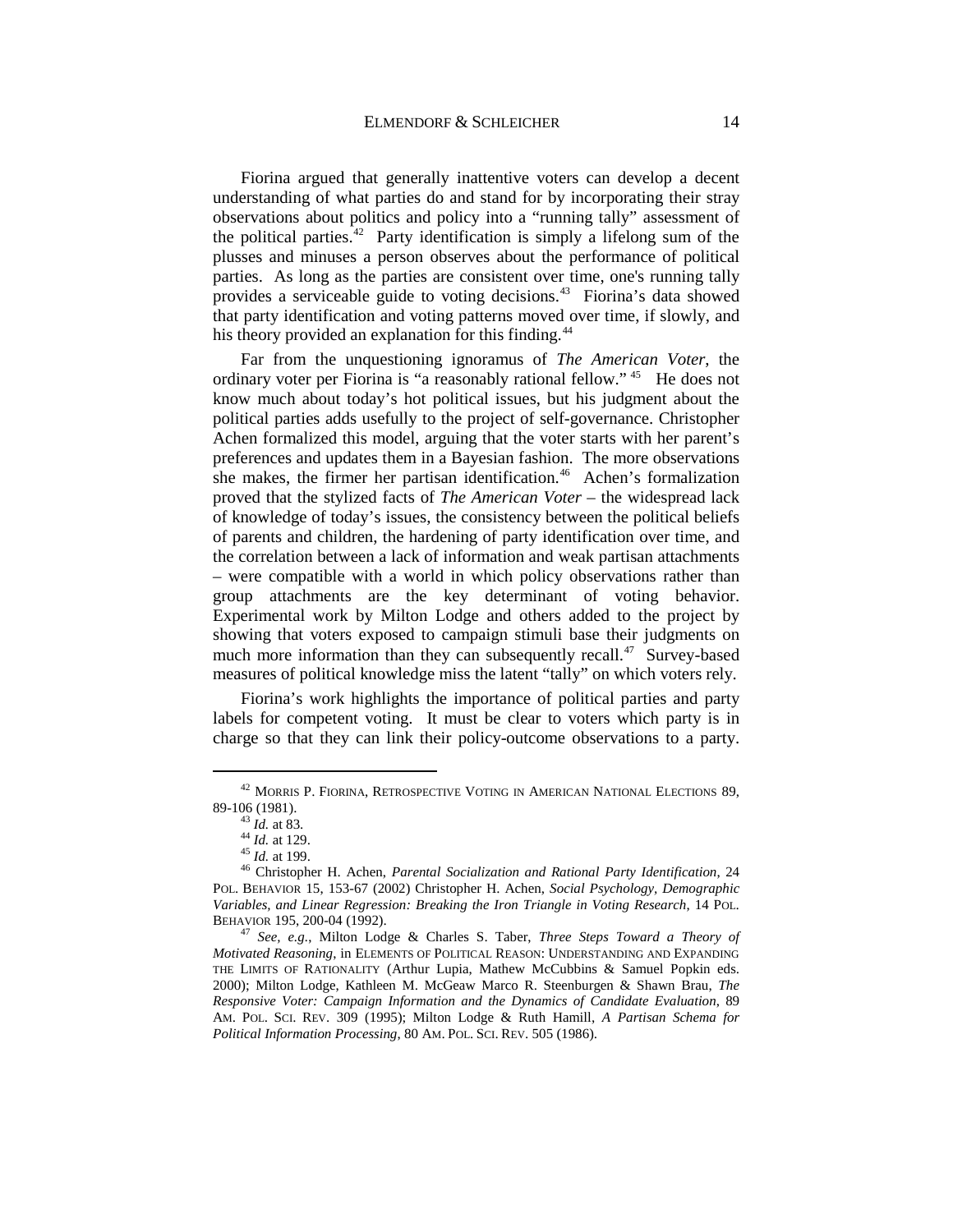Fiorina argued that generally inattentive voters can develop a decent understanding of what parties do and stand for by incorporating their stray observations about politics and policy into a "running tally" assessment of the political parties.[42] Party identification is simply a lifelong sum of the plusses and minuses a person observes about the performance of political parties. As long as the parties are consistent over time, one's running tally provides a serviceable guide to voting decisions.[43] Fiorina's data showed that party identification and voting patterns moved over time, if slowly, and his theory provided an explanation for this finding.[44]

Far from the unquestioning ignoramus of *The American Voter*, the ordinary voter per Fiorina is "a reasonably rational fellow."[45] He does not know much about today's hot political issues, but his judgment about the political parties adds usefully to the project of self-governance. Christopher Achen formalized this model, arguing that the voter starts with her parent's preferences and updates them in a Bayesian fashion. The more observations she makes, the firmer her partisan identification.[46] Achen's formalization proved that the stylized facts of *The American Voter* – the widespread lack of knowledge of today's issues, the consistency between the political beliefs of parents and children, the hardening of party identification over time, and the correlation between a lack of information and weak partisan attachments – were compatible with a world in which policy observations rather than group attachments are the key determinant of voting behavior. Experimental work by Milton Lodge and others added to the project by showing that voters exposed to campaign stimuli base their judgments on much more information than they can subsequently recall.[47] Survey-based measures of political knowledge miss the latent "tally" on which voters rely.

Fiorina's work highlights the importance of political parties and party labels for competent voting. It must be clear to voters which party is in charge so that they can link their policy-outcome observations to a party.

---

[42] MORRIS P. FIORINA, RETROSPECTIVE VOTING IN AMERICAN NATIONAL ELECTIONS 89, 89-106 (1981).

[43] *Id.* at 83.

[44] *Id.* at 129.

[45] *Id.* at 199.

[46] Christopher H. Achen, *Parental Socialization and Rational Party Identification*, 24 POL. BEHAVIOR 15, 153-67 (2002) Christopher H. Achen, *Social Psychology, Demographic Variables, and Linear Regression: Breaking the Iron Triangle in Voting Research*, 14 POL. BEHAVIOR 195, 200-04 (1992).

[47] *See, e.g.*, Milton Lodge & Charles S. Taber, *Three Steps Toward a Theory of Motivated Reasoning*, in ELEMENTS OF POLITICAL REASON: UNDERSTANDING AND EXPANDING THE LIMITS OF RATIONALITY (Arthur Lupia, Mathew McCubbins & Samuel Popkin eds. 2000); Milton Lodge, Kathleen M. McGeaw Marco R. Steenburgen & Shawn Brau, *The Responsive Voter: Campaign Information and the Dynamics of Candidate Evaluation*, 89 AM. POL. SCI. REV. 309 (1995); Milton Lodge & Ruth Hamill, *A Partisan Schema for Political Information Processing*, 80 AM. POL. SCI. REV. 505 (1986).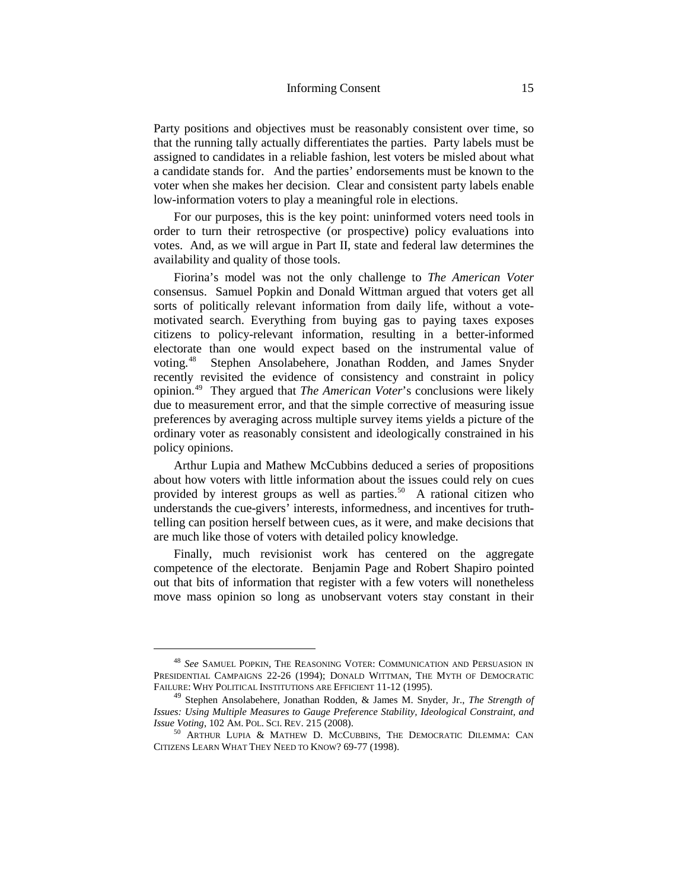Party positions and objectives must be reasonably consistent over time, so that the running tally actually differentiates the parties. Party labels must be assigned to candidates in a reliable fashion, lest voters be misled about what a candidate stands for. And the parties' endorsements must be known to the voter when she makes her decision. Clear and consistent party labels enable low-information voters to play a meaningful role in elections.

For our purposes, this is the key point: uninformed voters need tools in order to turn their retrospective (or prospective) policy evaluations into votes. And, as we will argue in Part II, state and federal law determines the availability and quality of those tools.

Fiorina's model was not the only challenge to *The American Voter* consensus. Samuel Popkin and Donald Wittman argued that voters get all sorts of politically relevant information from daily life, without a vote-motivated search. Everything from buying gas to paying taxes exposes citizens to policy-relevant information, resulting in a better-informed electorate than one would expect based on the instrumental value of voting.[48] Stephen Ansolabehere, Jonathan Rodden, and James Snyder recently revisited the evidence of consistency and constraint in policy opinion.[49] They argued that *The American Voter*'s conclusions were likely due to measurement error, and that the simple corrective of measuring issue preferences by averaging across multiple survey items yields a picture of the ordinary voter as reasonably consistent and ideologically constrained in his policy opinions.

Arthur Lupia and Mathew McCubbins deduced a series of propositions about how voters with little information about the issues could rely on cues provided by interest groups as well as parties.[50] A rational citizen who understands the cue-givers' interests, informedness, and incentives for truth-telling can position herself between cues, as it were, and make decisions that are much like those of voters with detailed policy knowledge.

Finally, much revisionist work has centered on the aggregate competence of the electorate. Benjamin Page and Robert Shapiro pointed out that bits of information that register with a few voters will nonetheless move mass opinion so long as unobservant voters stay constant in their

---

[48] *See* SAMUEL POPKIN, THE REASONING VOTER: COMMUNICATION AND PERSUASION IN PRESIDENTIAL CAMPAIGNS 22-26 (1994); DONALD WITTMAN, THE MYTH OF DEMOCRATIC FAILURE: WHY POLITICAL INSTITUTIONS ARE EFFICIENT 11-12 (1995).

[49] Stephen Ansolabehere, Jonathan Rodden, & James M. Snyder, Jr., *The Strength of Issues: Using Multiple Measures to Gauge Preference Stability, Ideological Constraint, and Issue Voting*, 102 AM. POL. SCI. REV. 215 (2008).

[50] ARTHUR LUPIA & MATHEW D. MCCUBBINS, THE DEMOCRATIC DILEMMA: CAN CITIZENS LEARN WHAT THEY NEED TO KNOW? 69-77 (1998).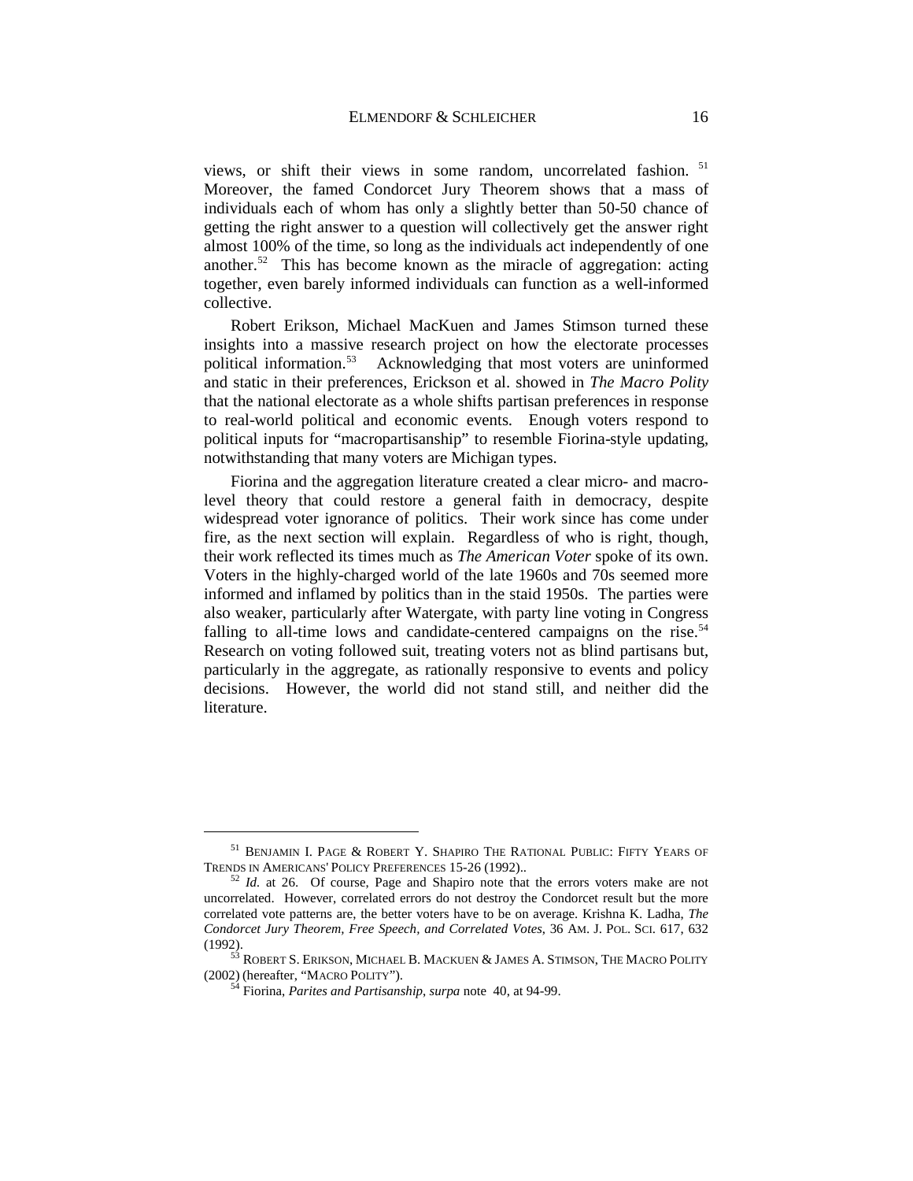views, or shift their views in some random, uncorrelated fashion. [51] Moreover, the famed Condorcet Jury Theorem shows that a mass of individuals each of whom has only a slightly better than 50-50 chance of getting the right answer to a question will collectively get the answer right almost 100% of the time, so long as the individuals act independently of one another.[52] This has become known as the miracle of aggregation: acting together, even barely informed individuals can function as a well-informed collective.

Robert Erikson, Michael MacKuen and James Stimson turned these insights into a massive research project on how the electorate processes political information.[53] Acknowledging that most voters are uninformed and static in their preferences, Erickson et al. showed in *The Macro Polity* that the national electorate as a whole shifts partisan preferences in response to real-world political and economic events. Enough voters respond to political inputs for "macropartisanship" to resemble Fiorina-style updating, notwithstanding that many voters are Michigan types.

Fiorina and the aggregation literature created a clear micro- and macro-level theory that could restore a general faith in democracy, despite widespread voter ignorance of politics. Their work since has come under fire, as the next section will explain. Regardless of who is right, though, their work reflected its times much as *The American Voter* spoke of its own. Voters in the highly-charged world of the late 1960s and 70s seemed more informed and inflamed by politics than in the staid 1950s. The parties were also weaker, particularly after Watergate, with party line voting in Congress falling to all-time lows and candidate-centered campaigns on the rise.[54] Research on voting followed suit, treating voters not as blind partisans but, particularly in the aggregate, as rationally responsive to events and policy decisions. However, the world did not stand still, and neither did the literature.

---

[51] BENJAMIN I. PAGE & ROBERT Y. SHAPIRO THE RATIONAL PUBLIC: FIFTY YEARS OF TRENDS IN AMERICANS' POLICY PREFERENCES 15-26 (1992)..

[52] *Id.* at 26. Of course, Page and Shapiro note that the errors voters make are not uncorrelated. However, correlated errors do not destroy the Condorcet result but the more correlated vote patterns are, the better voters have to be on average. Krishna K. Ladha, *The Condorcet Jury Theorem, Free Speech, and Correlated Votes*, 36 AM. J. POL. SCI. 617, 632 (1992).

[53] ROBERT S. ERIKSON, MICHAEL B. MACKUEN & JAMES A. STIMSON, THE MACRO POLITY (2002) (hereafter, "MACRO POLITY").

[54] Fiorina, *Parites and Partisanship*, *surpa* note 40, at 94-99.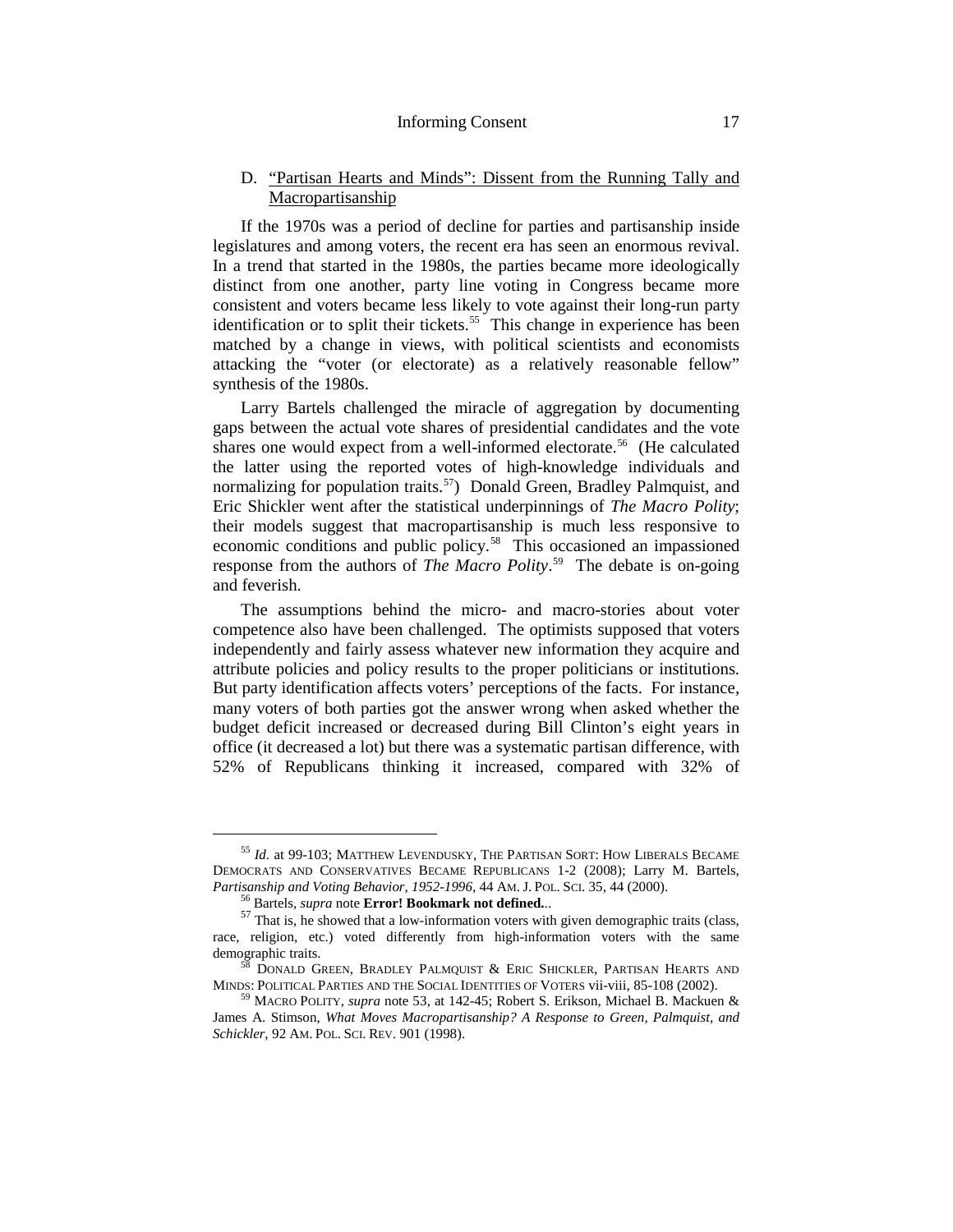### D. "Partisan Hearts and Minds": Dissent from the Running Tally and Macropartisanship

If the 1970s was a period of decline for parties and partisanship inside legislatures and among voters, the recent era has seen an enormous revival. In a trend that started in the 1980s, the parties became more ideologically distinct from one another, party line voting in Congress became more consistent and voters became less likely to vote against their long-run party identification or to split their tickets.[55] This change in experience has been matched by a change in views, with political scientists and economists attacking the "voter (or electorate) as a relatively reasonable fellow" synthesis of the 1980s.

Larry Bartels challenged the miracle of aggregation by documenting gaps between the actual vote shares of presidential candidates and the vote shares one would expect from a well-informed electorate.[56] (He calculated the latter using the reported votes of high-knowledge individuals and normalizing for population traits.[57]) Donald Green, Bradley Palmquist, and Eric Shickler went after the statistical underpinnings of *The Macro Polity*; their models suggest that macropartisanship is much less responsive to economic conditions and public policy.[58] This occasioned an impassioned response from the authors of *The Macro Polity*.[59] The debate is on-going and feverish.

The assumptions behind the micro- and macro-stories about voter competence also have been challenged. The optimists supposed that voters independently and fairly assess whatever new information they acquire and attribute policies and policy results to the proper politicians or institutions. But party identification affects voters' perceptions of the facts. For instance, many voters of both parties got the answer wrong when asked whether the budget deficit increased or decreased during Bill Clinton's eight years in office (it decreased a lot) but there was a systematic partisan difference, with 52% of Republicans thinking it increased, compared with 32% of

---

[55] *Id.* at 99-103; MATTHEW LEVENDUSKY, THE PARTISAN SORT: HOW LIBERALS BECAME DEMOCRATS AND CONSERVATIVES BECAME REPUBLICANS 1-2 (2008); Larry M. Bartels, *Partisanship and Voting Behavior, 1952-1996*, 44 AM. J. POL. SCI. 35, 44 (2000).

[56] Bartels, *supra* note **Error! Bookmark not defined.**.

[57] That is, he showed that a low-information voters with given demographic traits (class, race, religion, etc.) voted differently from high-information voters with the same demographic traits.

[58] DONALD GREEN, BRADLEY PALMQUIST & ERIC SHICKLER, PARTISAN HEARTS AND MINDS: POLITICAL PARTIES AND THE SOCIAL IDENTITIES OF VOTERS vii-viii, 85-108 (2002).

[59] MACRO POLITY, *supra* note 53, at 142-45; Robert S. Erikson, Michael B. Mackuen & James A. Stimson, *What Moves Macropartisanship? A Response to Green, Palmquist, and Schickler*, 92 AM. POL. SCI. REV. 901 (1998).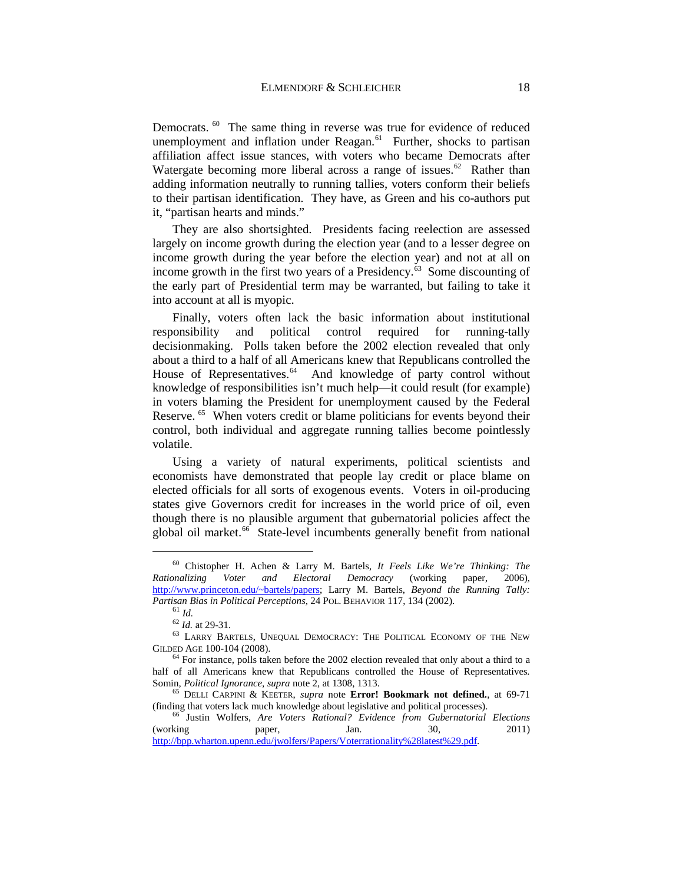Democrats.[60] The same thing in reverse was true for evidence of reduced unemployment and inflation under Reagan.[61] Further, shocks to partisan affiliation affect issue stances, with voters who became Democrats after Watergate becoming more liberal across a range of issues.[62] Rather than adding information neutrally to running tallies, voters conform their beliefs to their partisan identification. They have, as Green and his co-authors put it, "partisan hearts and minds."

They are also shortsighted. Presidents facing reelection are assessed largely on income growth during the election year (and to a lesser degree on income growth during the year before the election year) and not at all on income growth in the first two years of a Presidency.[63] Some discounting of the early part of Presidential term may be warranted, but failing to take it into account at all is myopic.

Finally, voters often lack the basic information about institutional responsibility and political control required for running-tally decisionmaking. Polls taken before the 2002 election revealed that only about a third to a half of all Americans knew that Republicans controlled the House of Representatives.[64] And knowledge of party control without knowledge of responsibilities isn't much help—it could result (for example) in voters blaming the President for unemployment caused by the Federal Reserve.[65] When voters credit or blame politicians for events beyond their control, both individual and aggregate running tallies become pointlessly volatile.

Using a variety of natural experiments, political scientists and economists have demonstrated that people lay credit or place blame on elected officials for all sorts of exogenous events. Voters in oil-producing states give Governors credit for increases in the world price of oil, even though there is no plausible argument that gubernatorial policies affect the global oil market.[66] State-level incumbents generally benefit from national

---

[60] Chistopher H. Achen & Larry M. Bartels, *It Feels Like We're Thinking: The Rationalizing Voter and Electoral Democracy* (working paper, 2006), http://www.princeton.edu/~bartels/papers; Larry M. Bartels, *Beyond the Running Tally: Partisan Bias in Political Perceptions*, 24 POL. BEHAVIOR 117, 134 (2002).

[61] *Id.*

[62] *Id.* at 29-31.

[63] LARRY BARTELS, UNEQUAL DEMOCRACY: THE POLITICAL ECONOMY OF THE NEW GILDED AGE 100-104 (2008).

[64] For instance, polls taken before the 2002 election revealed that only about a third to a half of all Americans knew that Republicans controlled the House of Representatives. Somin, *Political Ignorance*, *supra* note 2, at 1308, 1313.

[65] DELLI CARPINI & KEETER, *supra* note **Error! Bookmark not defined.**, at 69-71 (finding that voters lack much knowledge about legislative and political processes).

[66] Justin Wolfers, *Are Voters Rational? Evidence from Gubernatorial Elections* (working paper, Jan. 30, 2011) http://bpp.wharton.upenn.edu/jwolfers/Papers/Voterrationality%28latest%29.pdf.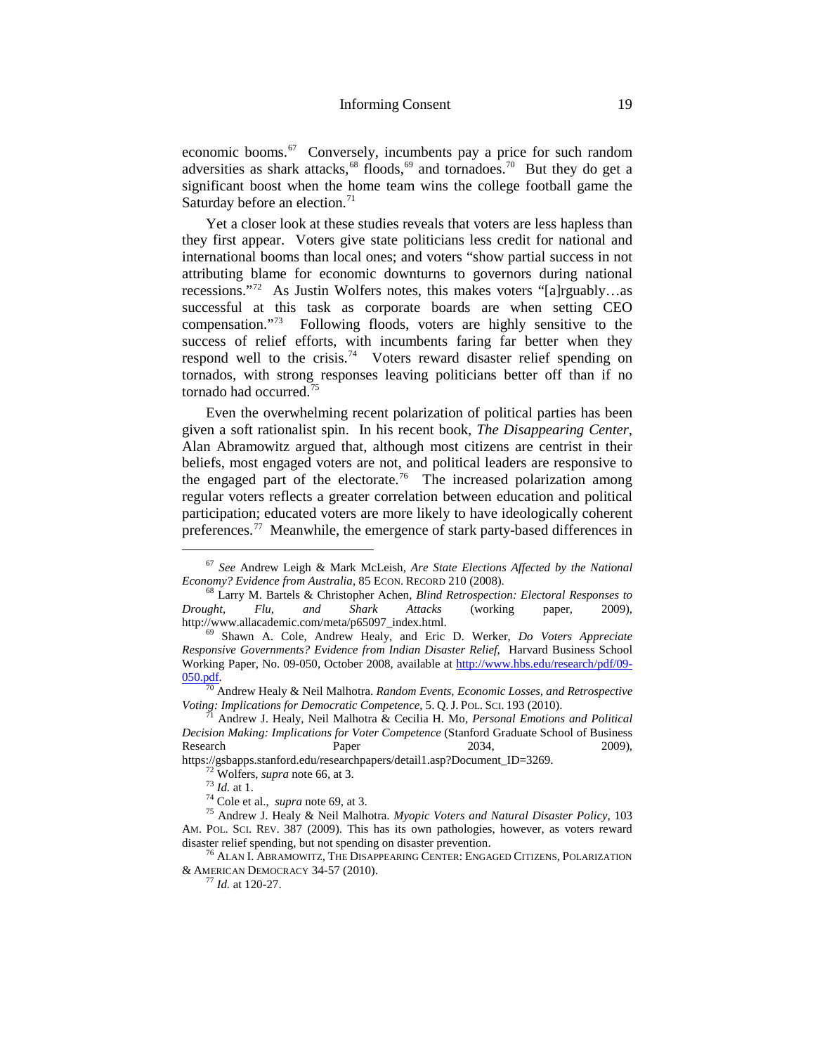economic booms.[67] Conversely, incumbents pay a price for such random adversities as shark attacks,[68] floods,[69] and tornadoes.[70] But they do get a significant boost when the home team wins the college football game the Saturday before an election.[71]

Yet a closer look at these studies reveals that voters are less hapless than they first appear. Voters give state politicians less credit for national and international booms than local ones; and voters "show partial success in not attributing blame for economic downturns to governors during national recessions."[72] As Justin Wolfers notes, this makes voters "[a]rguably…as successful at this task as corporate boards are when setting CEO compensation."[73] Following floods, voters are highly sensitive to the success of relief efforts, with incumbents faring far better when they respond well to the crisis.[74] Voters reward disaster relief spending on tornados, with strong responses leaving politicians better off than if no tornado had occurred.[75]

Even the overwhelming recent polarization of political parties has been given a soft rationalist spin. In his recent book, *The Disappearing Center*, Alan Abramowitz argued that, although most citizens are centrist in their beliefs, most engaged voters are not, and political leaders are responsive to the engaged part of the electorate.[76] The increased polarization among regular voters reflects a greater correlation between education and political participation; educated voters are more likely to have ideologically coherent preferences.[77] Meanwhile, the emergence of stark party-based differences in

---

[67] *See* Andrew Leigh & Mark McLeish, *Are State Elections Affected by the National Economy? Evidence from Australia*, 85 ECON. RECORD 210 (2008).

[68] Larry M. Bartels & Christopher Achen, *Blind Retrospection: Electoral Responses to Drought, Flu, and Shark Attacks* (working paper, 2009), http://www.allacademic.com/meta/p65097_index.html.

[69] Shawn A. Cole, Andrew Healy, and Eric D. Werker, *Do Voters Appreciate Responsive Governments? Evidence from Indian Disaster Relief,* Harvard Business School Working Paper, No. 09-050, October 2008, available at http://www.hbs.edu/research/pdf/09-050.pdf.

[70] Andrew Healy & Neil Malhotra. *Random Events, Economic Losses, and Retrospective Voting: Implications for Democratic Competence*, 5. Q. J. POL. SCI. 193 (2010).

[71] Andrew J. Healy, Neil Malhotra & Cecilia H. Mo, *Personal Emotions and Political Decision Making: Implications for Voter Competence* (Stanford Graduate School of Business Research Paper 2034, 2009), https://gsbapps.stanford.edu/researchpapers/detail1.asp?Document_ID=3269.

[72] Wolfers, *supra* note 66, at 3.

[73] *Id.* at 1.

[74] Cole et al., *supra* note 69, at 3.

[75] Andrew J. Healy & Neil Malhotra. *Myopic Voters and Natural Disaster Policy*, 103 AM. POL. SCI. REV. 387 (2009). This has its own pathologies, however, as voters reward disaster relief spending, but not spending on disaster prevention.

[76] ALAN I. ABRAMOWITZ, THE DISAPPEARING CENTER: ENGAGED CITIZENS, POLARIZATION & AMERICAN DEMOCRACY 34-57 (2010).

[77] *Id.* at 120-27.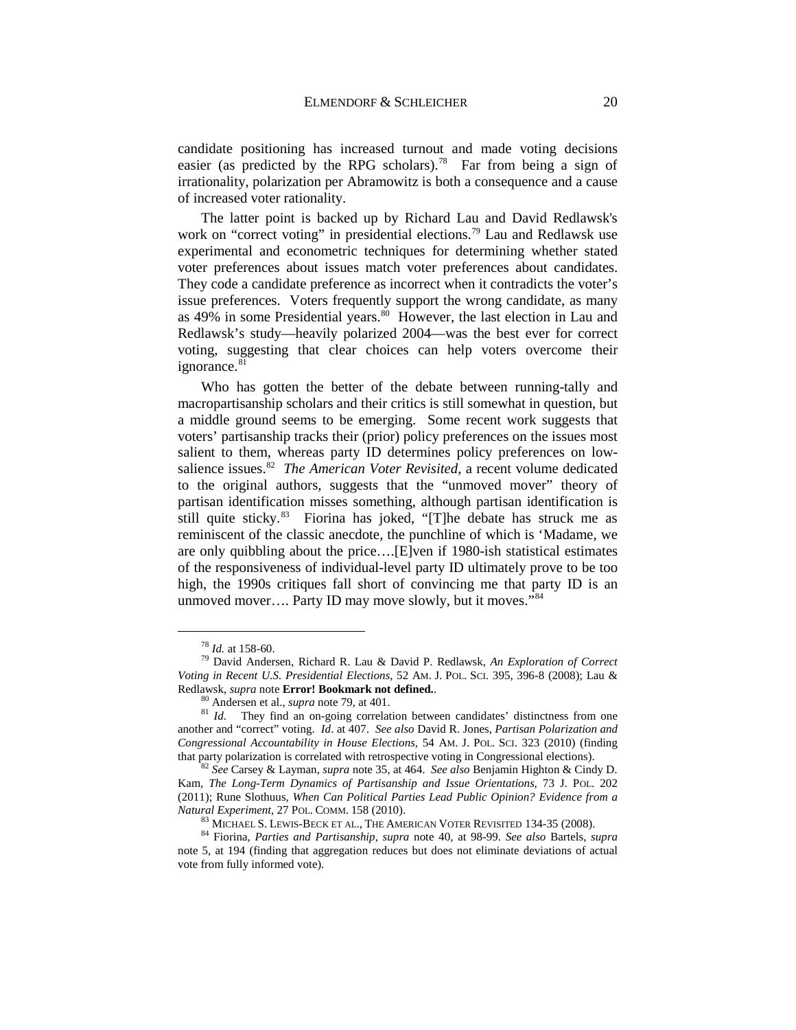candidate positioning has increased turnout and made voting decisions easier (as predicted by the RPG scholars).[78] Far from being a sign of irrationality, polarization per Abramowitz is both a consequence and a cause of increased voter rationality.

The latter point is backed up by Richard Lau and David Redlawsk's work on "correct voting" in presidential elections.[79] Lau and Redlawsk use experimental and econometric techniques for determining whether stated voter preferences about issues match voter preferences about candidates. They code a candidate preference as incorrect when it contradicts the voter's issue preferences. Voters frequently support the wrong candidate, as many as 49% in some Presidential years.[80] However, the last election in Lau and Redlawsk's study—heavily polarized 2004—was the best ever for correct voting, suggesting that clear choices can help voters overcome their ignorance.[81]

Who has gotten the better of the debate between running-tally and macropartisanship scholars and their critics is still somewhat in question, but a middle ground seems to be emerging. Some recent work suggests that voters' partisanship tracks their (prior) policy preferences on the issues most salient to them, whereas party ID determines policy preferences on low-salience issues.[82] *The American Voter Revisited*, a recent volume dedicated to the original authors, suggests that the "unmoved mover" theory of partisan identification misses something, although partisan identification is still quite sticky.[83] Fiorina has joked, "[T]he debate has struck me as reminiscent of the classic anecdote, the punchline of which is 'Madame, we are only quibbling about the price….[E]ven if 1980-ish statistical estimates of the responsiveness of individual-level party ID ultimately prove to be too high, the 1990s critiques fall short of convincing me that party ID is an unmoved mover…. Party ID may move slowly, but it moves."[84]

---

[78] *Id.* at 158-60.

[79] David Andersen, Richard R. Lau & David P. Redlawsk, *An Exploration of Correct Voting in Recent U.S. Presidential Elections*, 52 AM. J. POL. SCI. 395, 396-8 (2008); Lau & Redlawsk, *supra* note **Error! Bookmark not defined.**.

[80] Andersen et al., *supra* note 79, at 401.

[81] *Id.* They find an on-going correlation between candidates' distinctness from one another and "correct" voting. *Id*. at 407. *See also* David R. Jones, *Partisan Polarization and Congressional Accountability in House Elections*, 54 AM. J. POL. SCI. 323 (2010) (finding that party polarization is correlated with retrospective voting in Congressional elections).

[82] *See* Carsey & Layman, *supra* note 35, at 464. *See also* Benjamin Highton & Cindy D. Kam, *The Long-Term Dynamics of Partisanship and Issue Orientations*, 73 J. POL. 202 (2011); Rune Slothuus, *When Can Political Parties Lead Public Opinion? Evidence from a Natural Experiment*, 27 POL. COMM. 158 (2010).

[83] MICHAEL S. LEWIS-BECK ET AL., THE AMERICAN VOTER REVISITED 134-35 (2008).

[84] Fiorina, *Parties and Partisanship, supra* note 40, at 98-99. *See also* Bartels, *supra* note 5, at 194 (finding that aggregation reduces but does not eliminate deviations of actual vote from fully informed vote).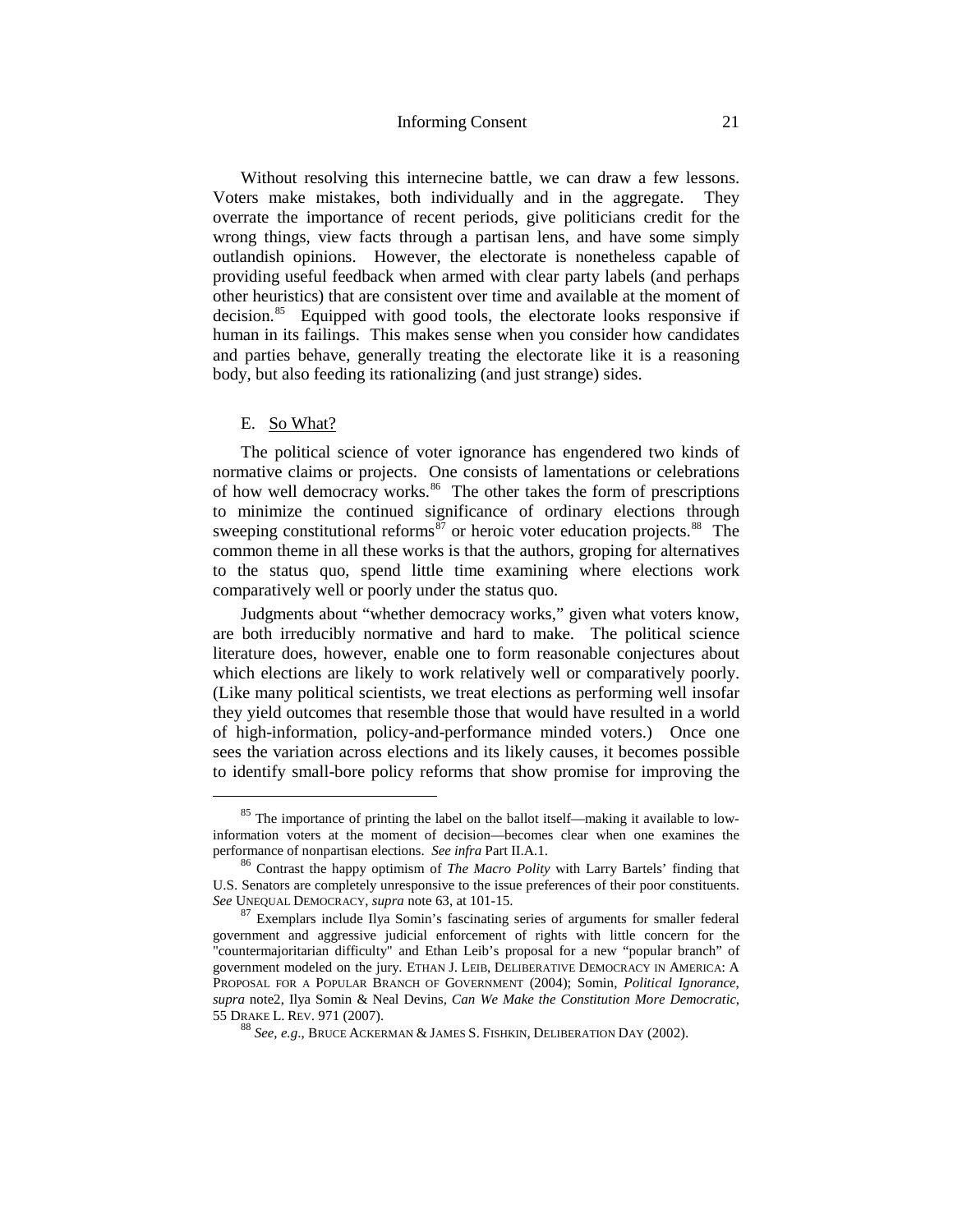Without resolving this internecine battle, we can draw a few lessons. Voters make mistakes, both individually and in the aggregate. They overrate the importance of recent periods, give politicians credit for the wrong things, view facts through a partisan lens, and have some simply outlandish opinions. However, the electorate is nonetheless capable of providing useful feedback when armed with clear party labels (and perhaps other heuristics) that are consistent over time and available at the moment of decision.[85] Equipped with good tools, the electorate looks responsive if human in its failings. This makes sense when you consider how candidates and parties behave, generally treating the electorate like it is a reasoning body, but also feeding its rationalizing (and just strange) sides.

### E. So What?

The political science of voter ignorance has engendered two kinds of normative claims or projects. One consists of lamentations or celebrations of how well democracy works.[86] The other takes the form of prescriptions to minimize the continued significance of ordinary elections through sweeping constitutional reforms[87] or heroic voter education projects.[88] The common theme in all these works is that the authors, groping for alternatives to the status quo, spend little time examining where elections work comparatively well or poorly under the status quo.

Judgments about "whether democracy works," given what voters know, are both irreducibly normative and hard to make. The political science literature does, however, enable one to form reasonable conjectures about which elections are likely to work relatively well or comparatively poorly. (Like many political scientists, we treat elections as performing well insofar they yield outcomes that resemble those that would have resulted in a world of high-information, policy-and-performance minded voters.) Once one sees the variation across elections and its likely causes, it becomes possible to identify small-bore policy reforms that show promise for improving the

---

[85] The importance of printing the label on the ballot itself—making it available to low-information voters at the moment of decision—becomes clear when one examines the performance of nonpartisan elections. *See infra* Part II.A.1.

[86] Contrast the happy optimism of *The Macro Polity* with Larry Bartels' finding that U.S. Senators are completely unresponsive to the issue preferences of their poor constituents. *See* UNEQUAL DEMOCRACY, *supra* note 63, at 101-15.

[87] Exemplars include Ilya Somin's fascinating series of arguments for smaller federal government and aggressive judicial enforcement of rights with little concern for the "countermajoritarian difficulty" and Ethan Leib's proposal for a new "popular branch" of government modeled on the jury. ETHAN J. LEIB, DELIBERATIVE DEMOCRACY IN AMERICA: A PROPOSAL FOR A POPULAR BRANCH OF GOVERNMENT (2004); Somin, *Political Ignorance*, *supra* note2, Ilya Somin & Neal Devins, *Can We Make the Constitution More Democratic*, 55 DRAKE L. REV. 971 (2007).

[88] *See, e.g.*, BRUCE ACKERMAN & JAMES S. FISHKIN, DELIBERATION DAY (2002).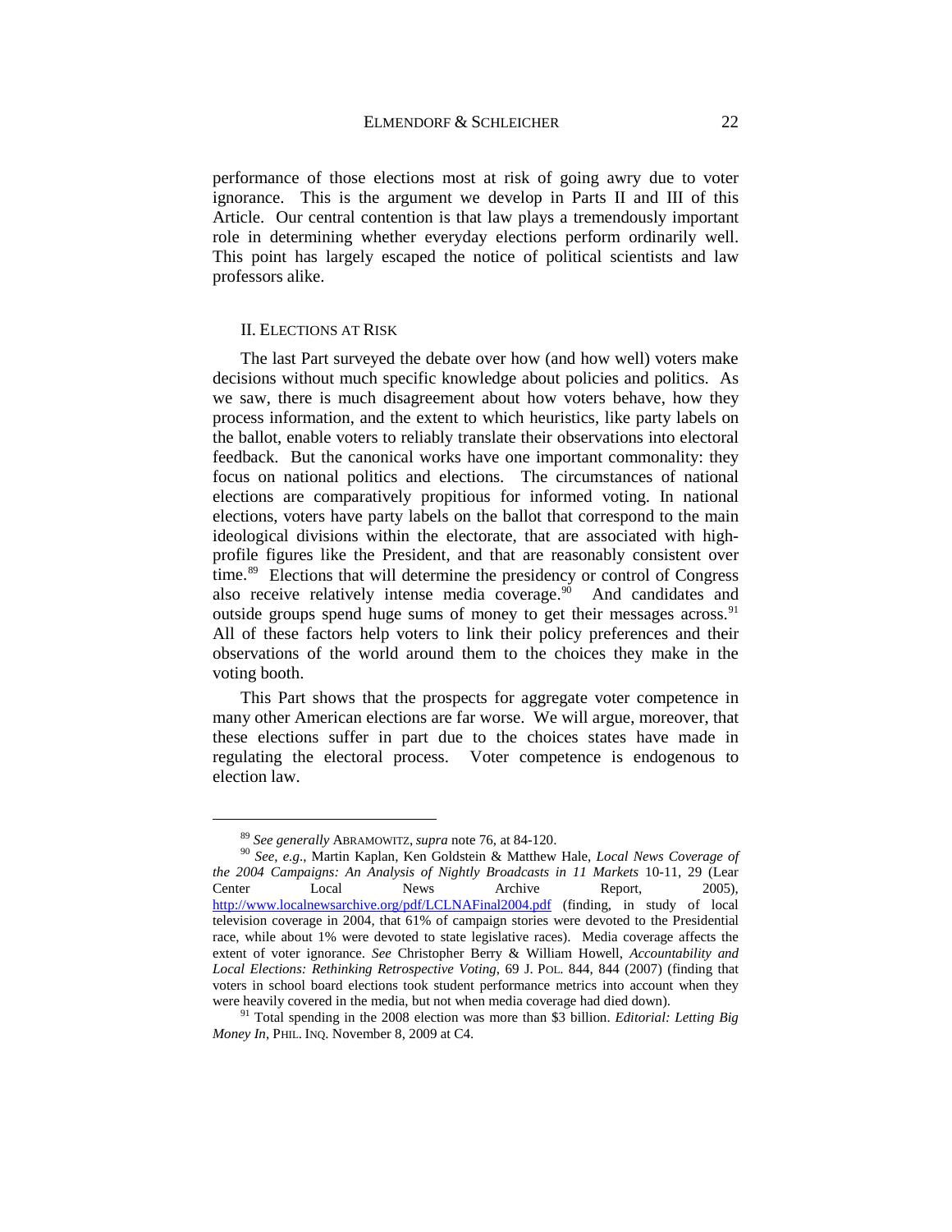performance of those elections most at risk of going awry due to voter ignorance. This is the argument we develop in Parts II and III of this Article. Our central contention is that law plays a tremendously important role in determining whether everyday elections perform ordinarily well. This point has largely escaped the notice of political scientists and law professors alike.

## II. ELECTIONS AT RISK

The last Part surveyed the debate over how (and how well) voters make decisions without much specific knowledge about policies and politics. As we saw, there is much disagreement about how voters behave, how they process information, and the extent to which heuristics, like party labels on the ballot, enable voters to reliably translate their observations into electoral feedback. But the canonical works have one important commonality: they focus on national politics and elections. The circumstances of national elections are comparatively propitious for informed voting. In national elections, voters have party labels on the ballot that correspond to the main ideological divisions within the electorate, that are associated with high-profile figures like the President, and that are reasonably consistent over time.[89] Elections that will determine the presidency or control of Congress also receive relatively intense media coverage.[90] And candidates and outside groups spend huge sums of money to get their messages across.[91] All of these factors help voters to link their policy preferences and their observations of the world around them to the choices they make in the voting booth.

This Part shows that the prospects for aggregate voter competence in many other American elections are far worse. We will argue, moreover, that these elections suffer in part due to the choices states have made in regulating the electoral process. Voter competence is endogenous to election law.

---

[89] *See generally* ABRAMOWITZ, *supra* note 76, at 84-120.

[90] *See, e.g.*, Martin Kaplan, Ken Goldstein & Matthew Hale, *Local News Coverage of the 2004 Campaigns: An Analysis of Nightly Broadcasts in 11 Markets* 10-11, 29 (Lear Center Local News Archive Report, 2005), http://www.localnewsarchive.org/pdf/LCLNAFinal2004.pdf (finding, in study of local television coverage in 2004, that 61% of campaign stories were devoted to the Presidential race, while about 1% were devoted to state legislative races). Media coverage affects the extent of voter ignorance. *See* Christopher Berry & William Howell, *Accountability and Local Elections: Rethinking Retrospective Voting*, 69 J. POL. 844, 844 (2007) (finding that voters in school board elections took student performance metrics into account when they were heavily covered in the media, but not when media coverage had died down).

[91] Total spending in the 2008 election was more than $3 billion. *Editorial: Letting Big Money In*, PHIL. INQ. November 8, 2009 at C4.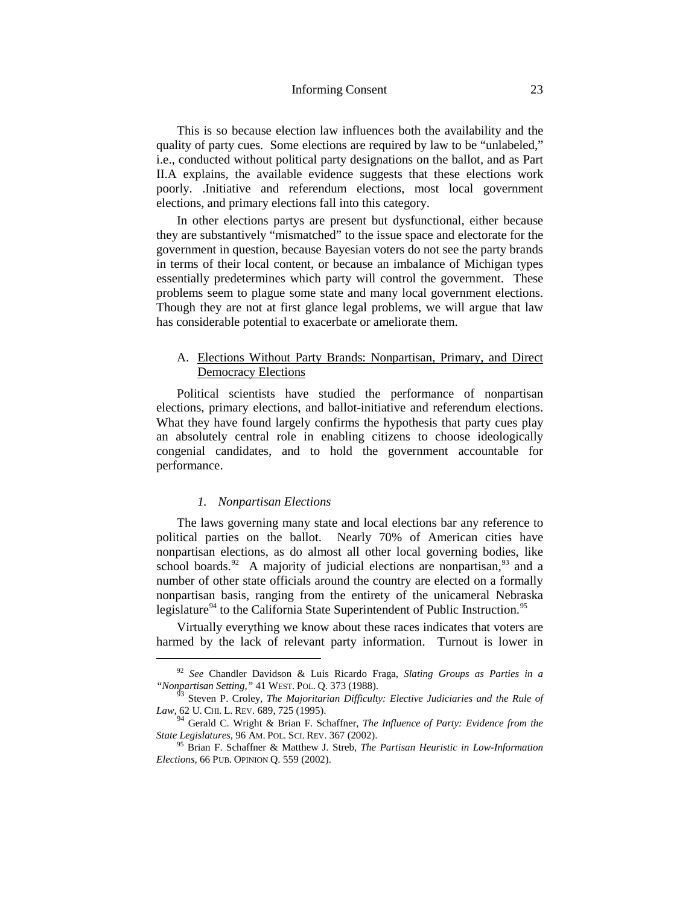This is so because election law influences both the availability and the quality of party cues. Some elections are required by law to be "unlabeled," i.e., conducted without political party designations on the ballot, and as Part II.A explains, the available evidence suggests that these elections work poorly. .Initiative and referendum elections, most local government elections, and primary elections fall into this category.

In other elections partys are present but dysfunctional, either because they are substantively "mismatched" to the issue space and electorate for the government in question, because Bayesian voters do not see the party brands in terms of their local content, or because an imbalance of Michigan types essentially predetermines which party will control the government. These problems seem to plague some state and many local government elections. Though they are not at first glance legal problems, we will argue that law has considerable potential to exacerbate or ameliorate them.

## A. Elections Without Party Brands: Nonpartisan, Primary, and Direct Democracy Elections

Political scientists have studied the performance of nonpartisan elections, primary elections, and ballot-initiative and referendum elections. What they have found largely confirms the hypothesis that party cues play an absolutely central role in enabling citizens to choose ideologically congenial candidates, and to hold the government accountable for performance.

### *1. Nonpartisan Elections*

The laws governing many state and local elections bar any reference to political parties on the ballot. Nearly 70% of American cities have nonpartisan elections, as do almost all other local governing bodies, like school boards.[92] A majority of judicial elections are nonpartisan,[93] and a number of other state officials around the country are elected on a formally nonpartisan basis, ranging from the entirety of the unicameral Nebraska legislature[94] to the California State Superintendent of Public Instruction.[95]

Virtually everything we know about these races indicates that voters are harmed by the lack of relevant party information. Turnout is lower in

---

[92] *See* Chandler Davidson & Luis Ricardo Fraga, *Slating Groups as Parties in a "Nonpartisan Setting,"* 41 WEST. POL. Q. 373 (1988).

[93] Steven P. Croley, *The Majoritarian Difficulty: Elective Judiciaries and the Rule of Law*, 62 U. CHI. L. REV. 689, 725 (1995).

[94] Gerald C. Wright & Brian F. Schaffner, *The Influence of Party: Evidence from the State Legislatures*, 96 AM. POL. SCI. REV. 367 (2002).

[95] Brian F. Schaffner & Matthew J. Streb, *The Partisan Heuristic in Low-Information Elections*, 66 PUB. OPINION Q. 559 (2002).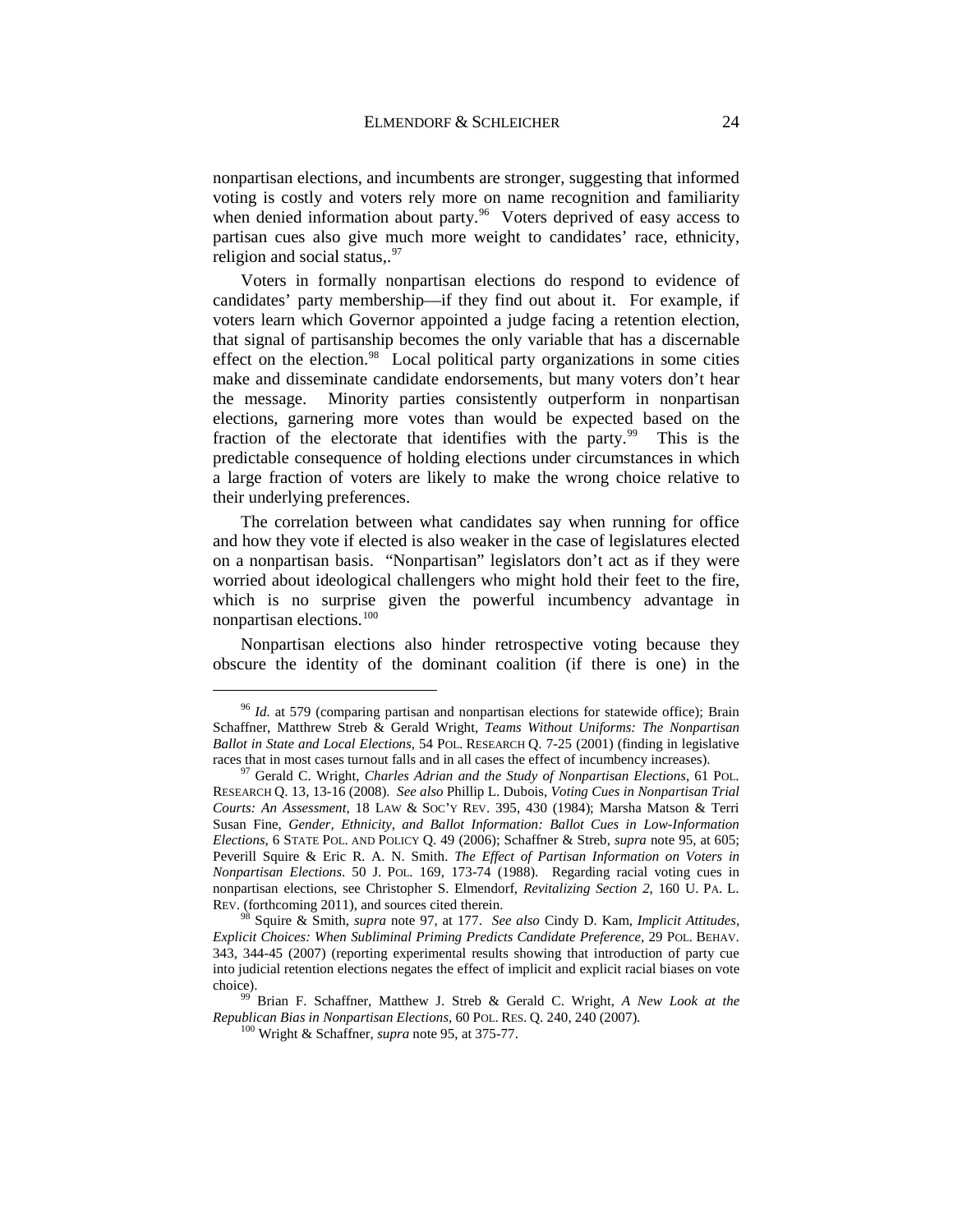nonpartisan elections, and incumbents are stronger, suggesting that informed voting is costly and voters rely more on name recognition and familiarity when denied information about party.[96] Voters deprived of easy access to partisan cues also give much more weight to candidates' race, ethnicity, religion and social status,.[97]

Voters in formally nonpartisan elections do respond to evidence of candidates' party membership—if they find out about it. For example, if voters learn which Governor appointed a judge facing a retention election, that signal of partisanship becomes the only variable that has a discernable effect on the election.[98] Local political party organizations in some cities make and disseminate candidate endorsements, but many voters don't hear the message. Minority parties consistently outperform in nonpartisan elections, garnering more votes than would be expected based on the fraction of the electorate that identifies with the party.[99] This is the predictable consequence of holding elections under circumstances in which a large fraction of voters are likely to make the wrong choice relative to their underlying preferences.

The correlation between what candidates say when running for office and how they vote if elected is also weaker in the case of legislatures elected on a nonpartisan basis. "Nonpartisan" legislators don't act as if they were worried about ideological challengers who might hold their feet to the fire, which is no surprise given the powerful incumbency advantage in nonpartisan elections.[100]

Nonpartisan elections also hinder retrospective voting because they obscure the identity of the dominant coalition (if there is one) in the

---

[96] *Id.* at 579 (comparing partisan and nonpartisan elections for statewide office); Brain Schaffner, Matthrew Streb & Gerald Wright, *Teams Without Uniforms: The Nonpartisan Ballot in State and Local Elections*, 54 POL. RESEARCH Q. 7-25 (2001) (finding in legislative races that in most cases turnout falls and in all cases the effect of incumbency increases).

[97] Gerald C. Wright, *Charles Adrian and the Study of Nonpartisan Elections*, 61 POL. RESEARCH Q. 13, 13-16 (2008). *See also* Phillip L. Dubois, *Voting Cues in Nonpartisan Trial Courts: An Assessment*, 18 LAW & SOC'Y REV. 395, 430 (1984); Marsha Matson & Terri Susan Fine, *Gender, Ethnicity, and Ballot Information: Ballot Cues in Low-Information Elections*, 6 STATE POL. AND POLICY Q. 49 (2006); Schaffner & Streb, *supra* note 95, at 605; Peverill Squire & Eric R. A. N. Smith. *The Effect of Partisan Information on Voters in Nonpartisan Elections*. 50 J. POL. 169, 173-74 (1988). Regarding racial voting cues in nonpartisan elections, see Christopher S. Elmendorf, *Revitalizing Section 2*, 160 U. PA. L. REV. (forthcoming 2011), and sources cited therein.

[98] Squire & Smith, *supra* note 97, at 177. *See also* Cindy D. Kam, *Implicit Attitudes, Explicit Choices: When Subliminal Priming Predicts Candidate Preference*, 29 POL. BEHAV. 343, 344-45 (2007) (reporting experimental results showing that introduction of party cue into judicial retention elections negates the effect of implicit and explicit racial biases on vote choice).

[99] Brian F. Schaffner, Matthew J. Streb & Gerald C. Wright, *A New Look at the Republican Bias in Nonpartisan Elections*, 60 POL. RES. Q. 240, 240 (2007).

[100] Wright & Schaffner, *supra* note 95, at 375-77.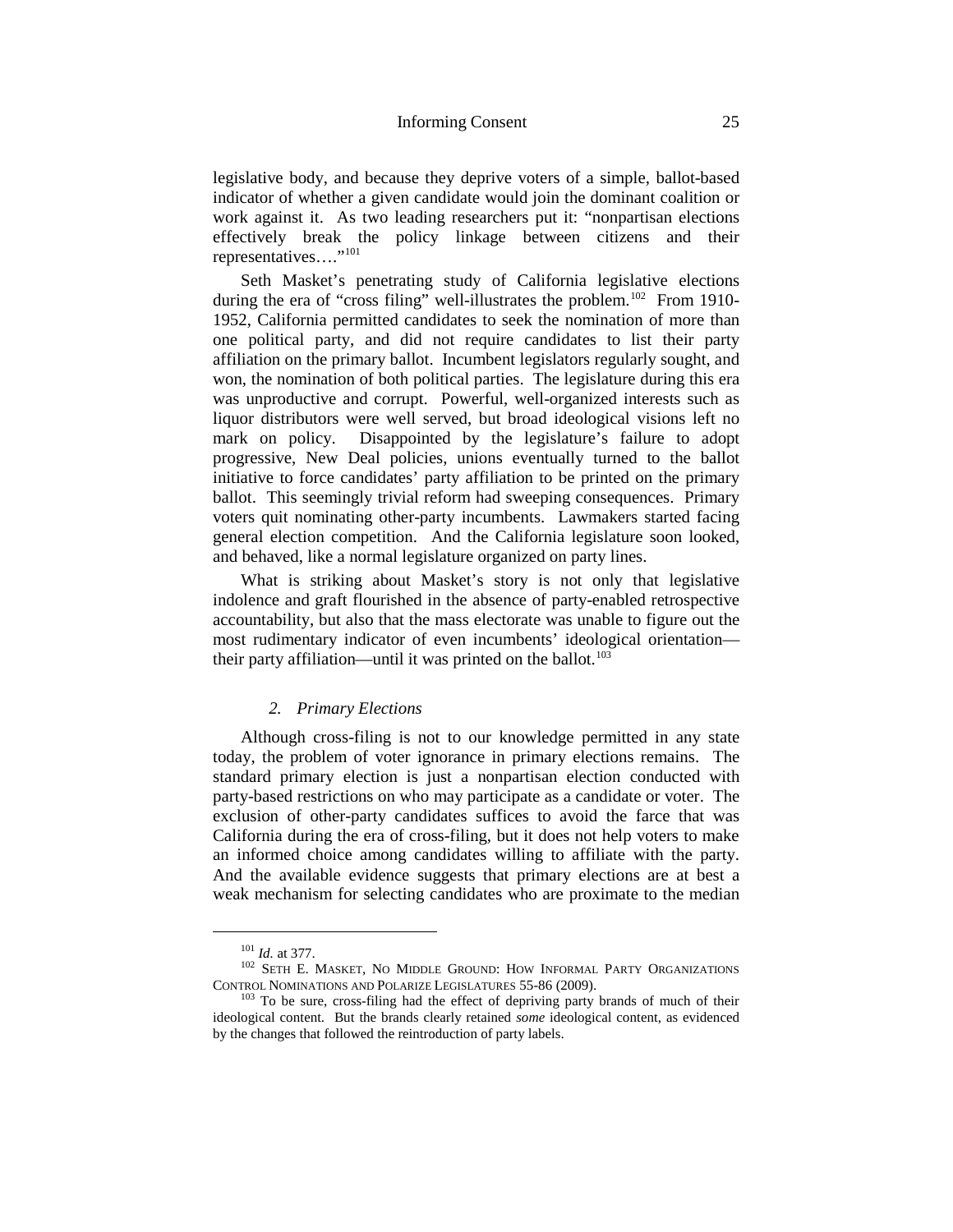legislative body, and because they deprive voters of a simple, ballot-based indicator of whether a given candidate would join the dominant coalition or work against it. As two leading researchers put it: "nonpartisan elections effectively break the policy linkage between citizens and their representatives…."[101]

Seth Masket's penetrating study of California legislative elections during the era of "cross filing" well-illustrates the problem.[102] From 1910-1952, California permitted candidates to seek the nomination of more than one political party, and did not require candidates to list their party affiliation on the primary ballot. Incumbent legislators regularly sought, and won, the nomination of both political parties. The legislature during this era was unproductive and corrupt. Powerful, well-organized interests such as liquor distributors were well served, but broad ideological visions left no mark on policy. Disappointed by the legislature's failure to adopt progressive, New Deal policies, unions eventually turned to the ballot initiative to force candidates' party affiliation to be printed on the primary ballot. This seemingly trivial reform had sweeping consequences. Primary voters quit nominating other-party incumbents. Lawmakers started facing general election competition. And the California legislature soon looked, and behaved, like a normal legislature organized on party lines.

What is striking about Masket's story is not only that legislative indolence and graft flourished in the absence of party-enabled retrospective accountability, but also that the mass electorate was unable to figure out the most rudimentary indicator of even incumbents' ideological orientation—their party affiliation—until it was printed on the ballot.[103]

### *2. Primary Elections*

Although cross-filing is not to our knowledge permitted in any state today, the problem of voter ignorance in primary elections remains. The standard primary election is just a nonpartisan election conducted with party-based restrictions on who may participate as a candidate or voter. The exclusion of other-party candidates suffices to avoid the farce that was California during the era of cross-filing, but it does not help voters to make an informed choice among candidates willing to affiliate with the party. And the available evidence suggests that primary elections are at best a weak mechanism for selecting candidates who are proximate to the median

---

[101] *Id.* at 377.

[102] SETH E. MASKET, NO MIDDLE GROUND: HOW INFORMAL PARTY ORGANIZATIONS CONTROL NOMINATIONS AND POLARIZE LEGISLATURES 55-86 (2009).

[103] To be sure, cross-filing had the effect of depriving party brands of much of their ideological content. But the brands clearly retained *some* ideological content, as evidenced by the changes that followed the reintroduction of party labels.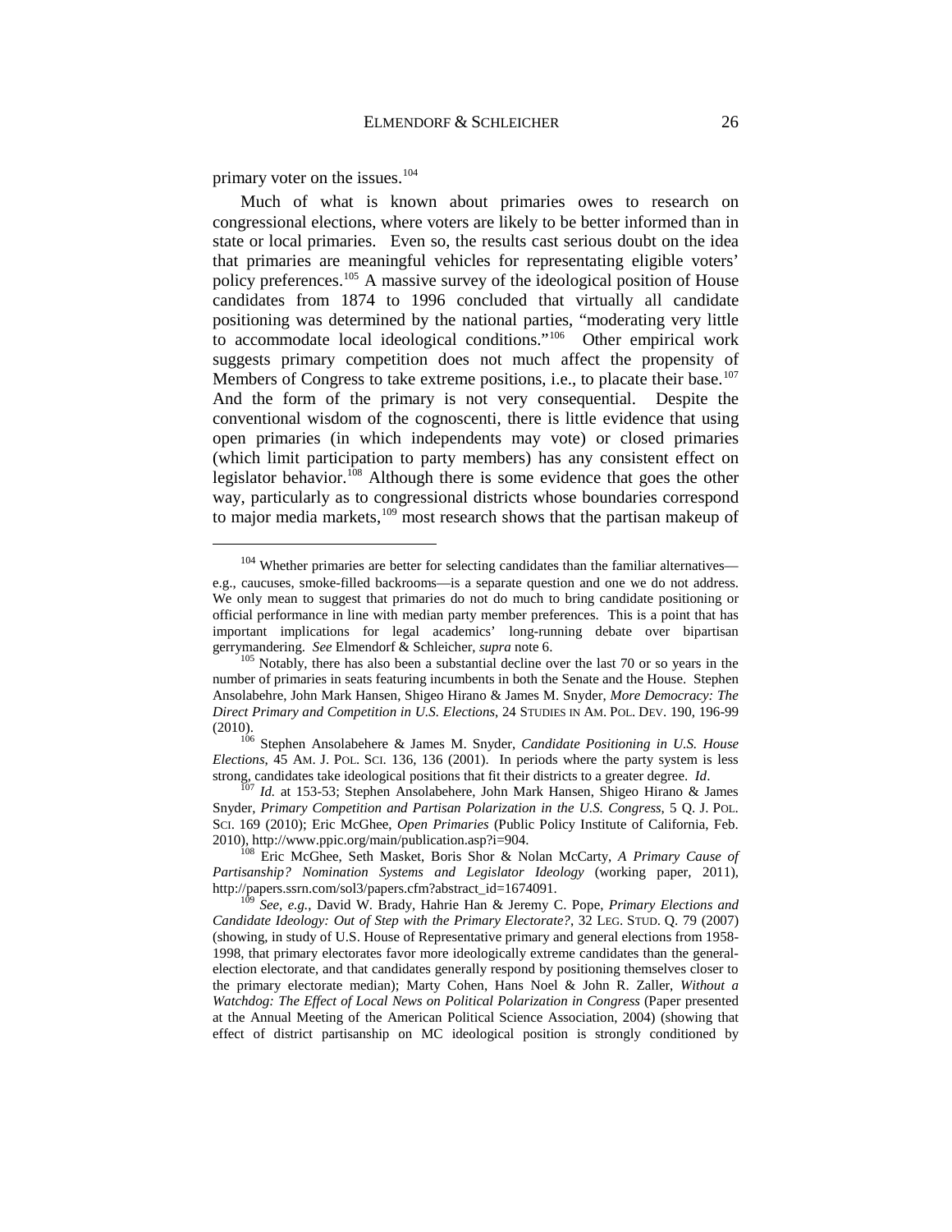primary voter on the issues.[104]

Much of what is known about primaries owes to research on congressional elections, where voters are likely to be better informed than in state or local primaries. Even so, the results cast serious doubt on the idea that primaries are meaningful vehicles for representating eligible voters' policy preferences.[105] A massive survey of the ideological position of House candidates from 1874 to 1996 concluded that virtually all candidate positioning was determined by the national parties, "moderating very little to accommodate local ideological conditions."[106] Other empirical work suggests primary competition does not much affect the propensity of Members of Congress to take extreme positions, i.e., to placate their base.[107] And the form of the primary is not very consequential. Despite the conventional wisdom of the cognoscenti, there is little evidence that using open primaries (in which independents may vote) or closed primaries (which limit participation to party members) has any consistent effect on legislator behavior.[108] Although there is some evidence that goes the other way, particularly as to congressional districts whose boundaries correspond to major media markets,[109] most research shows that the partisan makeup of

---

[104] Whether primaries are better for selecting candidates than the familiar alternatives—e.g., caucuses, smoke-filled backrooms—is a separate question and one we do not address. We only mean to suggest that primaries do not do much to bring candidate positioning or official performance in line with median party member preferences. This is a point that has important implications for legal academics' long-running debate over bipartisan gerrymandering. *See* Elmendorf & Schleicher, *supra* note 6.

[105] Notably, there has also been a substantial decline over the last 70 or so years in the number of primaries in seats featuring incumbents in both the Senate and the House. Stephen Ansolabehre, John Mark Hansen, Shigeo Hirano & James M. Snyder, *More Democracy: The Direct Primary and Competition in U.S. Elections*, 24 STUDIES IN AM. POL. DEV. 190, 196-99 (2010).

[106] Stephen Ansolabehere & James M. Snyder, *Candidate Positioning in U.S. House Elections*, 45 AM. J. POL. SCI. 136, 136 (2001). In periods where the party system is less strong, candidates take ideological positions that fit their districts to a greater degree. *Id*.

[107] *Id.* at 153-53; Stephen Ansolabehere, John Mark Hansen, Shigeo Hirano & James Snyder, *Primary Competition and Partisan Polarization in the U.S. Congress*, 5 Q. J. POL. SCI. 169 (2010); Eric McGhee, *Open Primaries* (Public Policy Institute of California, Feb. 2010), http://www.ppic.org/main/publication.asp?i=904.

[108] Eric McGhee, Seth Masket, Boris Shor & Nolan McCarty, *A Primary Cause of Partisanship? Nomination Systems and Legislator Ideology* (working paper, 2011), http://papers.ssrn.com/sol3/papers.cfm?abstract_id=1674091.

[109] *See, e.g.*, David W. Brady, Hahrie Han & Jeremy C. Pope, *Primary Elections and Candidate Ideology: Out of Step with the Primary Electorate?*, 32 LEG. STUD. Q. 79 (2007) (showing, in study of U.S. House of Representative primary and general elections from 1958-1998, that primary electorates favor more ideologically extreme candidates than the general-election electorate, and that candidates generally respond by positioning themselves closer to the primary electorate median); Marty Cohen, Hans Noel & John R. Zaller, *Without a Watchdog: The Effect of Local News on Political Polarization in Congress* (Paper presented at the Annual Meeting of the American Political Science Association, 2004) (showing that effect of district partisanship on MC ideological position is strongly conditioned by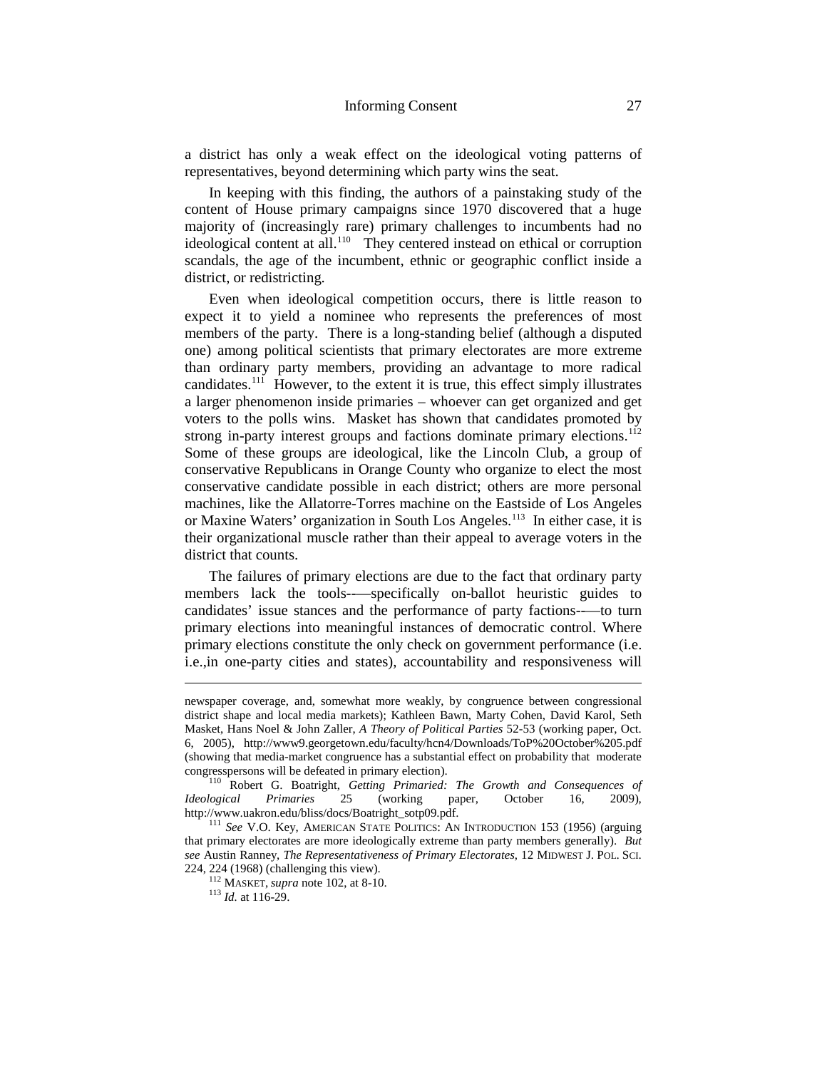a district has only a weak effect on the ideological voting patterns of representatives, beyond determining which party wins the seat.

In keeping with this finding, the authors of a painstaking study of the content of House primary campaigns since 1970 discovered that a huge majority of (increasingly rare) primary challenges to incumbents had no ideological content at all.[110] They centered instead on ethical or corruption scandals, the age of the incumbent, ethnic or geographic conflict inside a district, or redistricting.

Even when ideological competition occurs, there is little reason to expect it to yield a nominee who represents the preferences of most members of the party. There is a long-standing belief (although a disputed one) among political scientists that primary electorates are more extreme than ordinary party members, providing an advantage to more radical candidates.[111] However, to the extent it is true, this effect simply illustrates a larger phenomenon inside primaries – whoever can get organized and get voters to the polls wins. Masket has shown that candidates promoted by strong in-party interest groups and factions dominate primary elections.[112] Some of these groups are ideological, like the Lincoln Club, a group of conservative Republicans in Orange County who organize to elect the most conservative candidate possible in each district; others are more personal machines, like the Allatorre-Torres machine on the Eastside of Los Angeles or Maxine Waters' organization in South Los Angeles.[113] In either case, it is their organizational muscle rather than their appeal to average voters in the district that counts.

The failures of primary elections are due to the fact that ordinary party members lack the tools-—–specifically on-ballot heuristic guides to candidates' issue stances and the performance of party factions-—–to turn primary elections into meaningful instances of democratic control. Where primary elections constitute the only check on government performance (i.e. i.e.,in one-party cities and states), accountability and responsiveness will

---

newspaper coverage, and, somewhat more weakly, by congruence between congressional district shape and local media markets); Kathleen Bawn, Marty Cohen, David Karol, Seth Masket, Hans Noel & John Zaller, *A Theory of Political Parties* 52-53 (working paper, Oct. 6, 2005), http://www9.georgetown.edu/faculty/hcn4/Downloads/ToP%20October%205.pdf (showing that media-market congruence has a substantial effect on probability that moderate congresspersons will be defeated in primary election).

[110] Robert G. Boatright, *Getting Primaried: The Growth and Consequences of Ideological Primaries* 25 (working paper, October 16, 2009), http://www.uakron.edu/bliss/docs/Boatright_sotp09.pdf.

[111] *See* V.O. Key, AMERICAN STATE POLITICS: AN INTRODUCTION 153 (1956) (arguing that primary electorates are more ideologically extreme than party members generally). *But see* Austin Ranney, *The Representativeness of Primary Electorates*, 12 MIDWEST J. POL. SCI. 224, 224 (1968) (challenging this view).

[112] MASKET, *supra* note 102, at 8-10.

[113] *Id.* at 116-29.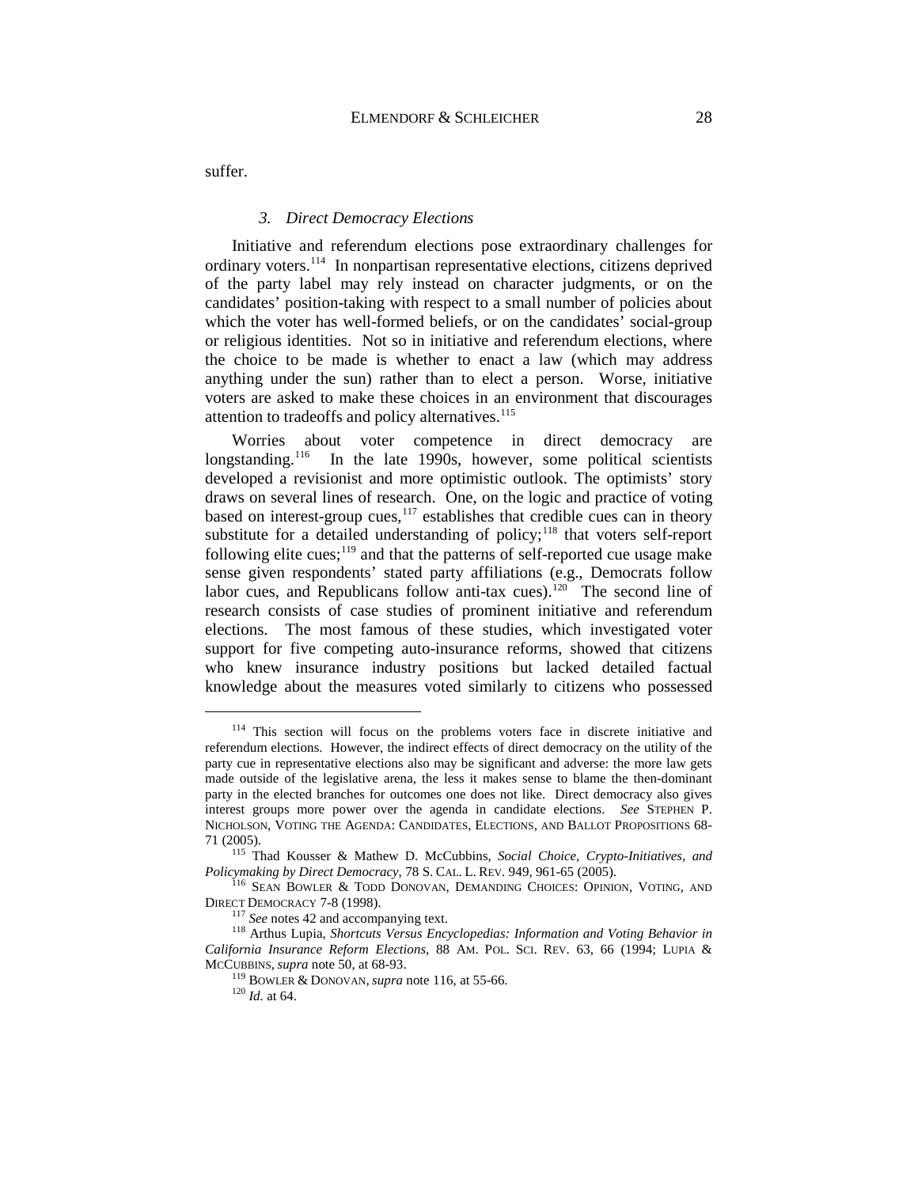suffer.

### *3. Direct Democracy Elections*

Initiative and referendum elections pose extraordinary challenges for ordinary voters.[114] In nonpartisan representative elections, citizens deprived of the party label may rely instead on character judgments, or on the candidates' position-taking with respect to a small number of policies about which the voter has well-formed beliefs, or on the candidates' social-group or religious identities. Not so in initiative and referendum elections, where the choice to be made is whether to enact a law (which may address anything under the sun) rather than to elect a person. Worse, initiative voters are asked to make these choices in an environment that discourages attention to tradeoffs and policy alternatives.[115]

Worries about voter competence in direct democracy are longstanding.[116] In the late 1990s, however, some political scientists developed a revisionist and more optimistic outlook. The optimists' story draws on several lines of research. One, on the logic and practice of voting based on interest-group cues,[117] establishes that credible cues can in theory substitute for a detailed understanding of policy;[118] that voters self-report following elite cues;[119] and that the patterns of self-reported cue usage make sense given respondents' stated party affiliations (e.g., Democrats follow labor cues, and Republicans follow anti-tax cues).[120] The second line of research consists of case studies of prominent initiative and referendum elections. The most famous of these studies, which investigated voter support for five competing auto-insurance reforms, showed that citizens who knew insurance industry positions but lacked detailed factual knowledge about the measures voted similarly to citizens who possessed

---

[114] This section will focus on the problems voters face in discrete initiative and referendum elections. However, the indirect effects of direct democracy on the utility of the party cue in representative elections also may be significant and adverse: the more law gets made outside of the legislative arena, the less it makes sense to blame the then-dominant party in the elected branches for outcomes one does not like. Direct democracy also gives interest groups more power over the agenda in candidate elections. *See* STEPHEN P. NICHOLSON, VOTING THE AGENDA: CANDIDATES, ELECTIONS, AND BALLOT PROPOSITIONS 68-71 (2005).

[115] Thad Kousser & Mathew D. McCubbins, *Social Choice, Crypto-Initiatives, and Policymaking by Direct Democracy*, 78 S. CAL. L. REV. 949, 961-65 (2005).

[116] SEAN BOWLER & TODD DONOVAN, DEMANDING CHOICES: OPINION, VOTING, AND DIRECT DEMOCRACY 7-8 (1998).

[117] *See* notes 42 and accompanying text.

[118] Arthus Lupia, *Shortcuts Versus Encyclopedias: Information and Voting Behavior in California Insurance Reform Elections*, 88 AM. POL. SCI. REV. 63, 66 (1994; LUPIA & MCCUBBINS, *supra* note 50, at 68-93.

[119] BOWLER & DONOVAN, *supra* note 116, at 55-66.

[120] *Id.* at 64.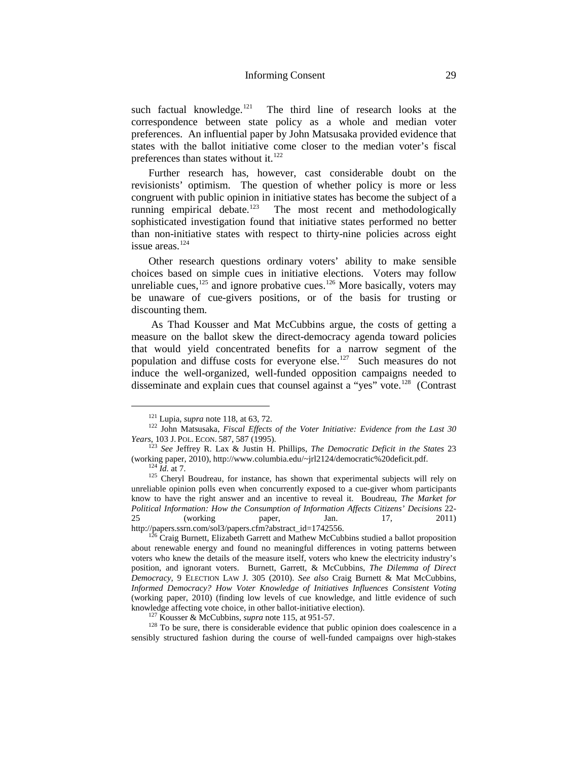such factual knowledge.[121] The third line of research looks at the correspondence between state policy as a whole and median voter preferences. An influential paper by John Matsusaka provided evidence that states with the ballot initiative come closer to the median voter's fiscal preferences than states without it.[122]

Further research has, however, cast considerable doubt on the revisionists' optimism. The question of whether policy is more or less congruent with public opinion in initiative states has become the subject of a running empirical debate.[123] The most recent and methodologically sophisticated investigation found that initiative states performed no better than non-initiative states with respect to thirty-nine policies across eight issue areas.[124]

Other research questions ordinary voters' ability to make sensible choices based on simple cues in initiative elections. Voters may follow unreliable cues,[125] and ignore probative cues.[126] More basically, voters may be unaware of cue-givers positions, or of the basis for trusting or discounting them.

As Thad Kousser and Mat McCubbins argue, the costs of getting a measure on the ballot skew the direct-democracy agenda toward policies that would yield concentrated benefits for a narrow segment of the population and diffuse costs for everyone else.[127] Such measures do not induce the well-organized, well-funded opposition campaigns needed to disseminate and explain cues that counsel against a "yes" vote.[128] (Contrast

---

[121] Lupia, *supra* note 118, at 63, 72.

[122] John Matsusaka, *Fiscal Effects of the Voter Initiative: Evidence from the Last 30 Years*, 103 J. POL. ECON. 587, 587 (1995).

[123] *See* Jeffrey R. Lax & Justin H. Phillips, *The Democratic Deficit in the States* 23 (working paper, 2010), http://www.columbia.edu/~jrl2124/democratic%20deficit.pdf.

[124] *Id.* at 7.

[125] Cheryl Boudreau, for instance, has shown that experimental subjects will rely on unreliable opinion polls even when concurrently exposed to a cue-giver whom participants know to have the right answer and an incentive to reveal it. Boudreau, *The Market for Political Information: How the Consumption of Information Affects Citizens' Decisions* 22-25 (working paper, Jan. 17, 2011) http://papers.ssrn.com/sol3/papers.cfm?abstract_id=1742556.

[126] Craig Burnett, Elizabeth Garrett and Mathew McCubbins studied a ballot proposition about renewable energy and found no meaningful differences in voting patterns between voters who knew the details of the measure itself, voters who knew the electricity industry's position, and ignorant voters. Burnett, Garrett, & McCubbins, *The Dilemma of Direct Democracy*, 9 ELECTION LAW J. 305 (2010). *See also* Craig Burnett & Mat McCubbins, *Informed Democracy? How Voter Knowledge of Initiatives Influences Consistent Voting* (working paper, 2010) (finding low levels of cue knowledge, and little evidence of such knowledge affecting vote choice, in other ballot-initiative election).

[127] Kousser & McCubbins, *supra* note 115, at 951-57.

[128] To be sure, there is considerable evidence that public opinion does coalescence in a sensibly structured fashion during the course of well-funded campaigns over high-stakes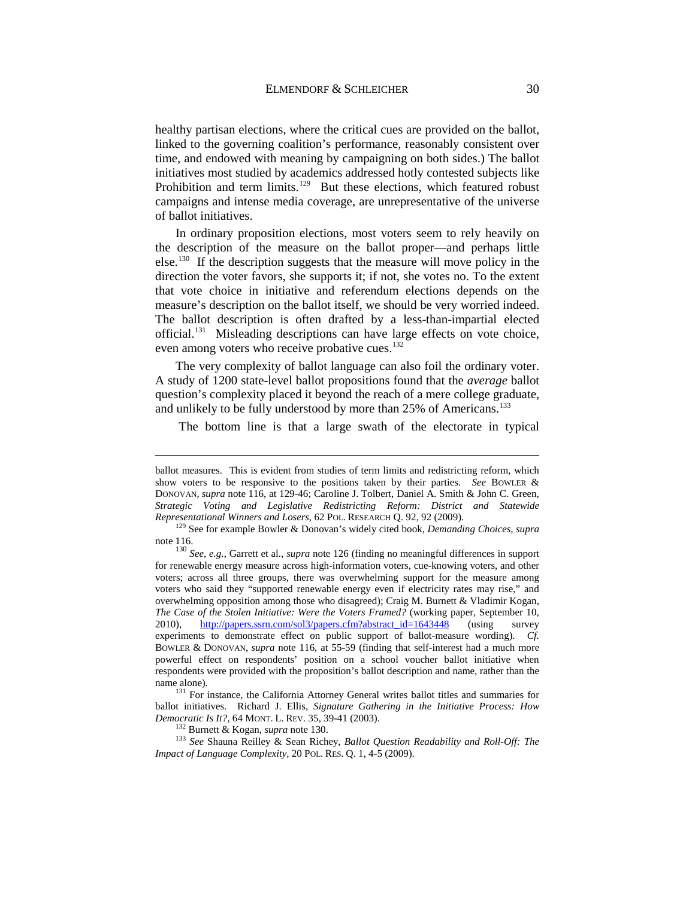healthy partisan elections, where the critical cues are provided on the ballot, linked to the governing coalition's performance, reasonably consistent over time, and endowed with meaning by campaigning on both sides.) The ballot initiatives most studied by academics addressed hotly contested subjects like Prohibition and term limits.[129] But these elections, which featured robust campaigns and intense media coverage, are unrepresentative of the universe of ballot initiatives.

In ordinary proposition elections, most voters seem to rely heavily on the description of the measure on the ballot proper—and perhaps little else.[130] If the description suggests that the measure will move policy in the direction the voter favors, she supports it; if not, she votes no. To the extent that vote choice in initiative and referendum elections depends on the measure's description on the ballot itself, we should be very worried indeed. The ballot description is often drafted by a less-than-impartial elected official.[131] Misleading descriptions can have large effects on vote choice, even among voters who receive probative cues.[132]

The very complexity of ballot language can also foil the ordinary voter. A study of 1200 state-level ballot propositions found that the *average* ballot question's complexity placed it beyond the reach of a mere college graduate, and unlikely to be fully understood by more than 25% of Americans.[133]

The bottom line is that a large swath of the electorate in typical

---

ballot measures. This is evident from studies of term limits and redistricting reform, which show voters to be responsive to the positions taken by their parties. *See* BOWLER & DONOVAN, *supra* note 116, at 129-46; Caroline J. Tolbert, Daniel A. Smith & John C. Green, *Strategic Voting and Legislative Redistricting Reform: District and Statewide Representational Winners and Losers*, 62 POL. RESEARCH Q. 92, 92 (2009).

[129] See for example Bowler & Donovan's widely cited book, *Demanding Choices*, *supra* note 116.

[130] *See, e.g.*, Garrett et al., *supra* note 126 (finding no meaningful differences in support for renewable energy measure across high-information voters, cue-knowing voters, and other voters; across all three groups, there was overwhelming support for the measure among voters who said they "supported renewable energy even if electricity rates may rise," and overwhelming opposition among those who disagreed); Craig M. Burnett & Vladimir Kogan, *The Case of the Stolen Initiative: Were the Voters Framed?* (working paper, September 10, 2010), http://papers.ssrn.com/sol3/papers.cfm?abstract_id=1643448 (using survey experiments to demonstrate effect on public support of ballot-measure wording). *Cf.* BOWLER & DONOVAN, *supra* note 116, at 55-59 (finding that self-interest had a much more powerful effect on respondents' position on a school voucher ballot initiative when respondents were provided with the proposition's ballot description and name, rather than the name alone).

[131] For instance, the California Attorney General writes ballot titles and summaries for ballot initiatives. Richard J. Ellis, *Signature Gathering in the Initiative Process: How Democratic Is It?*, 64 MONT. L. REV. 35, 39-41 (2003).

[132] Burnett & Kogan, *supra* note 130.

[133] *See* Shauna Reilley & Sean Richey, *Ballot Question Readability and Roll-Off: The Impact of Language Complexity*, 20 POL. RES. Q. 1, 4-5 (2009).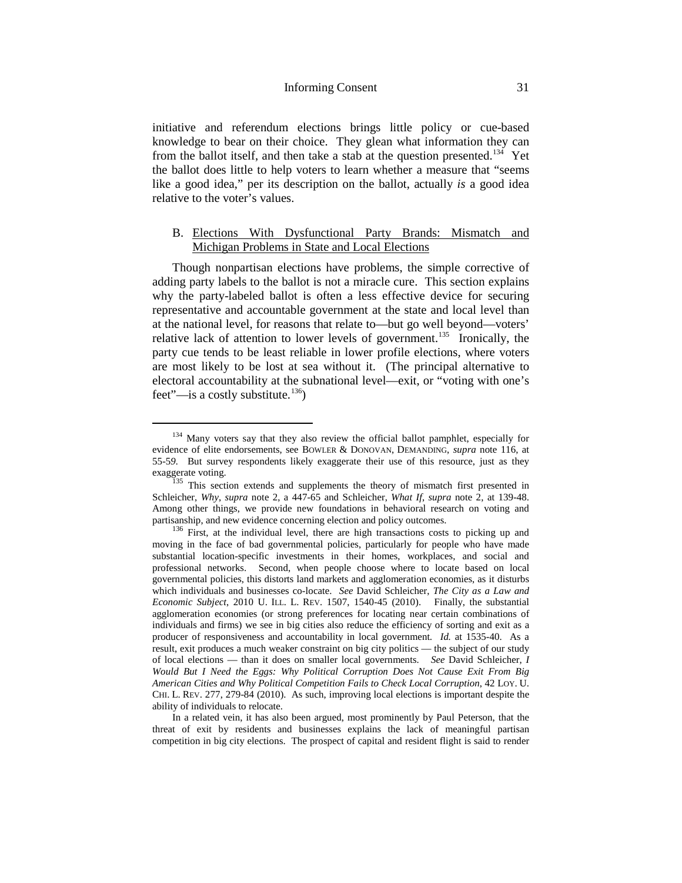initiative and referendum elections brings little policy or cue-based knowledge to bear on their choice. They glean what information they can from the ballot itself, and then take a stab at the question presented.[134] Yet the ballot does little to help voters to learn whether a measure that "seems like a good idea," per its description on the ballot, actually *is* a good idea relative to the voter's values.

## B. Elections With Dysfunctional Party Brands: Mismatch and Michigan Problems in State and Local Elections

Though nonpartisan elections have problems, the simple corrective of adding party labels to the ballot is not a miracle cure. This section explains why the party-labeled ballot is often a less effective device for securing representative and accountable government at the state and local level than at the national level, for reasons that relate to—but go well beyond—voters' relative lack of attention to lower levels of government.[135] Ironically, the party cue tends to be least reliable in lower profile elections, where voters are most likely to be lost at sea without it. (The principal alternative to electoral accountability at the subnational level—exit, or "voting with one's feet"—is a costly substitute.[136])

---

[134] Many voters say that they also review the official ballot pamphlet, especially for evidence of elite endorsements, see BOWLER & DONOVAN, DEMANDING, *supra* note 116, at 55-59. But survey respondents likely exaggerate their use of this resource, just as they exaggerate voting.

[135] This section extends and supplements the theory of mismatch first presented in Schleicher, *Why*, *supra* note 2, a 447-65 and Schleicher, *What If*, *supra* note 2, at 139-48. Among other things, we provide new foundations in behavioral research on voting and partisanship, and new evidence concerning election and policy outcomes.

[136] First, at the individual level, there are high transactions costs to picking up and moving in the face of bad governmental policies, particularly for people who have made substantial location-specific investments in their homes, workplaces, and social and professional networks. Second, when people choose where to locate based on local governmental policies, this distorts land markets and agglomeration economies, as it disturbs which individuals and businesses co-locate. *See* David Schleicher, *The City as a Law and Economic Subject*, 2010 U. ILL. L. REV. 1507, 1540-45 (2010). Finally, the substantial agglomeration economies (or strong preferences for locating near certain combinations of individuals and firms) we see in big cities also reduce the efficiency of sorting and exit as a producer of responsiveness and accountability in local government. *Id.* at 1535-40. As a result, exit produces a much weaker constraint on big city politics — the subject of our study of local elections — than it does on smaller local governments. *See* David Schleicher, *I Would But I Need the Eggs: Why Political Corruption Does Not Cause Exit From Big American Cities and Why Political Competition Fails to Check Local Corruption*, 42 LOY. U. CHI. L. REV. 277, 279-84 (2010). As such, improving local elections is important despite the ability of individuals to relocate.

In a related vein, it has also been argued, most prominently by Paul Peterson, that the threat of exit by residents and businesses explains the lack of meaningful partisan competition in big city elections. The prospect of capital and resident flight is said to render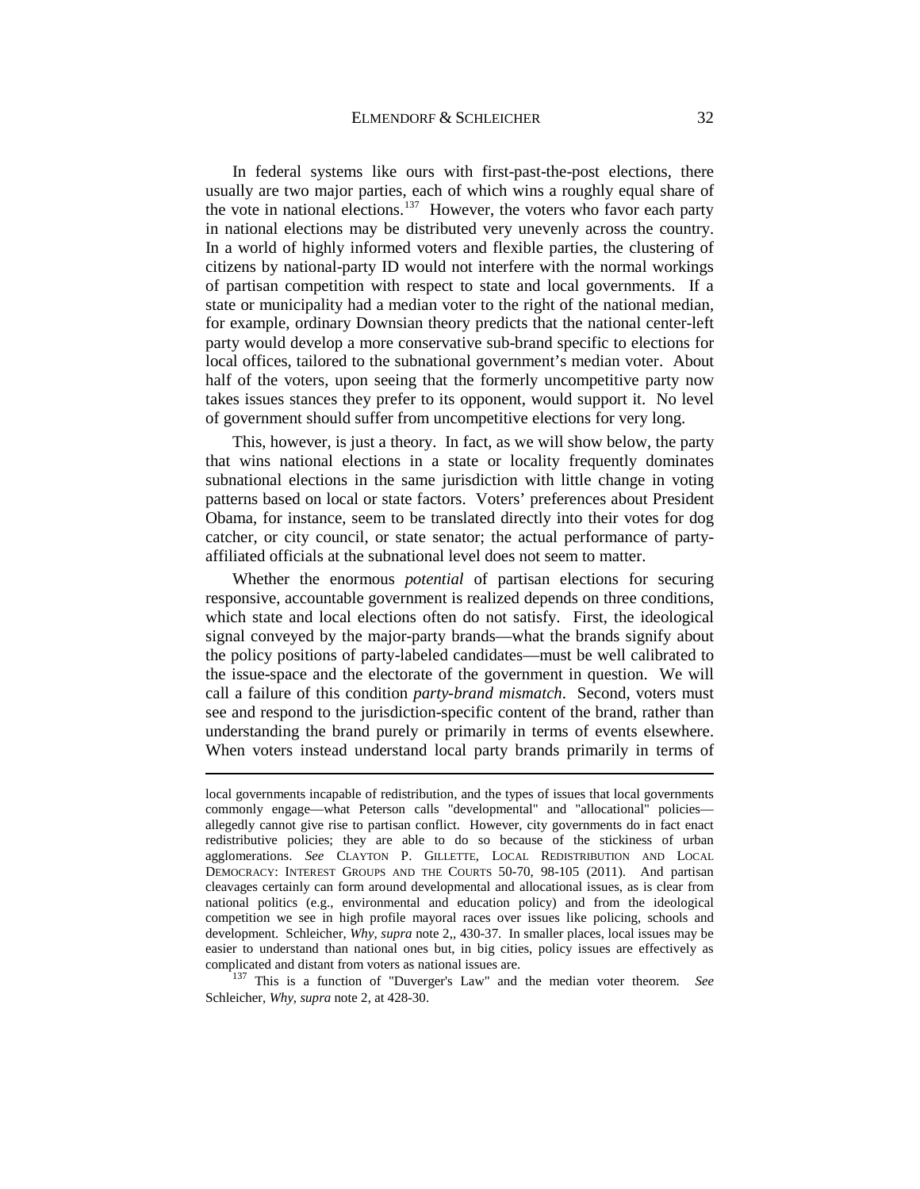In federal systems like ours with first-past-the-post elections, there usually are two major parties, each of which wins a roughly equal share of the vote in national elections.[137] However, the voters who favor each party in national elections may be distributed very unevenly across the country. In a world of highly informed voters and flexible parties, the clustering of citizens by national-party ID would not interfere with the normal workings of partisan competition with respect to state and local governments. If a state or municipality had a median voter to the right of the national median, for example, ordinary Downsian theory predicts that the national center-left party would develop a more conservative sub-brand specific to elections for local offices, tailored to the subnational government's median voter. About half of the voters, upon seeing that the formerly uncompetitive party now takes issues stances they prefer to its opponent, would support it. No level of government should suffer from uncompetitive elections for very long.

This, however, is just a theory. In fact, as we will show below, the party that wins national elections in a state or locality frequently dominates subnational elections in the same jurisdiction with little change in voting patterns based on local or state factors. Voters' preferences about President Obama, for instance, seem to be translated directly into their votes for dog catcher, or city council, or state senator; the actual performance of party-affiliated officials at the subnational level does not seem to matter.

Whether the enormous *potential* of partisan elections for securing responsive, accountable government is realized depends on three conditions, which state and local elections often do not satisfy. First, the ideological signal conveyed by the major-party brands—what the brands signify about the policy positions of party-labeled candidates—must be well calibrated to the issue-space and the electorate of the government in question. We will call a failure of this condition *party-brand mismatch*. Second, voters must see and respond to the jurisdiction-specific content of the brand, rather than understanding the brand purely or primarily in terms of events elsewhere. When voters instead understand local party brands primarily in terms of

---

local governments incapable of redistribution, and the types of issues that local governments commonly engage—what Peterson calls "developmental" and "allocational" policies—allegedly cannot give rise to partisan conflict. However, city governments do in fact enact redistributive policies; they are able to do so because of the stickiness of urban agglomerations. *See* CLAYTON P. GILLETTE, LOCAL REDISTRIBUTION AND LOCAL DEMOCRACY: INTEREST GROUPS AND THE COURTS 50-70, 98-105 (2011). And partisan cleavages certainly can form around developmental and allocational issues, as is clear from national politics (e.g., environmental and education policy) and from the ideological competition we see in high profile mayoral races over issues like policing, schools and development. Schleicher, *Why*, *supra* note 2,, 430-37. In smaller places, local issues may be easier to understand than national ones but, in big cities, policy issues are effectively as complicated and distant from voters as national issues are.

[137] This is a function of "Duverger's Law" and the median voter theorem. *See* Schleicher, *Why*, *supra* note 2, at 428-30.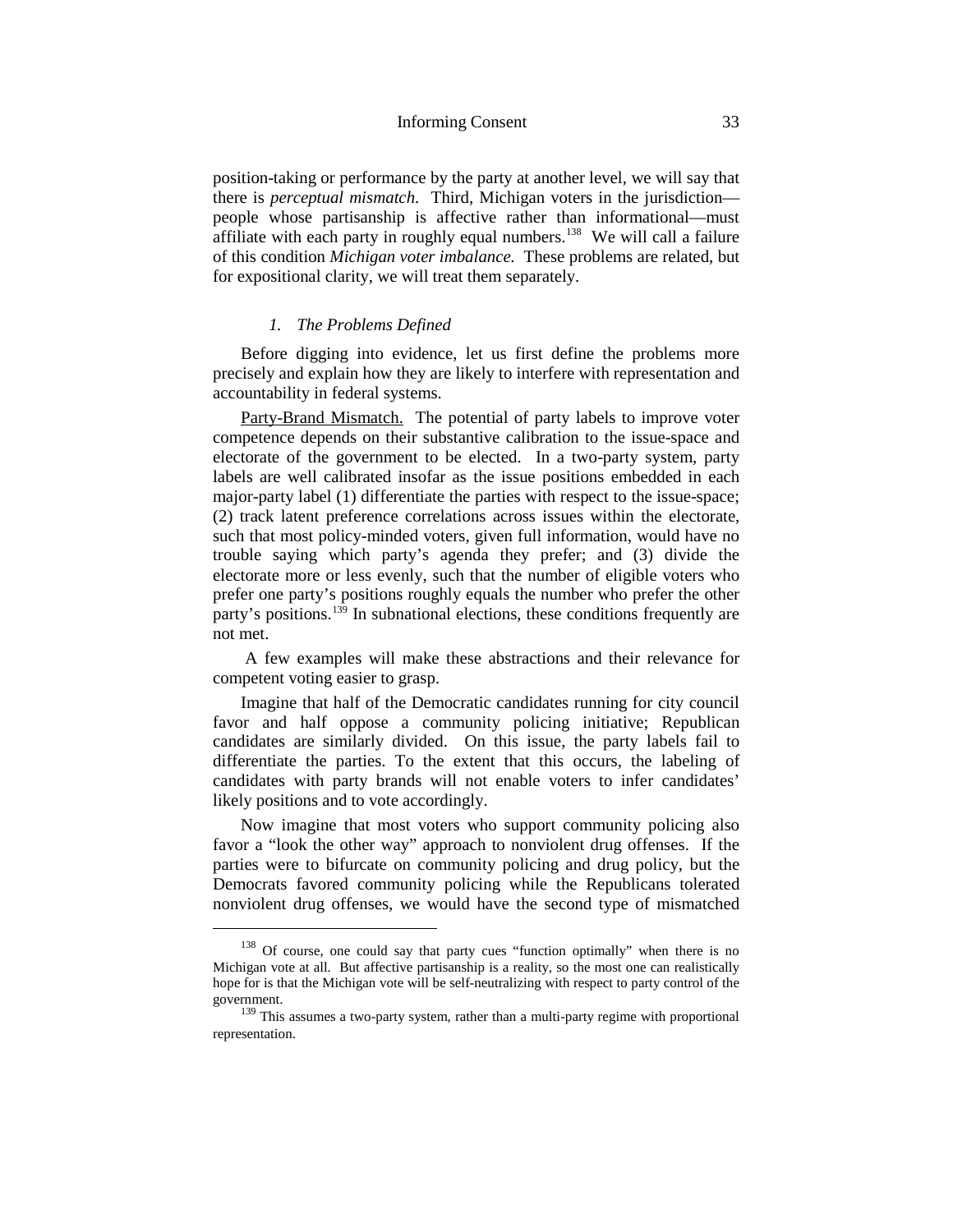position-taking or performance by the party at another level, we will say that there is *perceptual mismatch*. Third, Michigan voters in the jurisdiction—people whose partisanship is affective rather than informational—must affiliate with each party in roughly equal numbers.[138] We will call a failure of this condition *Michigan voter imbalance.* These problems are related, but for expositional clarity, we will treat them separately.

### *1. The Problems Defined*

Before digging into evidence, let us first define the problems more precisely and explain how they are likely to interfere with representation and accountability in federal systems.

Party-Brand Mismatch. The potential of party labels to improve voter competence depends on their substantive calibration to the issue-space and electorate of the government to be elected. In a two-party system, party labels are well calibrated insofar as the issue positions embedded in each major-party label (1) differentiate the parties with respect to the issue-space; (2) track latent preference correlations across issues within the electorate, such that most policy-minded voters, given full information, would have no trouble saying which party's agenda they prefer; and (3) divide the electorate more or less evenly, such that the number of eligible voters who prefer one party's positions roughly equals the number who prefer the other party's positions.[139] In subnational elections, these conditions frequently are not met.

A few examples will make these abstractions and their relevance for competent voting easier to grasp.

Imagine that half of the Democratic candidates running for city council favor and half oppose a community policing initiative; Republican candidates are similarly divided. On this issue, the party labels fail to differentiate the parties. To the extent that this occurs, the labeling of candidates with party brands will not enable voters to infer candidates' likely positions and to vote accordingly.

Now imagine that most voters who support community policing also favor a "look the other way" approach to nonviolent drug offenses. If the parties were to bifurcate on community policing and drug policy, but the Democrats favored community policing while the Republicans tolerated nonviolent drug offenses, we would have the second type of mismatched

---

[138] Of course, one could say that party cues "function optimally" when there is no Michigan vote at all. But affective partisanship is a reality, so the most one can realistically hope for is that the Michigan vote will be self-neutralizing with respect to party control of the government.

[139] This assumes a two-party system, rather than a multi-party regime with proportional representation.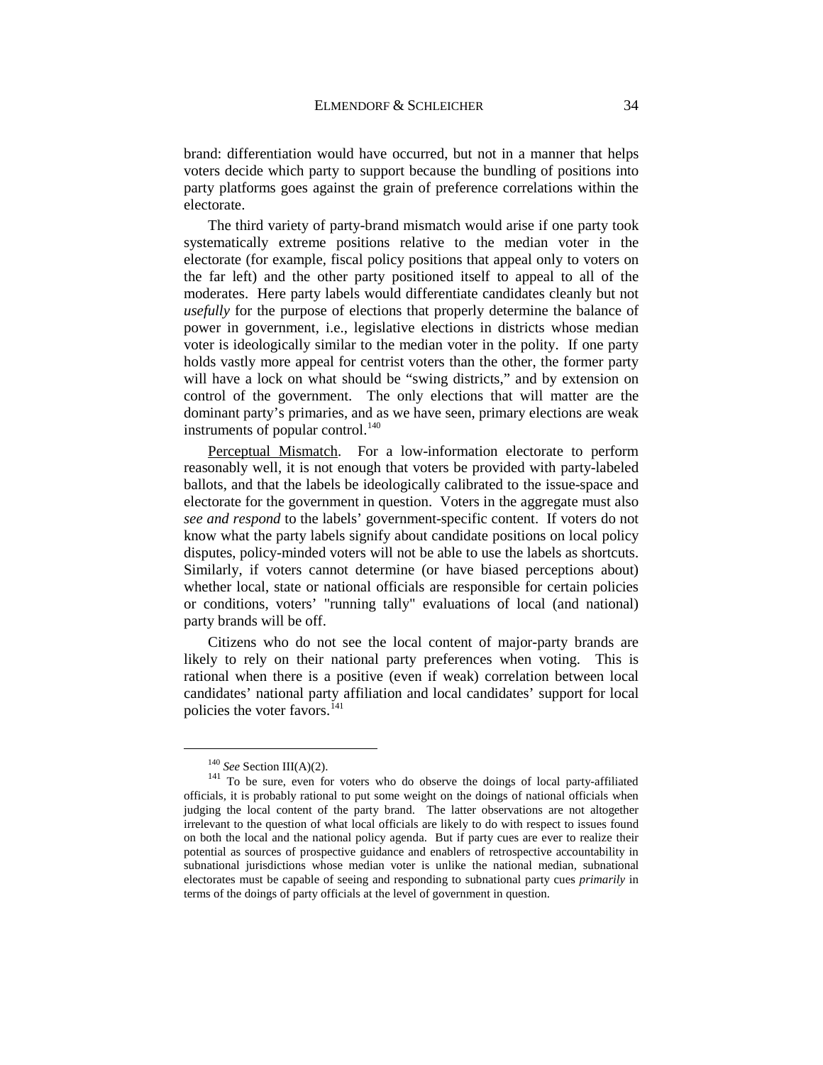brand: differentiation would have occurred, but not in a manner that helps voters decide which party to support because the bundling of positions into party platforms goes against the grain of preference correlations within the electorate.

The third variety of party-brand mismatch would arise if one party took systematically extreme positions relative to the median voter in the electorate (for example, fiscal policy positions that appeal only to voters on the far left) and the other party positioned itself to appeal to all of the moderates. Here party labels would differentiate candidates cleanly but not *usefully* for the purpose of elections that properly determine the balance of power in government, i.e., legislative elections in districts whose median voter is ideologically similar to the median voter in the polity. If one party holds vastly more appeal for centrist voters than the other, the former party will have a lock on what should be "swing districts," and by extension on control of the government. The only elections that will matter are the dominant party's primaries, and as we have seen, primary elections are weak instruments of popular control.[140]

<u>Perceptual Mismatch</u>. For a low-information electorate to perform reasonably well, it is not enough that voters be provided with party-labeled ballots, and that the labels be ideologically calibrated to the issue-space and electorate for the government in question. Voters in the aggregate must also *see and respond* to the labels' government-specific content. If voters do not know what the party labels signify about candidate positions on local policy disputes, policy-minded voters will not be able to use the labels as shortcuts. Similarly, if voters cannot determine (or have biased perceptions about) whether local, state or national officials are responsible for certain policies or conditions, voters' "running tally" evaluations of local (and national) party brands will be off.

Citizens who do not see the local content of major-party brands are likely to rely on their national party preferences when voting. This is rational when there is a positive (even if weak) correlation between local candidates' national party affiliation and local candidates' support for local policies the voter favors.[141]

---

[140] *See* Section III(A)(2).

[141] To be sure, even for voters who do observe the doings of local party-affiliated officials, it is probably rational to put some weight on the doings of national officials when judging the local content of the party brand. The latter observations are not altogether irrelevant to the question of what local officials are likely to do with respect to issues found on both the local and the national policy agenda. But if party cues are ever to realize their potential as sources of prospective guidance and enablers of retrospective accountability in subnational jurisdictions whose median voter is unlike the national median, subnational electorates must be capable of seeing and responding to subnational party cues *primarily* in terms of the doings of party officials at the level of government in question.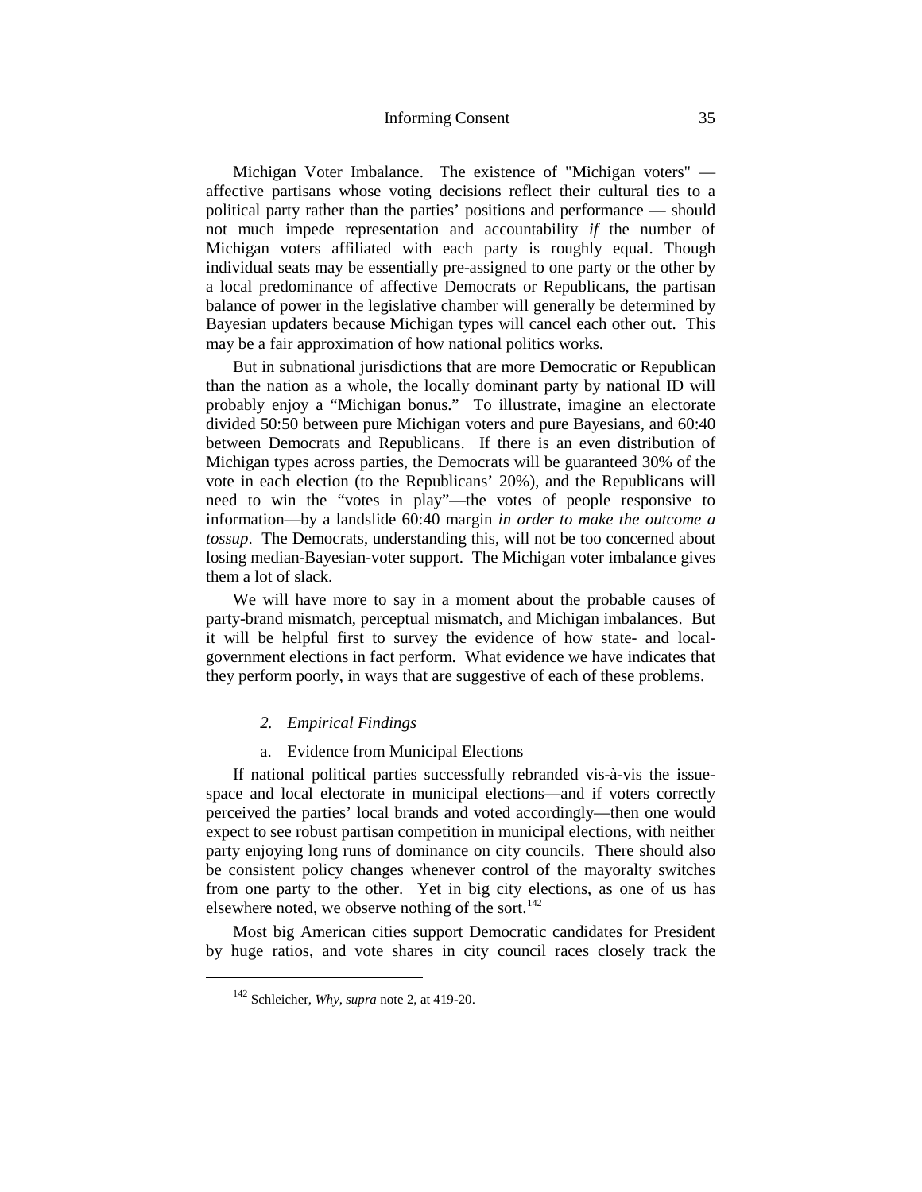Michigan Voter Imbalance. The existence of "Michigan voters" — affective partisans whose voting decisions reflect their cultural ties to a political party rather than the parties' positions and performance — should not much impede representation and accountability *if* the number of Michigan voters affiliated with each party is roughly equal. Though individual seats may be essentially pre-assigned to one party or the other by a local predominance of affective Democrats or Republicans, the partisan balance of power in the legislative chamber will generally be determined by Bayesian updaters because Michigan types will cancel each other out. This may be a fair approximation of how national politics works.

But in subnational jurisdictions that are more Democratic or Republican than the nation as a whole, the locally dominant party by national ID will probably enjoy a "Michigan bonus." To illustrate, imagine an electorate divided 50:50 between pure Michigan voters and pure Bayesians, and 60:40 between Democrats and Republicans. If there is an even distribution of Michigan types across parties, the Democrats will be guaranteed 30% of the vote in each election (to the Republicans' 20%), and the Republicans will need to win the "votes in play"—the votes of people responsive to information—by a landslide 60:40 margin *in order to make the outcome a tossup*. The Democrats, understanding this, will not be too concerned about losing median-Bayesian-voter support. The Michigan voter imbalance gives them a lot of slack.

We will have more to say in a moment about the probable causes of party-brand mismatch, perceptual mismatch, and Michigan imbalances. But it will be helpful first to survey the evidence of how state- and local-government elections in fact perform. What evidence we have indicates that they perform poorly, in ways that are suggestive of each of these problems.

### *2. Empirical Findings*

#### a. Evidence from Municipal Elections

If national political parties successfully rebranded vis-à-vis the issue-space and local electorate in municipal elections—and if voters correctly perceived the parties' local brands and voted accordingly—then one would expect to see robust partisan competition in municipal elections, with neither party enjoying long runs of dominance on city councils. There should also be consistent policy changes whenever control of the mayoralty switches from one party to the other. Yet in big city elections, as one of us has elsewhere noted, we observe nothing of the sort.[142]

Most big American cities support Democratic candidates for President by huge ratios, and vote shares in city council races closely track the

[142] Schleicher, *Why*, *supra* note 2, at 419-20.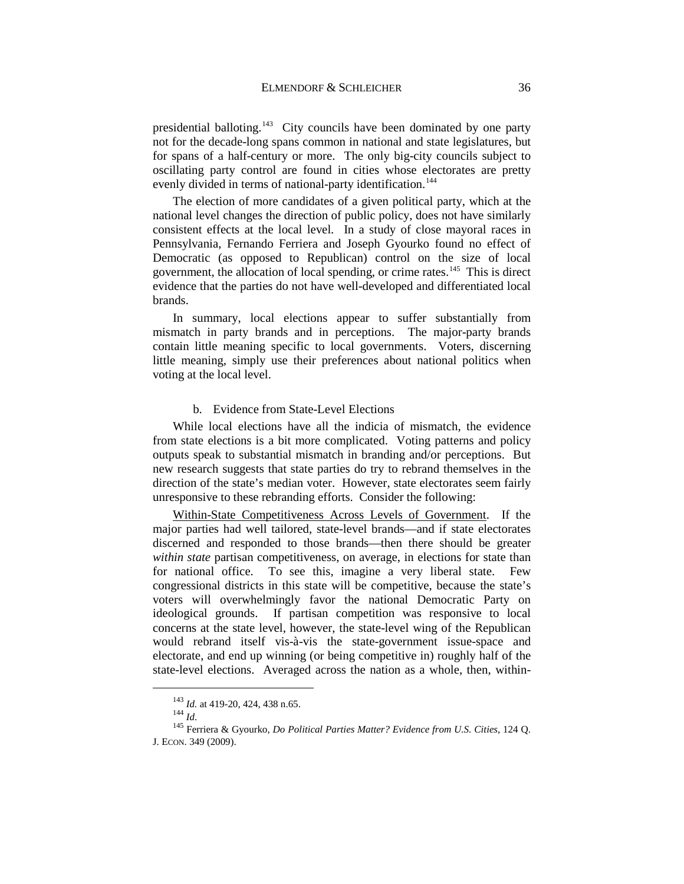presidential balloting.[143] City councils have been dominated by one party not for the decade-long spans common in national and state legislatures, but for spans of a half-century or more. The only big-city councils subject to oscillating party control are found in cities whose electorates are pretty evenly divided in terms of national-party identification.[144]

The election of more candidates of a given political party, which at the national level changes the direction of public policy, does not have similarly consistent effects at the local level. In a study of close mayoral races in Pennsylvania, Fernando Ferriera and Joseph Gyourko found no effect of Democratic (as opposed to Republican) control on the size of local government, the allocation of local spending, or crime rates.[145] This is direct evidence that the parties do not have well-developed and differentiated local brands.

In summary, local elections appear to suffer substantially from mismatch in party brands and in perceptions. The major-party brands contain little meaning specific to local governments. Voters, discerning little meaning, simply use their preferences about national politics when voting at the local level.

### b. Evidence from State-Level Elections

While local elections have all the indicia of mismatch, the evidence from state elections is a bit more complicated. Voting patterns and policy outputs speak to substantial mismatch in branding and/or perceptions. But new research suggests that state parties do try to rebrand themselves in the direction of the state's median voter. However, state electorates seem fairly unresponsive to these rebranding efforts. Consider the following:

<u>Within-State Competitiveness Across Levels of Government</u>. If the major parties had well tailored, state-level brands—and if state electorates discerned and responded to those brands—then there should be greater *within state* partisan competitiveness, on average, in elections for state than for national office. To see this, imagine a very liberal state. Few congressional districts in this state will be competitive, because the state's voters will overwhelmingly favor the national Democratic Party on ideological grounds. If partisan competition was responsive to local concerns at the state level, however, the state-level wing of the Republican would rebrand itself vis-à-vis the state-government issue-space and electorate, and end up winning (or being competitive in) roughly half of the state-level elections. Averaged across the nation as a whole, then, within-

---

[143] *Id.* at 419-20, 424, 438 n.65.

[144] *Id.*

[145] Ferriera & Gyourko, *Do Political Parties Matter? Evidence from U.S. Cities*, 124 Q. J. ECON. 349 (2009).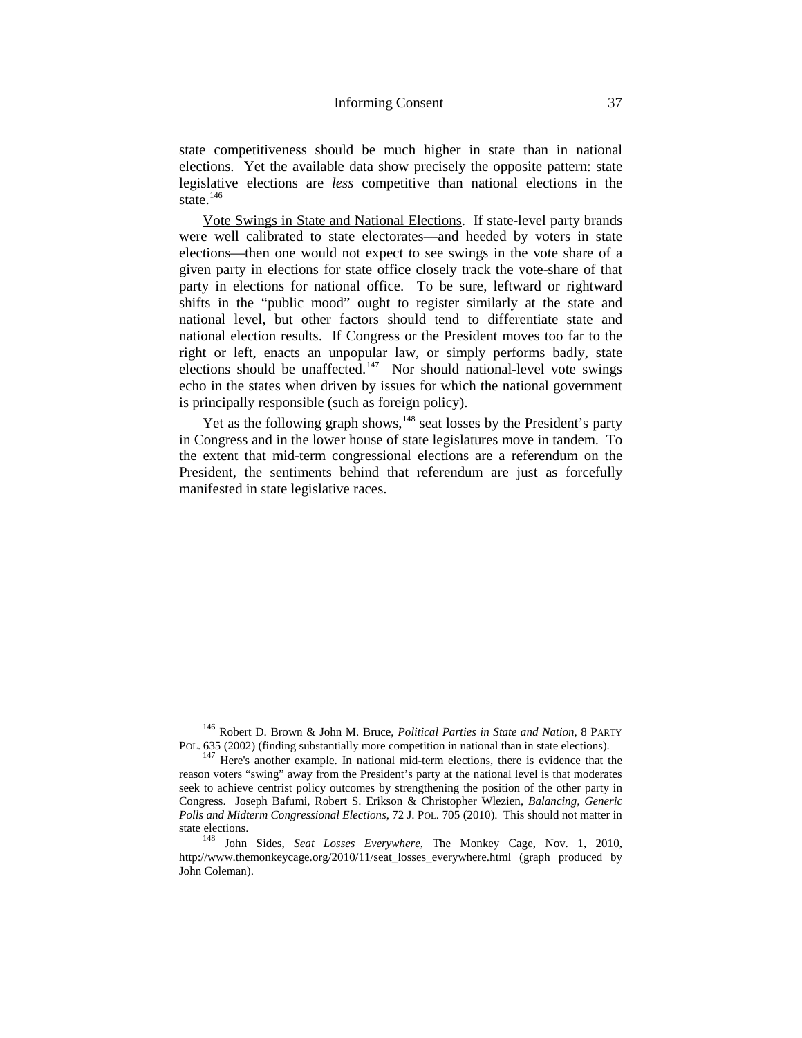state competitiveness should be much higher in state than in national elections. Yet the available data show precisely the opposite pattern: state legislative elections are *less* competitive than national elections in the state.[146]

Vote Swings in State and National Elections. If state-level party brands were well calibrated to state electorates—and heeded by voters in state elections—then one would not expect to see swings in the vote share of a given party in elections for state office closely track the vote-share of that party in elections for national office. To be sure, leftward or rightward shifts in the "public mood" ought to register similarly at the state and national level, but other factors should tend to differentiate state and national election results. If Congress or the President moves too far to the right or left, enacts an unpopular law, or simply performs badly, state elections should be unaffected.[147] Nor should national-level vote swings echo in the states when driven by issues for which the national government is principally responsible (such as foreign policy).

Yet as the following graph shows,[148] seat losses by the President's party in Congress and in the lower house of state legislatures move in tandem. To the extent that mid-term congressional elections are a referendum on the President, the sentiments behind that referendum are just as forcefully manifested in state legislative races.

---

[146] Robert D. Brown & John M. Bruce, *Political Parties in State and Nation*, 8 PARTY POL. 635 (2002) (finding substantially more competition in national than in state elections).

[147] Here's another example. In national mid-term elections, there is evidence that the reason voters "swing" away from the President's party at the national level is that moderates seek to achieve centrist policy outcomes by strengthening the position of the other party in Congress. Joseph Bafumi, Robert S. Erikson & Christopher Wlezien, *Balancing, Generic Polls and Midterm Congressional Elections*, 72 J. POL. 705 (2010). This should not matter in state elections.

[148] John Sides, *Seat Losses Everywhere*, The Monkey Cage, Nov. 1, 2010, http://www.themonkeycage.org/2010/11/seat_losses_everywhere.html (graph produced by John Coleman).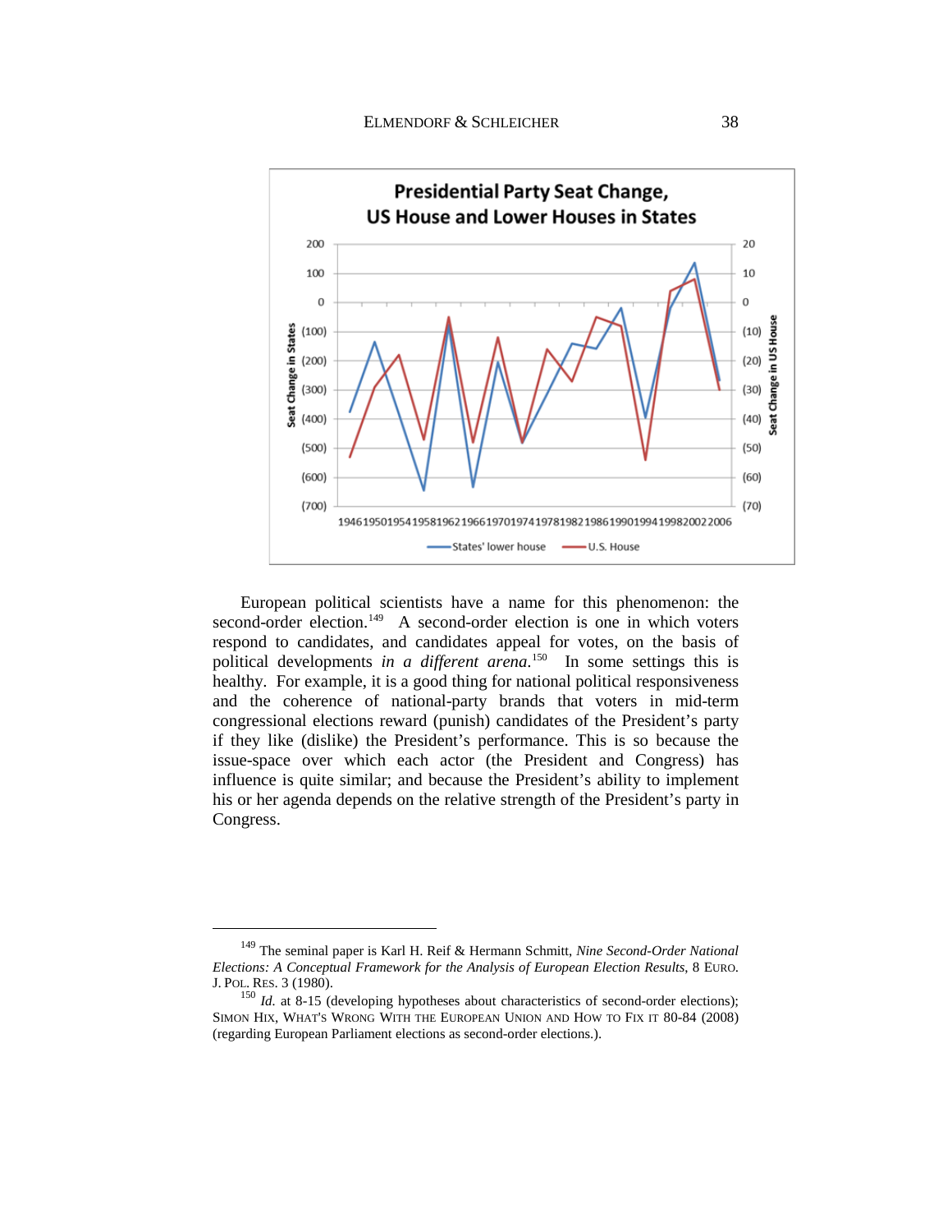European political scientists have a name for this phenomenon: the second-order election.[149] A second-order election is one in which voters respond to candidates, and candidates appeal for votes, on the basis of political developments *in a different arena*.[150] In some settings this is healthy. For example, it is a good thing for national political responsiveness and the coherence of national-party brands that voters in mid-term congressional elections reward (punish) candidates of the President's party if they like (dislike) the President's performance. This is so because the issue-space over which each actor (the President and Congress) has influence is quite similar; and because the President's ability to implement his or her agenda depends on the relative strength of the President's party in Congress.

---

[149] The seminal paper is Karl H. Reif & Hermann Schmitt, *Nine Second-Order National Elections: A Conceptual Framework for the Analysis of European Election Results*, 8 EURO. J. POL. RES. 3 (1980).

[150] *Id.* at 8-15 (developing hypotheses about characteristics of second-order elections); SIMON HIX, WHAT'S WRONG WITH THE EUROPEAN UNION AND HOW TO FIX IT 80-84 (2008) (regarding European Parliament elections as second-order elections.).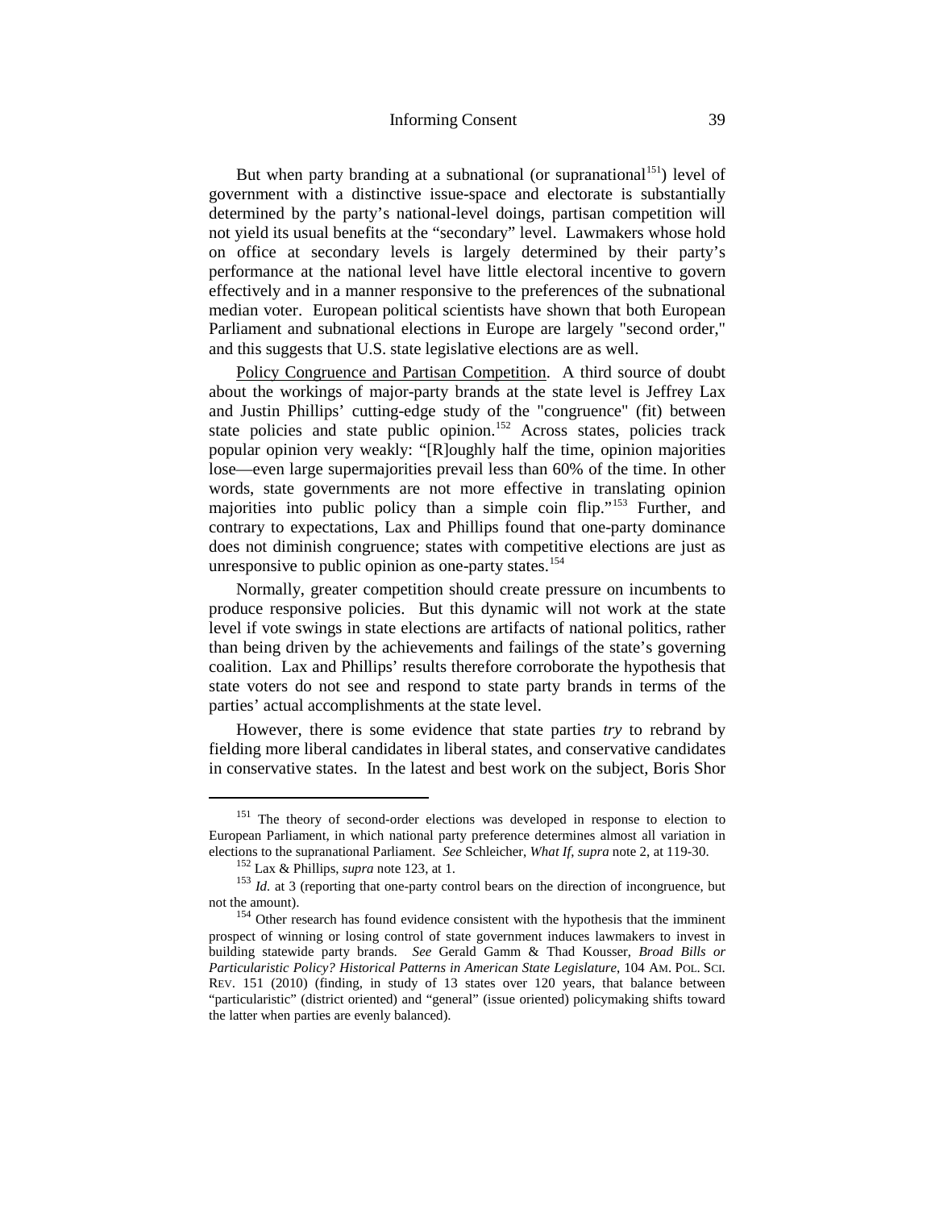But when party branding at a subnational (or supranational[151]) level of government with a distinctive issue-space and electorate is substantially determined by the party's national-level doings, partisan competition will not yield its usual benefits at the "secondary" level. Lawmakers whose hold on office at secondary levels is largely determined by their party's performance at the national level have little electoral incentive to govern effectively and in a manner responsive to the preferences of the subnational median voter. European political scientists have shown that both European Parliament and subnational elections in Europe are largely "second order," and this suggests that U.S. state legislative elections are as well.

Policy Congruence and Partisan Competition. A third source of doubt about the workings of major-party brands at the state level is Jeffrey Lax and Justin Phillips' cutting-edge study of the "congruence" (fit) between state policies and state public opinion.[152] Across states, policies track popular opinion very weakly: "[R]oughly half the time, opinion majorities lose—even large supermajorities prevail less than 60% of the time. In other words, state governments are not more effective in translating opinion majorities into public policy than a simple coin flip."[153] Further, and contrary to expectations, Lax and Phillips found that one-party dominance does not diminish congruence; states with competitive elections are just as unresponsive to public opinion as one-party states.[154]

Normally, greater competition should create pressure on incumbents to produce responsive policies. But this dynamic will not work at the state level if vote swings in state elections are artifacts of national politics, rather than being driven by the achievements and failings of the state's governing coalition. Lax and Phillips' results therefore corroborate the hypothesis that state voters do not see and respond to state party brands in terms of the parties' actual accomplishments at the state level.

However, there is some evidence that state parties *try* to rebrand by fielding more liberal candidates in liberal states, and conservative candidates in conservative states. In the latest and best work on the subject, Boris Shor

---

[151] The theory of second-order elections was developed in response to election to European Parliament, in which national party preference determines almost all variation in elections to the supranational Parliament. *See* Schleicher, *What If*, *supra* note 2, at 119-30.

[152] Lax & Phillips, *supra* note 123, at 1.

[153] *Id.* at 3 (reporting that one-party control bears on the direction of incongruence, but not the amount).

[154] Other research has found evidence consistent with the hypothesis that the imminent prospect of winning or losing control of state government induces lawmakers to invest in building statewide party brands. *See* Gerald Gamm & Thad Kousser, *Broad Bills or Particularistic Policy? Historical Patterns in American State Legislature*, 104 AM. POL. SCI. REV. 151 (2010) (finding, in study of 13 states over 120 years, that balance between "particularistic" (district oriented) and "general" (issue oriented) policymaking shifts toward the latter when parties are evenly balanced).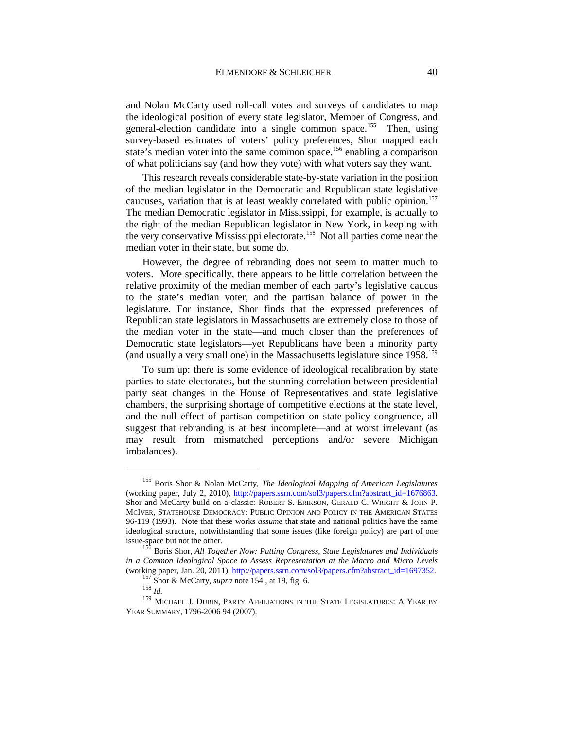and Nolan McCarty used roll-call votes and surveys of candidates to map the ideological position of every state legislator, Member of Congress, and general-election candidate into a single common space.[155] Then, using survey-based estimates of voters' policy preferences, Shor mapped each state's median voter into the same common space,[156] enabling a comparison of what politicians say (and how they vote) with what voters say they want.

This research reveals considerable state-by-state variation in the position of the median legislator in the Democratic and Republican state legislative caucuses, variation that is at least weakly correlated with public opinion.[157] The median Democratic legislator in Mississippi, for example, is actually to the right of the median Republican legislator in New York, in keeping with the very conservative Mississippi electorate.[158] Not all parties come near the median voter in their state, but some do.

However, the degree of rebranding does not seem to matter much to voters. More specifically, there appears to be little correlation between the relative proximity of the median member of each party's legislative caucus to the state's median voter, and the partisan balance of power in the legislature. For instance, Shor finds that the expressed preferences of Republican state legislators in Massachusetts are extremely close to those of the median voter in the state—and much closer than the preferences of Democratic state legislators—yet Republicans have been a minority party (and usually a very small one) in the Massachusetts legislature since 1958.[159]

To sum up: there is some evidence of ideological recalibration by state parties to state electorates, but the stunning correlation between presidential party seat changes in the House of Representatives and state legislative chambers, the surprising shortage of competitive elections at the state level, and the null effect of partisan competition on state-policy congruence, all suggest that rebranding is at best incomplete—and at worst irrelevant (as may result from mismatched perceptions and/or severe Michigan imbalances).

---

[155] Boris Shor & Nolan McCarty, *The Ideological Mapping of American Legislatures* (working paper, July 2, 2010), http://papers.ssrn.com/sol3/papers.cfm?abstract_id=1676863. Shor and McCarty build on a classic: ROBERT S. ERIKSON, GERALD C. WRIGHT & JOHN P. MCIVER, STATEHOUSE DEMOCRACY: PUBLIC OPINION AND POLICY IN THE AMERICAN STATES 96-119 (1993). Note that these works *assume* that state and national politics have the same ideological structure, notwithstanding that some issues (like foreign policy) are part of one issue-space but not the other.

[156] Boris Shor, *All Together Now: Putting Congress, State Legislatures and Individuals in a Common Ideological Space to Assess Representation at the Macro and Micro Levels* (working paper, Jan. 20, 2011), http://papers.ssrn.com/sol3/papers.cfm?abstract_id=1697352.

[157] Shor & McCarty, *supra* note 154 , at 19, fig. 6.

[158] *Id.*

[159] MICHAEL J. DUBIN, PARTY AFFILIATIONS IN THE STATE LEGISLATURES: A YEAR BY YEAR SUMMARY, 1796-2006 94 (2007).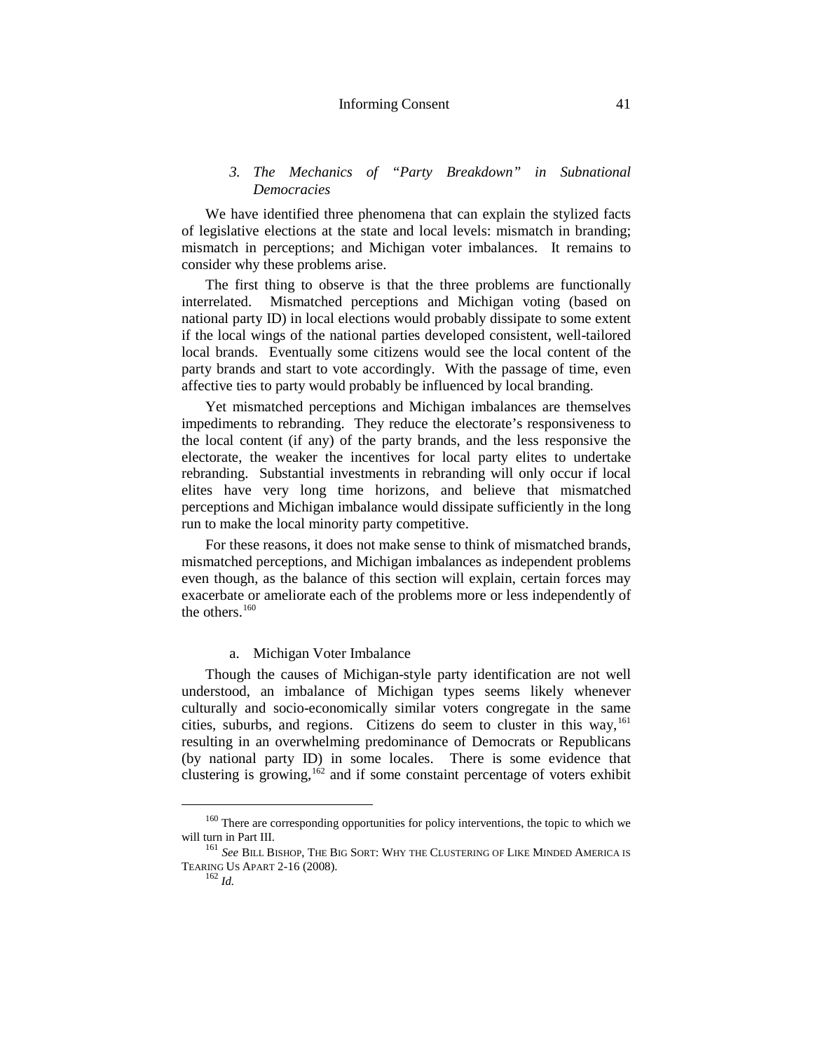### 3. *The Mechanics of "Party Breakdown" in Subnational Democracies*

We have identified three phenomena that can explain the stylized facts of legislative elections at the state and local levels: mismatch in branding; mismatch in perceptions; and Michigan voter imbalances. It remains to consider why these problems arise.

The first thing to observe is that the three problems are functionally interrelated. Mismatched perceptions and Michigan voting (based on national party ID) in local elections would probably dissipate to some extent if the local wings of the national parties developed consistent, well-tailored local brands. Eventually some citizens would see the local content of the party brands and start to vote accordingly. With the passage of time, even affective ties to party would probably be influenced by local branding.

Yet mismatched perceptions and Michigan imbalances are themselves impediments to rebranding. They reduce the electorate's responsiveness to the local content (if any) of the party brands, and the less responsive the electorate, the weaker the incentives for local party elites to undertake rebranding. Substantial investments in rebranding will only occur if local elites have very long time horizons, and believe that mismatched perceptions and Michigan imbalance would dissipate sufficiently in the long run to make the local minority party competitive.

For these reasons, it does not make sense to think of mismatched brands, mismatched perceptions, and Michigan imbalances as independent problems even though, as the balance of this section will explain, certain forces may exacerbate or ameliorate each of the problems more or less independently of the others.[160]

#### a. Michigan Voter Imbalance

Though the causes of Michigan-style party identification are not well understood, an imbalance of Michigan types seems likely whenever culturally and socio-economically similar voters congregate in the same cities, suburbs, and regions. Citizens do seem to cluster in this way,[161] resulting in an overwhelming predominance of Democrats or Republicans (by national party ID) in some locales. There is some evidence that clustering is growing,[162] and if some constaint percentage of voters exhibit

---

[160] There are corresponding opportunities for policy interventions, the topic to which we will turn in Part III.

[161] *See* BILL BISHOP, THE BIG SORT: WHY THE CLUSTERING OF LIKE MINDED AMERICA IS TEARING US APART 2-16 (2008).

[162] *Id.*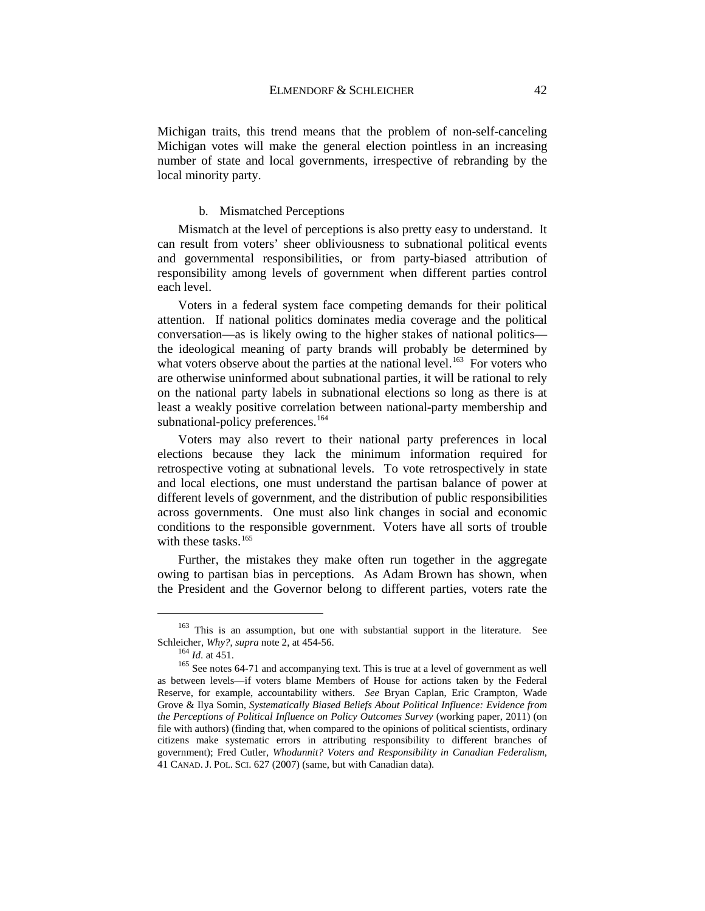Michigan traits, this trend means that the problem of non-self-canceling Michigan votes will make the general election pointless in an increasing number of state and local governments, irrespective of rebranding by the local minority party.

#### b. Mismatched Perceptions

Mismatch at the level of perceptions is also pretty easy to understand. It can result from voters' sheer obliviousness to subnational political events and governmental responsibilities, or from party-biased attribution of responsibility among levels of government when different parties control each level.

Voters in a federal system face competing demands for their political attention. If national politics dominates media coverage and the political conversation—as is likely owing to the higher stakes of national politics—the ideological meaning of party brands will probably be determined by what voters observe about the parties at the national level.[163] For voters who are otherwise uninformed about subnational parties, it will be rational to rely on the national party labels in subnational elections so long as there is at least a weakly positive correlation between national-party membership and subnational-policy preferences.[164]

Voters may also revert to their national party preferences in local elections because they lack the minimum information required for retrospective voting at subnational levels. To vote retrospectively in state and local elections, one must understand the partisan balance of power at different levels of government, and the distribution of public responsibilities across governments. One must also link changes in social and economic conditions to the responsible government. Voters have all sorts of trouble with these tasks.[165]

Further, the mistakes they make often run together in the aggregate owing to partisan bias in perceptions. As Adam Brown has shown, when the President and the Governor belong to different parties, voters rate the

---

[163] This is an assumption, but one with substantial support in the literature. See Schleicher, *Why?*, *supra* note 2, at 454-56.

[164] *Id.* at 451.

[165] See notes 64-71 and accompanying text. This is true at a level of government as well as between levels—if voters blame Members of House for actions taken by the Federal Reserve, for example, accountability withers. *See* Bryan Caplan, Eric Crampton, Wade Grove & Ilya Somin, *Systematically Biased Beliefs About Political Influence: Evidence from the Perceptions of Political Influence on Policy Outcomes Survey* (working paper, 2011) (on file with authors) (finding that, when compared to the opinions of political scientists, ordinary citizens make systematic errors in attributing responsibility to different branches of government); Fred Cutler, *Whodunnit? Voters and Responsibility in Canadian Federalism*, 41 CANAD. J. POL. SCI. 627 (2007) (same, but with Canadian data).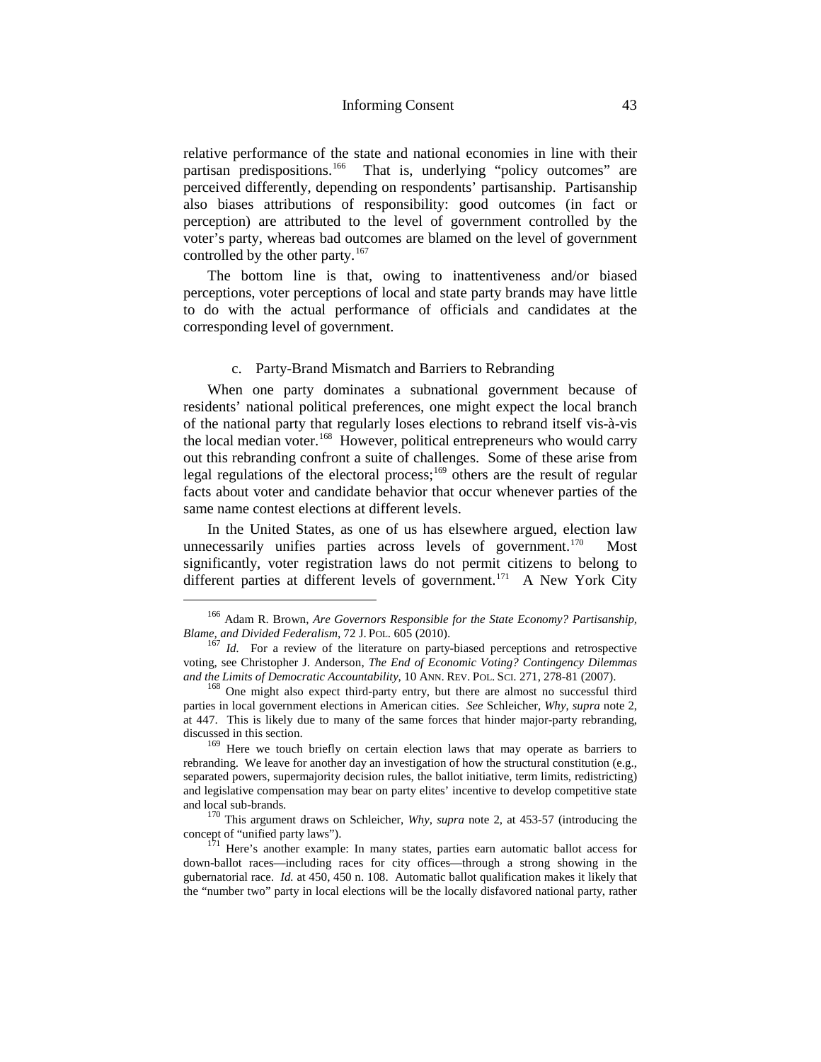relative performance of the state and national economies in line with their partisan predispositions.[166] That is, underlying "policy outcomes" are perceived differently, depending on respondents' partisanship. Partisanship also biases attributions of responsibility: good outcomes (in fact or perception) are attributed to the level of government controlled by the voter's party, whereas bad outcomes are blamed on the level of government controlled by the other party.[167]

The bottom line is that, owing to inattentiveness and/or biased perceptions, voter perceptions of local and state party brands may have little to do with the actual performance of officials and candidates at the corresponding level of government.

### c. Party-Brand Mismatch and Barriers to Rebranding

When one party dominates a subnational government because of residents' national political preferences, one might expect the local branch of the national party that regularly loses elections to rebrand itself vis-à-vis the local median voter.[168] However, political entrepreneurs who would carry out this rebranding confront a suite of challenges. Some of these arise from legal regulations of the electoral process;[169] others are the result of regular facts about voter and candidate behavior that occur whenever parties of the same name contest elections at different levels.

In the United States, as one of us has elsewhere argued, election law unnecessarily unifies parties across levels of government.[170] Most significantly, voter registration laws do not permit citizens to belong to different parties at different levels of government.[171] A New York City

---

[166] Adam R. Brown, *Are Governors Responsible for the State Economy? Partisanship, Blame, and Divided Federalism*, 72 J. POL. 605 (2010).

[167] *Id.* For a review of the literature on party-biased perceptions and retrospective voting, see Christopher J. Anderson, *The End of Economic Voting? Contingency Dilemmas and the Limits of Democratic Accountability*, 10 ANN. REV. POL. SCI. 271, 278-81 (2007).

[168] One might also expect third-party entry, but there are almost no successful third parties in local government elections in American cities. *See* Schleicher, *Why*, *supra* note 2, at 447. This is likely due to many of the same forces that hinder major-party rebranding, discussed in this section.

[169] Here we touch briefly on certain election laws that may operate as barriers to rebranding. We leave for another day an investigation of how the structural constitution (e.g., separated powers, supermajority decision rules, the ballot initiative, term limits, redistricting) and legislative compensation may bear on party elites' incentive to develop competitive state and local sub-brands.

[170] This argument draws on Schleicher, *Why*, *supra* note 2, at 453-57 (introducing the concept of "unified party laws").

[171] Here's another example: In many states, parties earn automatic ballot access for down-ballot races—including races for city offices—through a strong showing in the gubernatorial race. *Id.* at 450, 450 n. 108. Automatic ballot qualification makes it likely that the "number two" party in local elections will be the locally disfavored national party, rather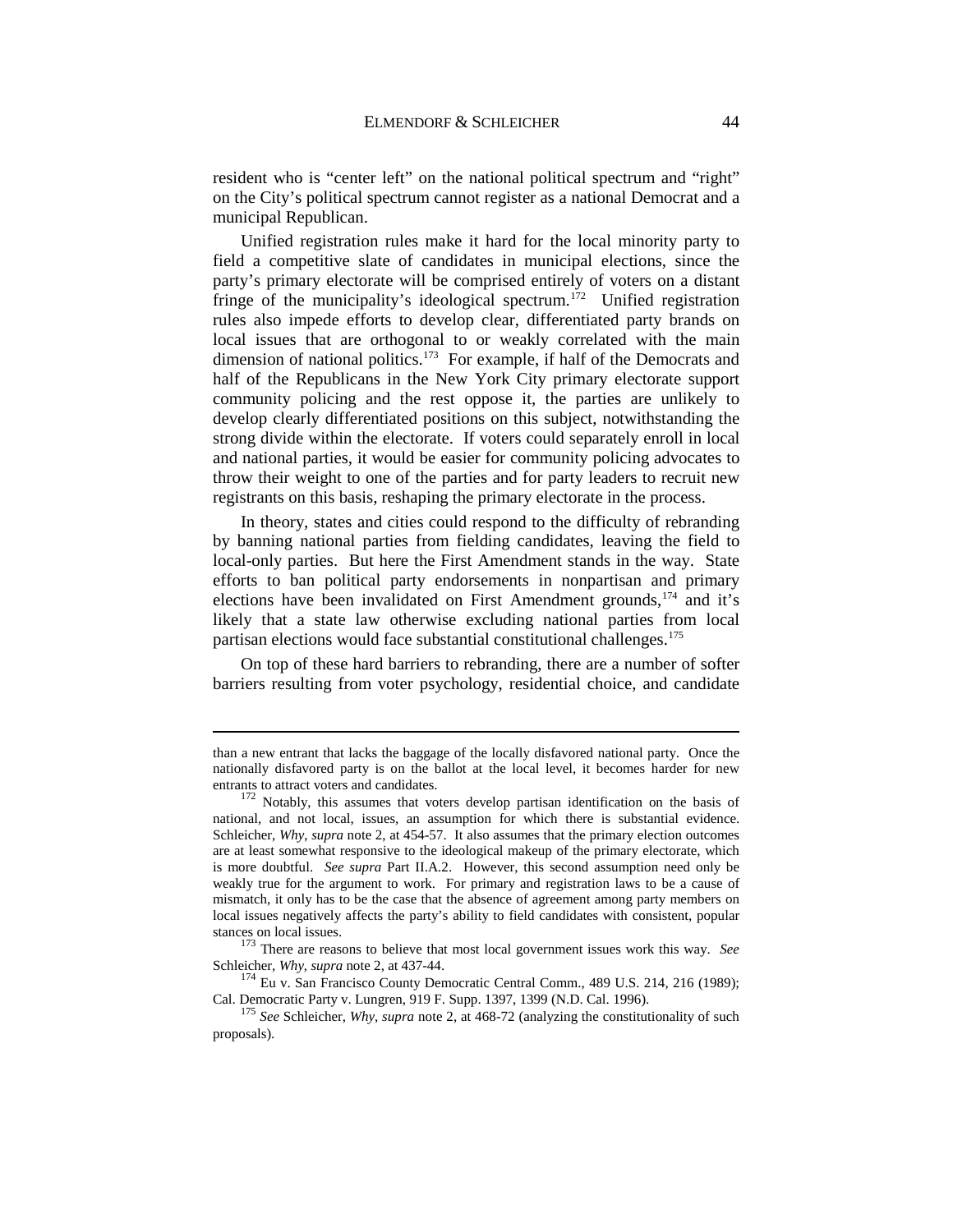resident who is "center left" on the national political spectrum and "right" on the City's political spectrum cannot register as a national Democrat and a municipal Republican.

Unified registration rules make it hard for the local minority party to field a competitive slate of candidates in municipal elections, since the party's primary electorate will be comprised entirely of voters on a distant fringe of the municipality's ideological spectrum.[172] Unified registration rules also impede efforts to develop clear, differentiated party brands on local issues that are orthogonal to or weakly correlated with the main dimension of national politics.[173] For example, if half of the Democrats and half of the Republicans in the New York City primary electorate support community policing and the rest oppose it, the parties are unlikely to develop clearly differentiated positions on this subject, notwithstanding the strong divide within the electorate. If voters could separately enroll in local and national parties, it would be easier for community policing advocates to throw their weight to one of the parties and for party leaders to recruit new registrants on this basis, reshaping the primary electorate in the process.

In theory, states and cities could respond to the difficulty of rebranding by banning national parties from fielding candidates, leaving the field to local-only parties. But here the First Amendment stands in the way. State efforts to ban political party endorsements in nonpartisan and primary elections have been invalidated on First Amendment grounds,[174] and it's likely that a state law otherwise excluding national parties from local partisan elections would face substantial constitutional challenges.[175]

On top of these hard barriers to rebranding, there are a number of softer barriers resulting from voter psychology, residential choice, and candidate

---

than a new entrant that lacks the baggage of the locally disfavored national party. Once the nationally disfavored party is on the ballot at the local level, it becomes harder for new entrants to attract voters and candidates.

[172] Notably, this assumes that voters develop partisan identification on the basis of national, and not local, issues, an assumption for which there is substantial evidence. Schleicher, *Why*, *supra* note 2, at 454-57. It also assumes that the primary election outcomes are at least somewhat responsive to the ideological makeup of the primary electorate, which is more doubtful. *See supra* Part II.A.2. However, this second assumption need only be weakly true for the argument to work. For primary and registration laws to be a cause of mismatch, it only has to be the case that the absence of agreement among party members on local issues negatively affects the party's ability to field candidates with consistent, popular stances on local issues.

[173] There are reasons to believe that most local government issues work this way. *See* Schleicher, *Why*, *supra* note 2, at 437-44.

[174] Eu v. San Francisco County Democratic Central Comm., 489 U.S. 214, 216 (1989); Cal. Democratic Party v. Lungren, 919 F. Supp. 1397, 1399 (N.D. Cal. 1996).

[175] *See* Schleicher, *Why*, *supra* note 2, at 468-72 (analyzing the constitutionality of such proposals).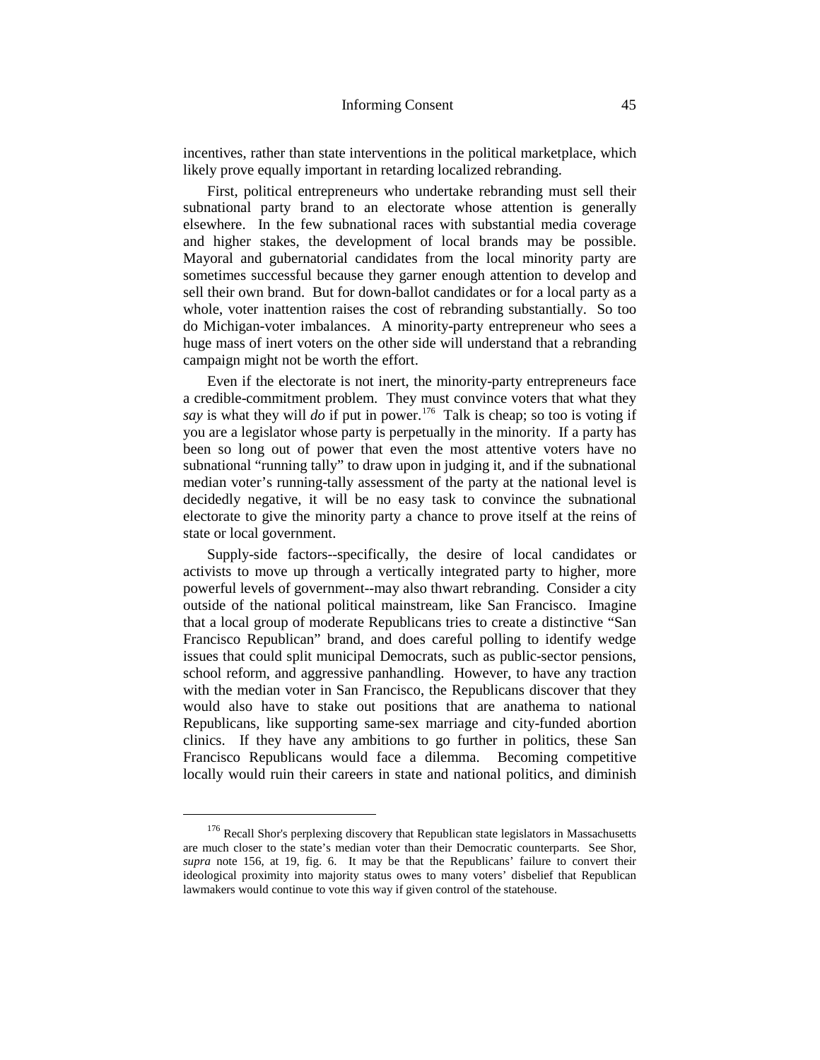incentives, rather than state interventions in the political marketplace, which likely prove equally important in retarding localized rebranding.

First, political entrepreneurs who undertake rebranding must sell their subnational party brand to an electorate whose attention is generally elsewhere. In the few subnational races with substantial media coverage and higher stakes, the development of local brands may be possible. Mayoral and gubernatorial candidates from the local minority party are sometimes successful because they garner enough attention to develop and sell their own brand. But for down-ballot candidates or for a local party as a whole, voter inattention raises the cost of rebranding substantially. So too do Michigan-voter imbalances. A minority-party entrepreneur who sees a huge mass of inert voters on the other side will understand that a rebranding campaign might not be worth the effort.

Even if the electorate is not inert, the minority-party entrepreneurs face a credible-commitment problem. They must convince voters that what they *say* is what they will *do* if put in power.[176] Talk is cheap; so too is voting if you are a legislator whose party is perpetually in the minority. If a party has been so long out of power that even the most attentive voters have no subnational "running tally" to draw upon in judging it, and if the subnational median voter's running-tally assessment of the party at the national level is decidedly negative, it will be no easy task to convince the subnational electorate to give the minority party a chance to prove itself at the reins of state or local government.

Supply-side factors--specifically, the desire of local candidates or activists to move up through a vertically integrated party to higher, more powerful levels of government--may also thwart rebranding. Consider a city outside of the national political mainstream, like San Francisco. Imagine that a local group of moderate Republicans tries to create a distinctive "San Francisco Republican" brand, and does careful polling to identify wedge issues that could split municipal Democrats, such as public-sector pensions, school reform, and aggressive panhandling. However, to have any traction with the median voter in San Francisco, the Republicans discover that they would also have to stake out positions that are anathema to national Republicans, like supporting same-sex marriage and city-funded abortion clinics. If they have any ambitions to go further in politics, these San Francisco Republicans would face a dilemma. Becoming competitive locally would ruin their careers in state and national politics, and diminish

---

[176] Recall Shor's perplexing discovery that Republican state legislators in Massachusetts are much closer to the state's median voter than their Democratic counterparts. See Shor, *supra* note 156, at 19, fig. 6. It may be that the Republicans' failure to convert their ideological proximity into majority status owes to many voters' disbelief that Republican lawmakers would continue to vote this way if given control of the statehouse.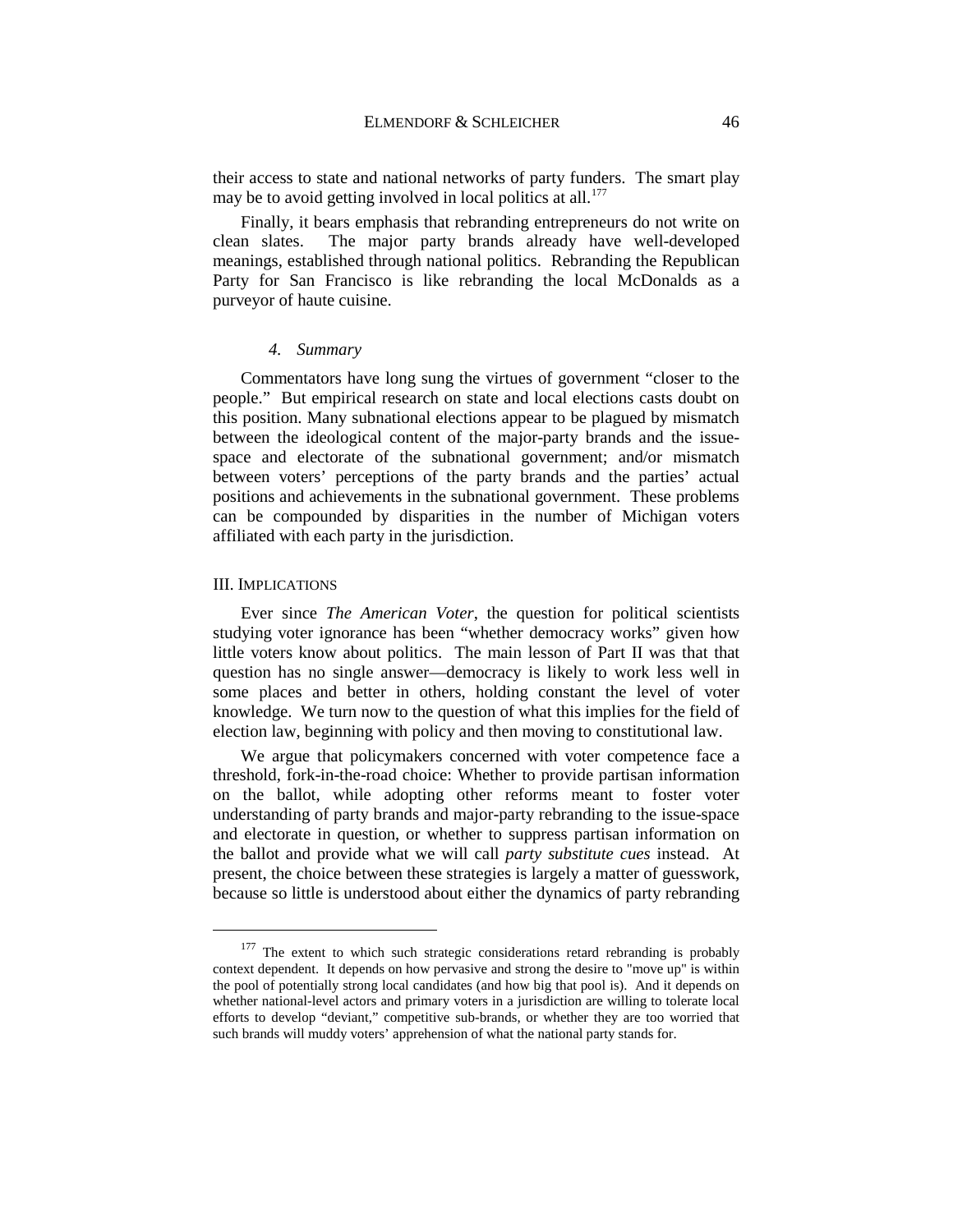their access to state and national networks of party funders. The smart play may be to avoid getting involved in local politics at all.[177]

Finally, it bears emphasis that rebranding entrepreneurs do not write on clean slates. The major party brands already have well-developed meanings, established through national politics. Rebranding the Republican Party for San Francisco is like rebranding the local McDonalds as a purveyor of haute cuisine.

#### *4. Summary*

Commentators have long sung the virtues of government "closer to the people." But empirical research on state and local elections casts doubt on this position. Many subnational elections appear to be plagued by mismatch between the ideological content of the major-party brands and the issue-space and electorate of the subnational government; and/or mismatch between voters' perceptions of the party brands and the parties' actual positions and achievements in the subnational government. These problems can be compounded by disparities in the number of Michigan voters affiliated with each party in the jurisdiction.

## III. Implications

Ever since *The American Voter*, the question for political scientists studying voter ignorance has been "whether democracy works" given how little voters know about politics. The main lesson of Part II was that that question has no single answer—democracy is likely to work less well in some places and better in others, holding constant the level of voter knowledge. We turn now to the question of what this implies for the field of election law, beginning with policy and then moving to constitutional law.

We argue that policymakers concerned with voter competence face a threshold, fork-in-the-road choice: Whether to provide partisan information on the ballot, while adopting other reforms meant to foster voter understanding of party brands and major-party rebranding to the issue-space and electorate in question, or whether to suppress partisan information on the ballot and provide what we will call *party substitute cues* instead. At present, the choice between these strategies is largely a matter of guesswork, because so little is understood about either the dynamics of party rebranding

---

[177] The extent to which such strategic considerations retard rebranding is probably context dependent. It depends on how pervasive and strong the desire to "move up" is within the pool of potentially strong local candidates (and how big that pool is). And it depends on whether national-level actors and primary voters in a jurisdiction are willing to tolerate local efforts to develop "deviant," competitive sub-brands, or whether they are too worried that such brands will muddy voters' apprehension of what the national party stands for.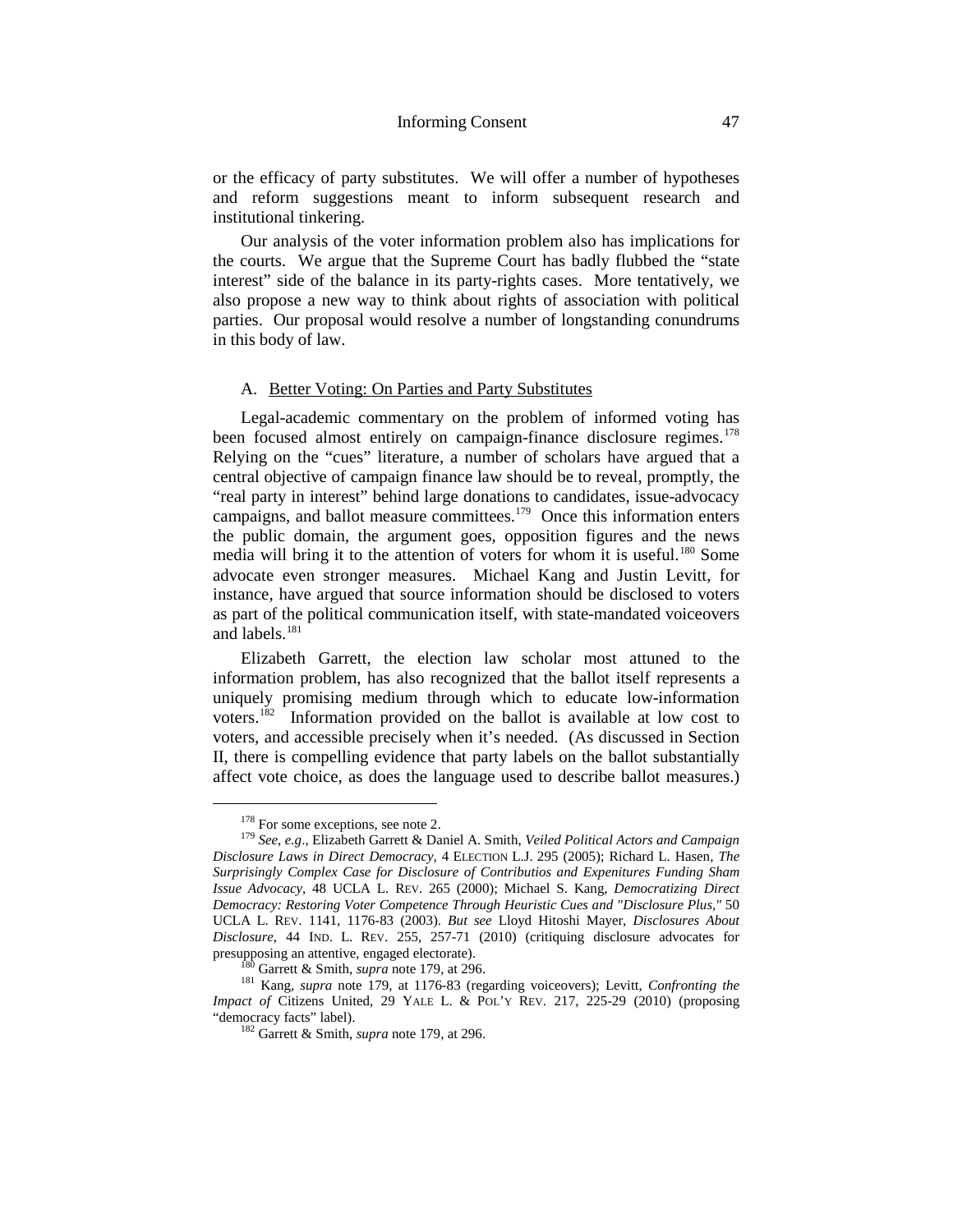or the efficacy of party substitutes. We will offer a number of hypotheses and reform suggestions meant to inform subsequent research and institutional tinkering.

Our analysis of the voter information problem also has implications for the courts. We argue that the Supreme Court has badly flubbed the "state interest" side of the balance in its party-rights cases. More tentatively, we also propose a new way to think about rights of association with political parties. Our proposal would resolve a number of longstanding conundrums in this body of law.

### A. Better Voting: On Parties and Party Substitutes

Legal-academic commentary on the problem of informed voting has been focused almost entirely on campaign-finance disclosure regimes.[178] Relying on the "cues" literature, a number of scholars have argued that a central objective of campaign finance law should be to reveal, promptly, the "real party in interest" behind large donations to candidates, issue-advocacy campaigns, and ballot measure committees.[179] Once this information enters the public domain, the argument goes, opposition figures and the news media will bring it to the attention of voters for whom it is useful.[180] Some advocate even stronger measures. Michael Kang and Justin Levitt, for instance, have argued that source information should be disclosed to voters as part of the political communication itself, with state-mandated voiceovers and labels.[181]

Elizabeth Garrett, the election law scholar most attuned to the information problem, has also recognized that the ballot itself represents a uniquely promising medium through which to educate low-information voters.[182] Information provided on the ballot is available at low cost to voters, and accessible precisely when it's needed. (As discussed in Section II, there is compelling evidence that party labels on the ballot substantially affect vote choice, as does the language used to describe ballot measures.)

---

[178] For some exceptions, see note 2.

[179] *See, e.g.*, Elizabeth Garrett & Daniel A. Smith, *Veiled Political Actors and Campaign Disclosure Laws in Direct Democracy*, 4 ELECTION L.J. 295 (2005); Richard L. Hasen, *The Surprisingly Complex Case for Disclosure of Contributios and Expenitures Funding Sham Issue Advocacy*, 48 UCLA L. REV. 265 (2000); Michael S. Kang, *Democratizing Direct Democracy: Restoring Voter Competence Through Heuristic Cues and "Disclosure Plus,"* 50 UCLA L. REV. 1141, 1176-83 (2003). *But see* Lloyd Hitoshi Mayer, *Disclosures About Disclosure*, 44 IND. L. REV. 255, 257-71 (2010) (critiquing disclosure advocates for presupposing an attentive, engaged electorate).

[180] Garrett & Smith, *supra* note 179, at 296.

[181] Kang, *supra* note 179, at 1176-83 (regarding voiceovers); Levitt, *Confronting the Impact of* Citizens United, 29 YALE L. & POL'Y REV. 217, 225-29 (2010) (proposing "democracy facts" label).

[182] Garrett & Smith, *supra* note 179, at 296.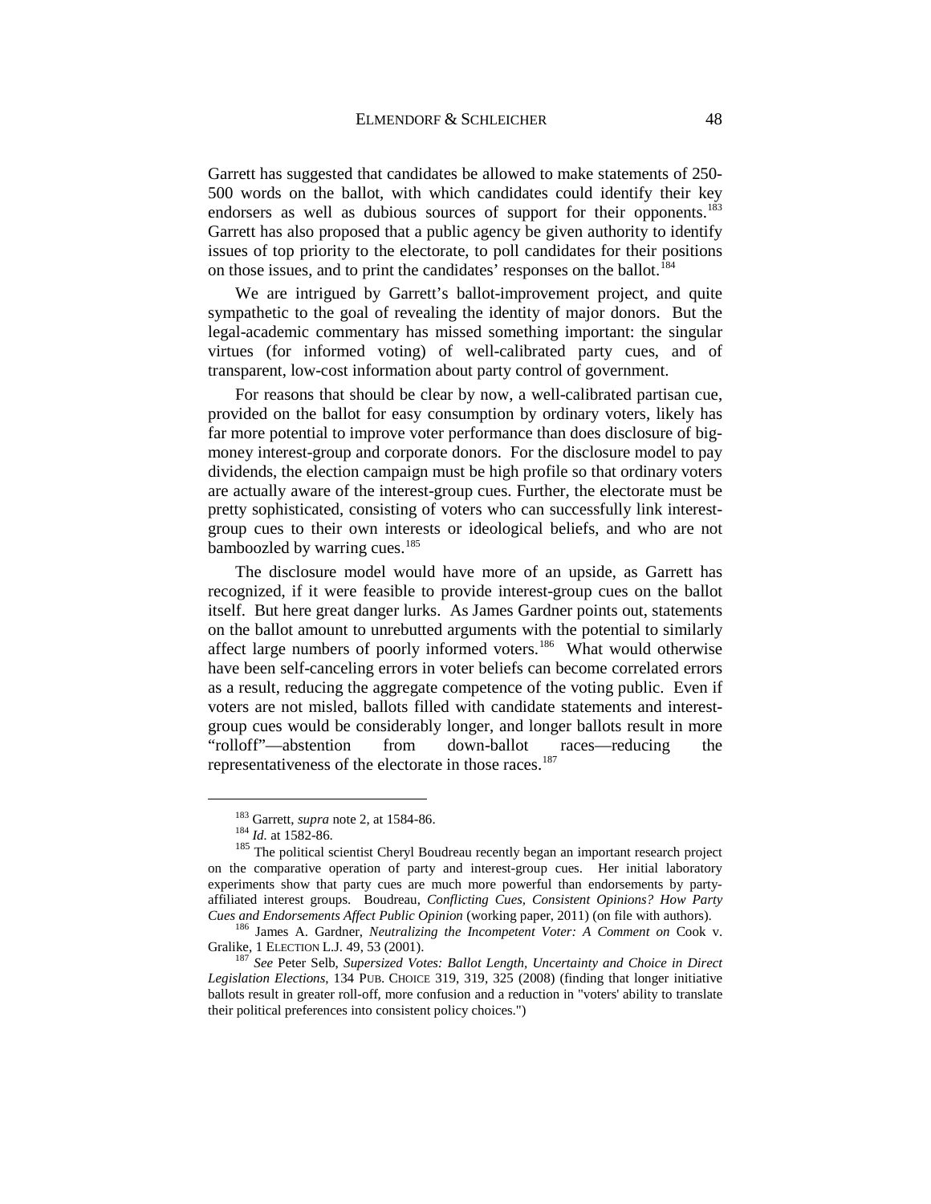Garrett has suggested that candidates be allowed to make statements of 250-500 words on the ballot, with which candidates could identify their key endorsers as well as dubious sources of support for their opponents.[183] Garrett has also proposed that a public agency be given authority to identify issues of top priority to the electorate, to poll candidates for their positions on those issues, and to print the candidates' responses on the ballot.[184]

We are intrigued by Garrett's ballot-improvement project, and quite sympathetic to the goal of revealing the identity of major donors. But the legal-academic commentary has missed something important: the singular virtues (for informed voting) of well-calibrated party cues, and of transparent, low-cost information about party control of government.

For reasons that should be clear by now, a well-calibrated partisan cue, provided on the ballot for easy consumption by ordinary voters, likely has far more potential to improve voter performance than does disclosure of big-money interest-group and corporate donors. For the disclosure model to pay dividends, the election campaign must be high profile so that ordinary voters are actually aware of the interest-group cues. Further, the electorate must be pretty sophisticated, consisting of voters who can successfully link interest-group cues to their own interests or ideological beliefs, and who are not bamboozled by warring cues.[185]

The disclosure model would have more of an upside, as Garrett has recognized, if it were feasible to provide interest-group cues on the ballot itself. But here great danger lurks. As James Gardner points out, statements on the ballot amount to unrebutted arguments with the potential to similarly affect large numbers of poorly informed voters.[186] What would otherwise have been self-canceling errors in voter beliefs can become correlated errors as a result, reducing the aggregate competence of the voting public. Even if voters are not misled, ballots filled with candidate statements and interest-group cues would be considerably longer, and longer ballots result in more "rolloff"—abstention from down-ballot races—reducing the representativeness of the electorate in those races.[187]

---

[183] Garrett, *supra* note 2, at 1584-86.

[184] *Id.* at 1582-86.

[185] The political scientist Cheryl Boudreau recently began an important research project on the comparative operation of party and interest-group cues. Her initial laboratory experiments show that party cues are much more powerful than endorsements by party-affiliated interest groups. Boudreau, *Conflicting Cues, Consistent Opinions? How Party Cues and Endorsements Affect Public Opinion* (working paper, 2011) (on file with authors).

[186] James A. Gardner, *Neutralizing the Incompetent Voter: A Comment on* Cook v. Gralike, 1 ELECTION L.J. 49, 53 (2001).

[187] *See* Peter Selb, *Supersized Votes: Ballot Length, Uncertainty and Choice in Direct Legislation Elections*, 134 PUB. CHOICE 319, 319, 325 (2008) (finding that longer initiative ballots result in greater roll-off, more confusion and a reduction in "voters' ability to translate their political preferences into consistent policy choices.")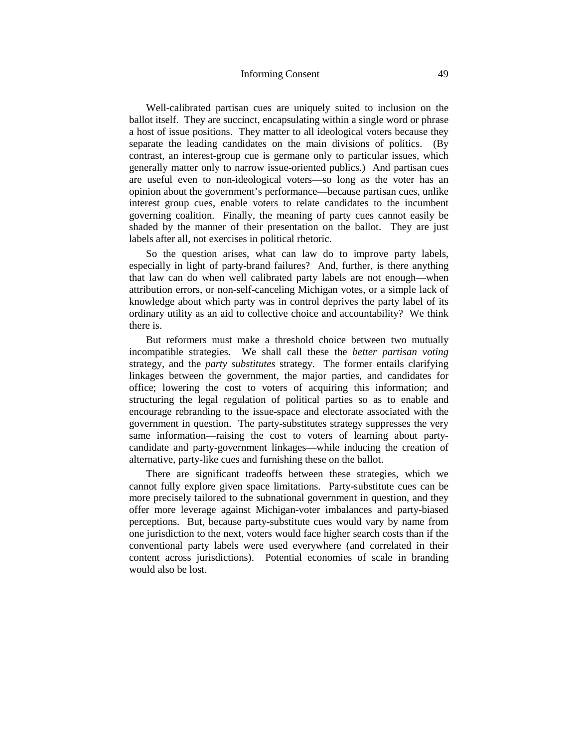Well-calibrated partisan cues are uniquely suited to inclusion on the ballot itself. They are succinct, encapsulating within a single word or phrase a host of issue positions. They matter to all ideological voters because they separate the leading candidates on the main divisions of politics. (By contrast, an interest-group cue is germane only to particular issues, which generally matter only to narrow issue-oriented publics.) And partisan cues are useful even to non-ideological voters—so long as the voter has an opinion about the government's performance—because partisan cues, unlike interest group cues, enable voters to relate candidates to the incumbent governing coalition. Finally, the meaning of party cues cannot easily be shaded by the manner of their presentation on the ballot. They are just labels after all, not exercises in political rhetoric.

So the question arises, what can law do to improve party labels, especially in light of party-brand failures? And, further, is there anything that law can do when well calibrated party labels are not enough—when attribution errors, or non-self-canceling Michigan votes, or a simple lack of knowledge about which party was in control deprives the party label of its ordinary utility as an aid to collective choice and accountability? We think there is.

But reformers must make a threshold choice between two mutually incompatible strategies. We shall call these the *better partisan voting* strategy, and the *party substitutes* strategy. The former entails clarifying linkages between the government, the major parties, and candidates for office; lowering the cost to voters of acquiring this information; and structuring the legal regulation of political parties so as to enable and encourage rebranding to the issue-space and electorate associated with the government in question. The party-substitutes strategy suppresses the very same information—raising the cost to voters of learning about party-candidate and party-government linkages—while inducing the creation of alternative, party-like cues and furnishing these on the ballot.

There are significant tradeoffs between these strategies, which we cannot fully explore given space limitations. Party-substitute cues can be more precisely tailored to the subnational government in question, and they offer more leverage against Michigan-voter imbalances and party-biased perceptions. But, because party-substitute cues would vary by name from one jurisdiction to the next, voters would face higher search costs than if the conventional party labels were used everywhere (and correlated in their content across jurisdictions). Potential economies of scale in branding would also be lost.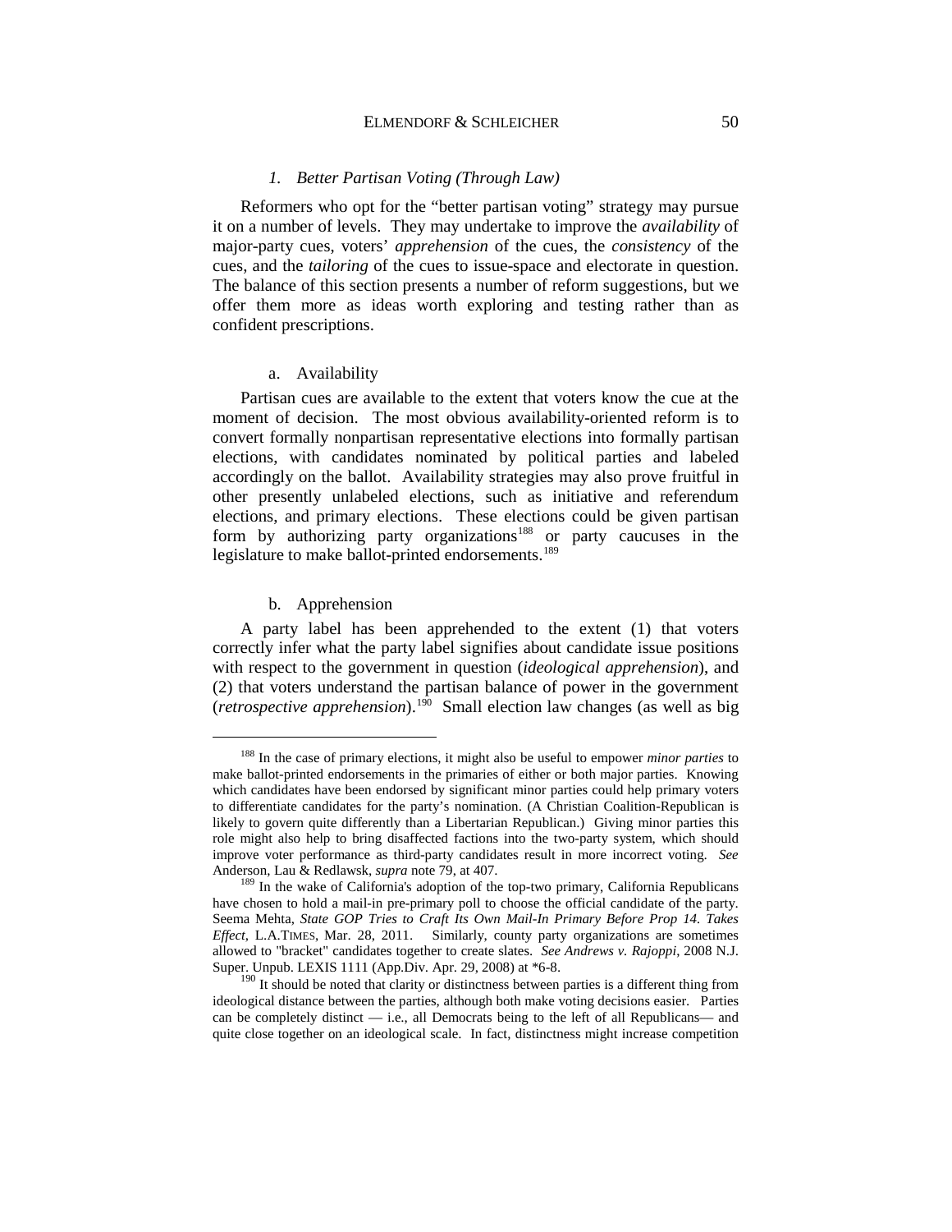### *1. Better Partisan Voting (Through Law)*

Reformers who opt for the "better partisan voting" strategy may pursue it on a number of levels. They may undertake to improve the *availability* of major-party cues, voters' *apprehension* of the cues, the *consistency* of the cues, and the *tailoring* of the cues to issue-space and electorate in question. The balance of this section presents a number of reform suggestions, but we offer them more as ideas worth exploring and testing rather than as confident prescriptions.

#### a. Availability

Partisan cues are available to the extent that voters know the cue at the moment of decision. The most obvious availability-oriented reform is to convert formally nonpartisan representative elections into formally partisan elections, with candidates nominated by political parties and labeled accordingly on the ballot. Availability strategies may also prove fruitful in other presently unlabeled elections, such as initiative and referendum elections, and primary elections. These elections could be given partisan form by authorizing party organizations[188] or party caucuses in the legislature to make ballot-printed endorsements.[189]

#### b. Apprehension

A party label has been apprehended to the extent (1) that voters correctly infer what the party label signifies about candidate issue positions with respect to the government in question (*ideological apprehension*), and (2) that voters understand the partisan balance of power in the government (*retrospective apprehension*).[190] Small election law changes (as well as big

---

[188] In the case of primary elections, it might also be useful to empower *minor parties* to make ballot-printed endorsements in the primaries of either or both major parties. Knowing which candidates have been endorsed by significant minor parties could help primary voters to differentiate candidates for the party's nomination. (A Christian Coalition-Republican is likely to govern quite differently than a Libertarian Republican.) Giving minor parties this role might also help to bring disaffected factions into the two-party system, which should improve voter performance as third-party candidates result in more incorrect voting. *See* Anderson, Lau & Redlawsk, *supra* note 79, at 407.

[189] In the wake of California's adoption of the top-two primary, California Republicans have chosen to hold a mail-in pre-primary poll to choose the official candidate of the party. Seema Mehta, *State GOP Tries to Craft Its Own Mail-In Primary Before Prop 14. Takes Effect*, L.A.TIMES, Mar. 28, 2011. Similarly, county party organizations are sometimes allowed to "bracket" candidates together to create slates. *See Andrews v. Rajoppi*, 2008 N.J. Super. Unpub. LEXIS 1111 (App.Div. Apr. 29, 2008) at *6-8.

[190] It should be noted that clarity or distinctness between parties is a different thing from ideological distance between the parties, although both make voting decisions easier. Parties can be completely distinct — i.e., all Democrats being to the left of all Republicans— and quite close together on an ideological scale. In fact, distinctness might increase competition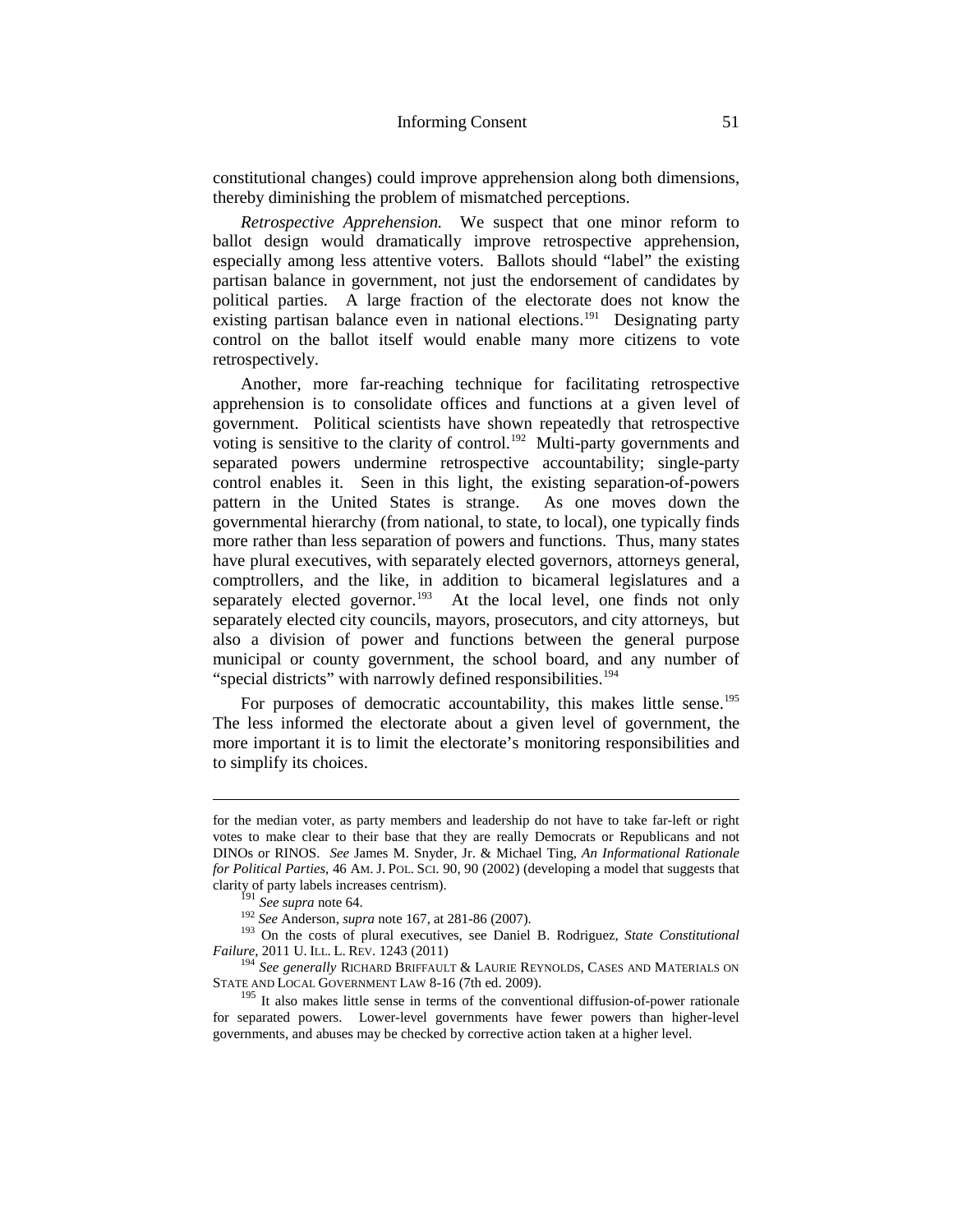constitutional changes) could improve apprehension along both dimensions, thereby diminishing the problem of mismatched perceptions.

*Retrospective Apprehension.* We suspect that one minor reform to ballot design would dramatically improve retrospective apprehension, especially among less attentive voters. Ballots should "label" the existing partisan balance in government, not just the endorsement of candidates by political parties. A large fraction of the electorate does not know the existing partisan balance even in national elections.[191] Designating party control on the ballot itself would enable many more citizens to vote retrospectively.

Another, more far-reaching technique for facilitating retrospective apprehension is to consolidate offices and functions at a given level of government. Political scientists have shown repeatedly that retrospective voting is sensitive to the clarity of control.[192] Multi-party governments and separated powers undermine retrospective accountability; single-party control enables it. Seen in this light, the existing separation-of-powers pattern in the United States is strange. As one moves down the governmental hierarchy (from national, to state, to local), one typically finds more rather than less separation of powers and functions. Thus, many states have plural executives, with separately elected governors, attorneys general, comptrollers, and the like, in addition to bicameral legislatures and a separately elected governor.[193] At the local level, one finds not only separately elected city councils, mayors, prosecutors, and city attorneys, but also a division of power and functions between the general purpose municipal or county government, the school board, and any number of "special districts" with narrowly defined responsibilities.[194]

For purposes of democratic accountability, this makes little sense.[195] The less informed the electorate about a given level of government, the more important it is to limit the electorate's monitoring responsibilities and to simplify its choices.

---

for the median voter, as party members and leadership do not have to take far-left or right votes to make clear to their base that they are really Democrats or Republicans and not DINOs or RINOS. *See* James M. Snyder, Jr. & Michael Ting, *An Informational Rationale for Political Parties*, 46 AM. J. POL. SCI. 90, 90 (2002) (developing a model that suggests that clarity of party labels increases centrism).

[191] *See supra* note 64.

[192] *See* Anderson, *supra* note 167, at 281-86 (2007).

[193] On the costs of plural executives, see Daniel B. Rodriguez, *State Constitutional Failure*, 2011 U. ILL. L. REV. 1243 (2011)

[194] *See generally* RICHARD BRIFFAULT & LAURIE REYNOLDS, CASES AND MATERIALS ON STATE AND LOCAL GOVERNMENT LAW 8-16 (7th ed. 2009).

[195] It also makes little sense in terms of the conventional diffusion-of-power rationale for separated powers. Lower-level governments have fewer powers than higher-level governments, and abuses may be checked by corrective action taken at a higher level.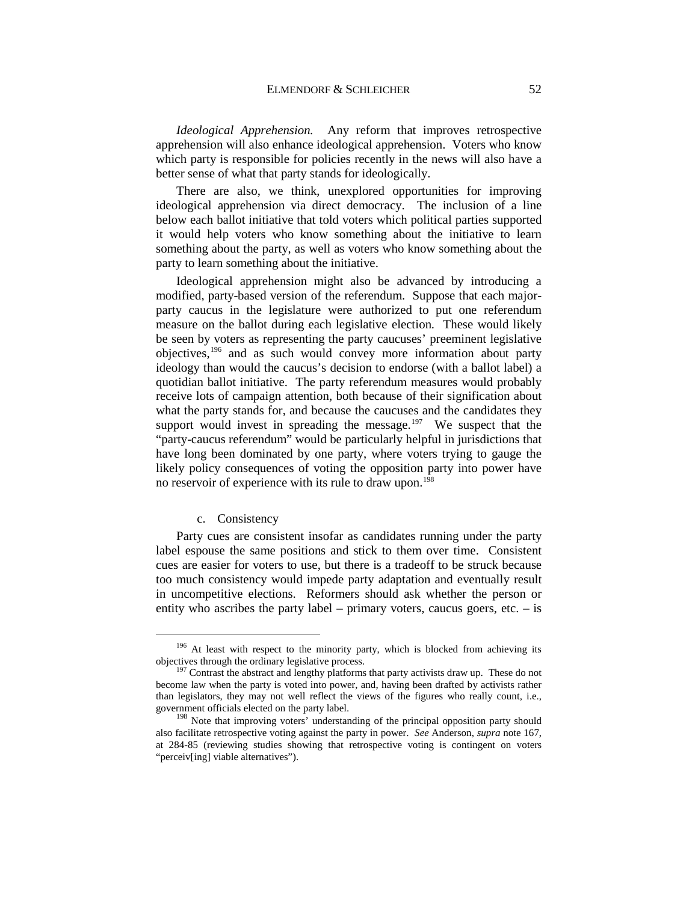*Ideological Apprehension.* Any reform that improves retrospective apprehension will also enhance ideological apprehension. Voters who know which party is responsible for policies recently in the news will also have a better sense of what that party stands for ideologically.

There are also, we think, unexplored opportunities for improving ideological apprehension via direct democracy. The inclusion of a line below each ballot initiative that told voters which political parties supported it would help voters who know something about the initiative to learn something about the party, as well as voters who know something about the party to learn something about the initiative.

Ideological apprehension might also be advanced by introducing a modified, party-based version of the referendum. Suppose that each major-party caucus in the legislature were authorized to put one referendum measure on the ballot during each legislative election. These would likely be seen by voters as representing the party caucuses' preeminent legislative objectives,[196] and as such would convey more information about party ideology than would the caucus's decision to endorse (with a ballot label) a quotidian ballot initiative. The party referendum measures would probably receive lots of campaign attention, both because of their signification about what the party stands for, and because the caucuses and the candidates they support would invest in spreading the message.[197] We suspect that the "party-caucus referendum" would be particularly helpful in jurisdictions that have long been dominated by one party, where voters trying to gauge the likely policy consequences of voting the opposition party into power have no reservoir of experience with its rule to draw upon.[198]

### c. Consistency

Party cues are consistent insofar as candidates running under the party label espouse the same positions and stick to them over time. Consistent cues are easier for voters to use, but there is a tradeoff to be struck because too much consistency would impede party adaptation and eventually result in uncompetitive elections. Reformers should ask whether the person or entity who ascribes the party label – primary voters, caucus goers, etc. – is

---

[196] At least with respect to the minority party, which is blocked from achieving its objectives through the ordinary legislative process.

[197] Contrast the abstract and lengthy platforms that party activists draw up. These do not become law when the party is voted into power, and, having been drafted by activists rather than legislators, they may not well reflect the views of the figures who really count, i.e., government officials elected on the party label.

[198] Note that improving voters' understanding of the principal opposition party should also facilitate retrospective voting against the party in power. *See* Anderson, *supra* note 167, at 284-85 (reviewing studies showing that retrospective voting is contingent on voters "perceiv[ing] viable alternatives").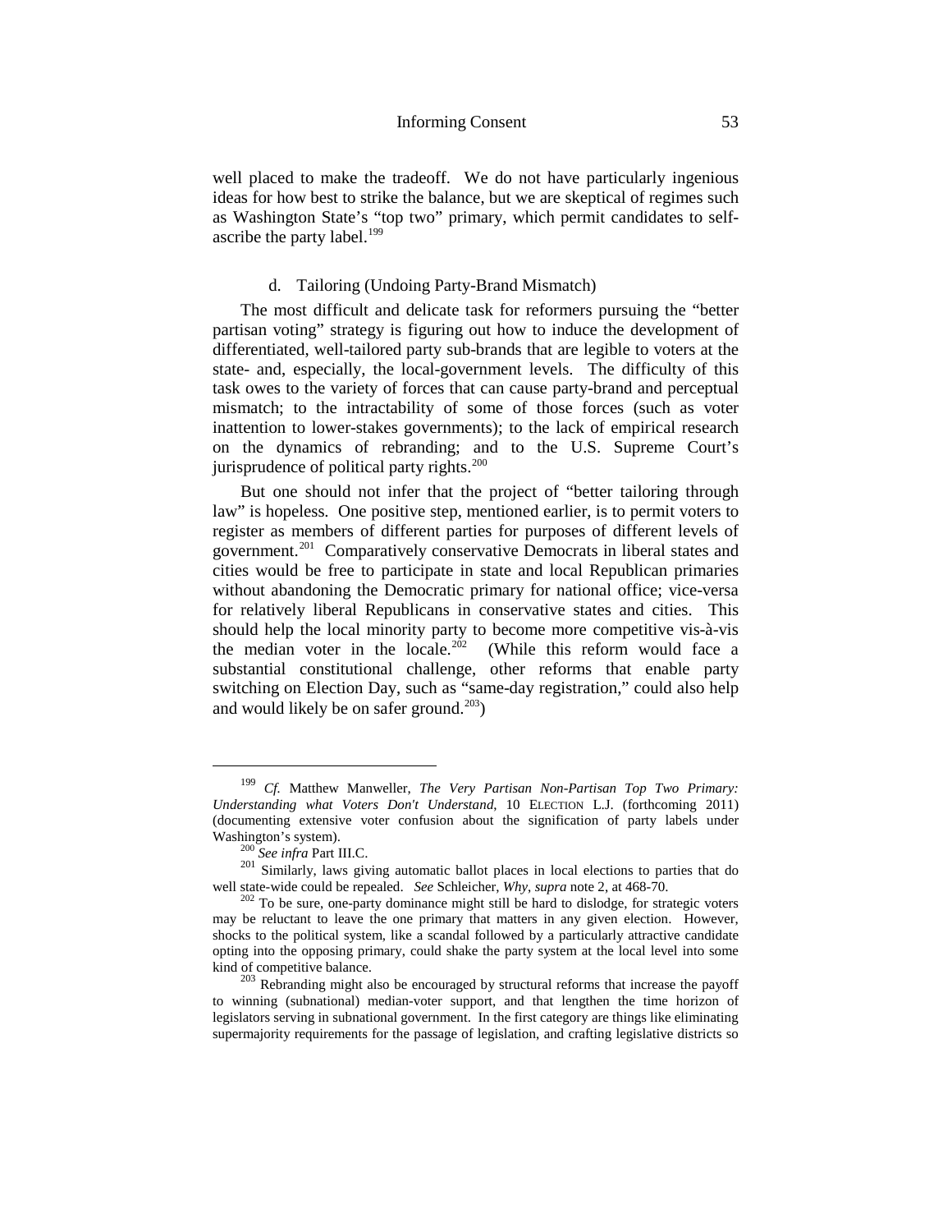well placed to make the tradeoff. We do not have particularly ingenious ideas for how best to strike the balance, but we are skeptical of regimes such as Washington State's "top two" primary, which permit candidates to self-ascribe the party label.[199]

### d. Tailoring (Undoing Party-Brand Mismatch)

The most difficult and delicate task for reformers pursuing the "better partisan voting" strategy is figuring out how to induce the development of differentiated, well-tailored party sub-brands that are legible to voters at the state- and, especially, the local-government levels. The difficulty of this task owes to the variety of forces that can cause party-brand and perceptual mismatch; to the intractability of some of those forces (such as voter inattention to lower-stakes governments); to the lack of empirical research on the dynamics of rebranding; and to the U.S. Supreme Court's jurisprudence of political party rights.[200]

But one should not infer that the project of "better tailoring through law" is hopeless. One positive step, mentioned earlier, is to permit voters to register as members of different parties for purposes of different levels of government.[201] Comparatively conservative Democrats in liberal states and cities would be free to participate in state and local Republican primaries without abandoning the Democratic primary for national office; vice-versa for relatively liberal Republicans in conservative states and cities. This should help the local minority party to become more competitive vis-à-vis the median voter in the locale.[202] (While this reform would face a substantial constitutional challenge, other reforms that enable party switching on Election Day, such as "same-day registration," could also help and would likely be on safer ground.[203])

---

[199] *Cf.* Matthew Manweller, *The Very Partisan Non-Partisan Top Two Primary: Understanding what Voters Don't Understand*, 10 ELECTION L.J. (forthcoming 2011) (documenting extensive voter confusion about the signification of party labels under Washington's system).

[200] *See infra* Part III.C.

[201] Similarly, laws giving automatic ballot places in local elections to parties that do well state-wide could be repealed. *See* Schleicher, *Why*, *supra* note 2, at 468-70.

[202] To be sure, one-party dominance might still be hard to dislodge, for strategic voters may be reluctant to leave the one primary that matters in any given election. However, shocks to the political system, like a scandal followed by a particularly attractive candidate opting into the opposing primary, could shake the party system at the local level into some kind of competitive balance.

[203] Rebranding might also be encouraged by structural reforms that increase the payoff to winning (subnational) median-voter support, and that lengthen the time horizon of legislators serving in subnational government. In the first category are things like eliminating supermajority requirements for the passage of legislation, and crafting legislative districts so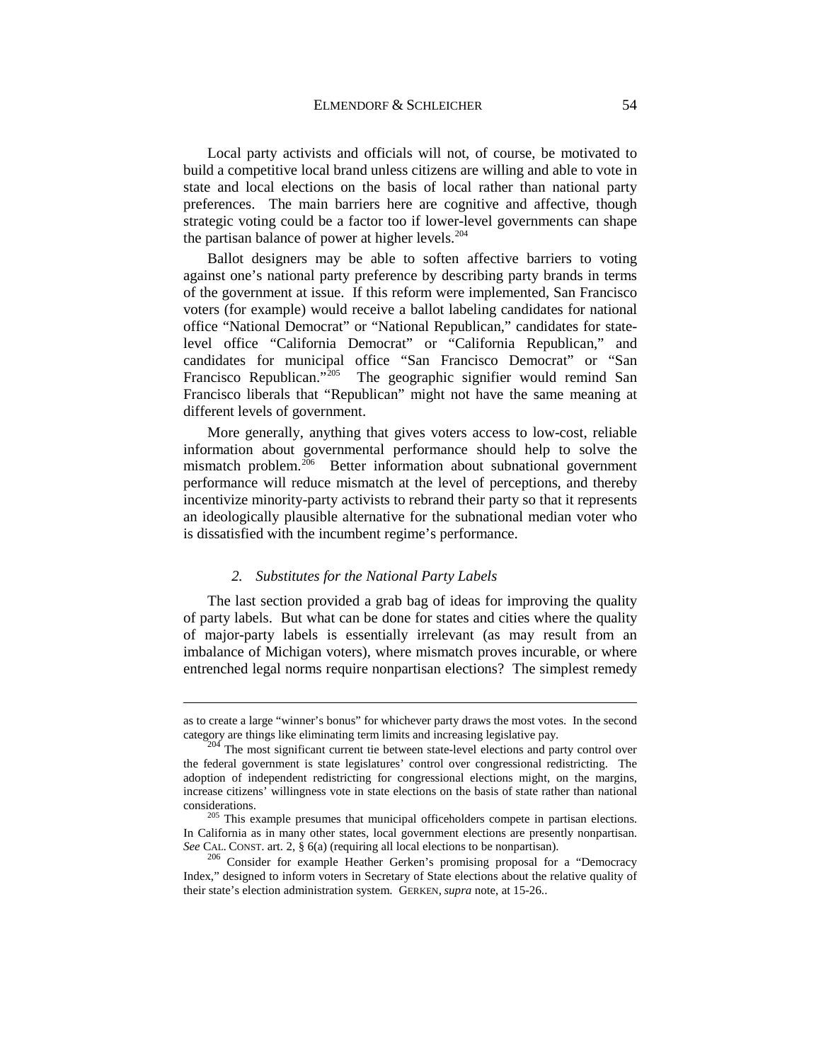Local party activists and officials will not, of course, be motivated to build a competitive local brand unless citizens are willing and able to vote in state and local elections on the basis of local rather than national party preferences. The main barriers here are cognitive and affective, though strategic voting could be a factor too if lower-level governments can shape the partisan balance of power at higher levels.[204]

Ballot designers may be able to soften affective barriers to voting against one's national party preference by describing party brands in terms of the government at issue. If this reform were implemented, San Francisco voters (for example) would receive a ballot labeling candidates for national office "National Democrat" or "National Republican," candidates for state-level office "California Democrat" or "California Republican," and candidates for municipal office "San Francisco Democrat" or "San Francisco Republican."[205] The geographic signifier would remind San Francisco liberals that "Republican" might not have the same meaning at different levels of government.

More generally, anything that gives voters access to low-cost, reliable information about governmental performance should help to solve the mismatch problem.[206] Better information about subnational government performance will reduce mismatch at the level of perceptions, and thereby incentivize minority-party activists to rebrand their party so that it represents an ideologically plausible alternative for the subnational median voter who is dissatisfied with the incumbent regime's performance.

### *2. Substitutes for the National Party Labels*

The last section provided a grab bag of ideas for improving the quality of party labels. But what can be done for states and cities where the quality of major-party labels is essentially irrelevant (as may result from an imbalance of Michigan voters), where mismatch proves incurable, or where entrenched legal norms require nonpartisan elections? The simplest remedy

---

as to create a large "winner's bonus" for whichever party draws the most votes. In the second category are things like eliminating term limits and increasing legislative pay.

[204] The most significant current tie between state-level elections and party control over the federal government is state legislatures' control over congressional redistricting. The adoption of independent redistricting for congressional elections might, on the margins, increase citizens' willingness vote in state elections on the basis of state rather than national considerations.

[205] This example presumes that municipal officeholders compete in partisan elections. In California as in many other states, local government elections are presently nonpartisan. *See* CAL. CONST. art. 2, § 6(a) (requiring all local elections to be nonpartisan).

[206] Consider for example Heather Gerken's promising proposal for a "Democracy Index," designed to inform voters in Secretary of State elections about the relative quality of their state's election administration system. GERKEN, *supra* note, at 15-26..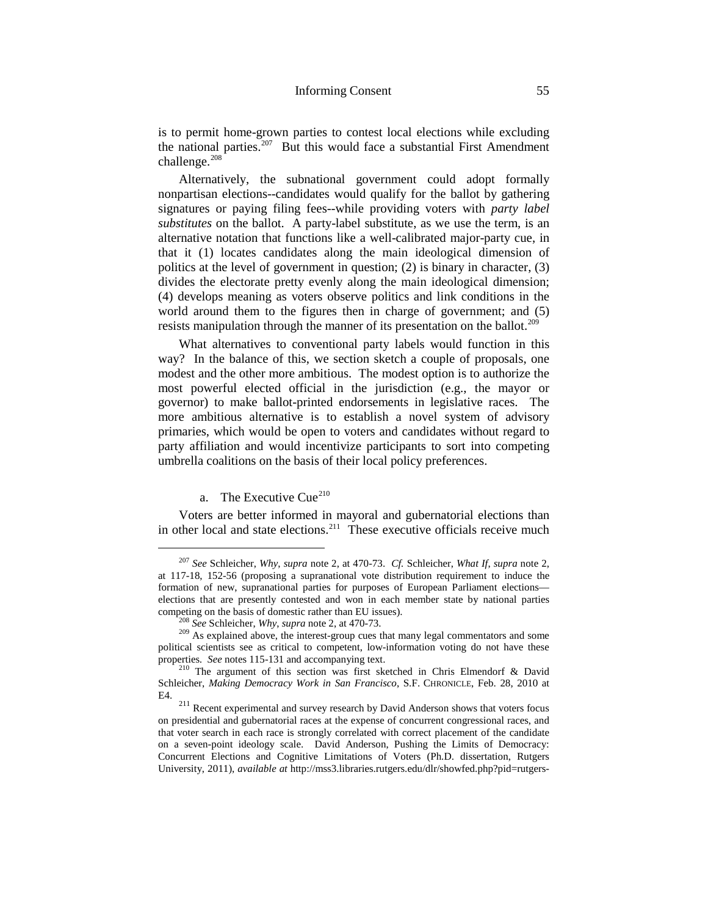is to permit home-grown parties to contest local elections while excluding the national parties.[207] But this would face a substantial First Amendment challenge.[208]

Alternatively, the subnational government could adopt formally nonpartisan elections--candidates would qualify for the ballot by gathering signatures or paying filing fees--while providing voters with *party label substitutes* on the ballot. A party-label substitute, as we use the term, is an alternative notation that functions like a well-calibrated major-party cue, in that it (1) locates candidates along the main ideological dimension of politics at the level of government in question; (2) is binary in character, (3) divides the electorate pretty evenly along the main ideological dimension; (4) develops meaning as voters observe politics and link conditions in the world around them to the figures then in charge of government; and (5) resists manipulation through the manner of its presentation on the ballot.[209]

What alternatives to conventional party labels would function in this way? In the balance of this, we section sketch a couple of proposals, one modest and the other more ambitious. The modest option is to authorize the most powerful elected official in the jurisdiction (e.g., the mayor or governor) to make ballot-printed endorsements in legislative races. The more ambitious alternative is to establish a novel system of advisory primaries, which would be open to voters and candidates without regard to party affiliation and would incentivize participants to sort into competing umbrella coalitions on the basis of their local policy preferences.

a. The Executive Cue[210]

Voters are better informed in mayoral and gubernatorial elections than in other local and state elections.[211] These executive officials receive much

---

[207] *See* Schleicher, *Why*, *supra* note 2, at 470-73. *Cf.* Schleicher, *What If*, *supra* note 2, at 117-18, 152-56 (proposing a supranational vote distribution requirement to induce the formation of new, supranational parties for purposes of European Parliament elections—elections that are presently contested and won in each member state by national parties competing on the basis of domestic rather than EU issues).

[208] *See* Schleicher, *Why*, *supra* note 2, at 470-73.

[209] As explained above, the interest-group cues that many legal commentators and some political scientists see as critical to competent, low-information voting do not have these properties. *See* notes 115-131 and accompanying text.

[210] The argument of this section was first sketched in Chris Elmendorf & David Schleicher, *Making Democracy Work in San Francisco*, S.F. CHRONICLE, Feb. 28, 2010 at E4.

[211] Recent experimental and survey research by David Anderson shows that voters focus on presidential and gubernatorial races at the expense of concurrent congressional races, and that voter search in each race is strongly correlated with correct placement of the candidate on a seven-point ideology scale. David Anderson, Pushing the Limits of Democracy: Concurrent Elections and Cognitive Limitations of Voters (Ph.D. dissertation, Rutgers University, 2011), *available at* http://mss3.libraries.rutgers.edu/dlr/showfed.php?pid=rutgers-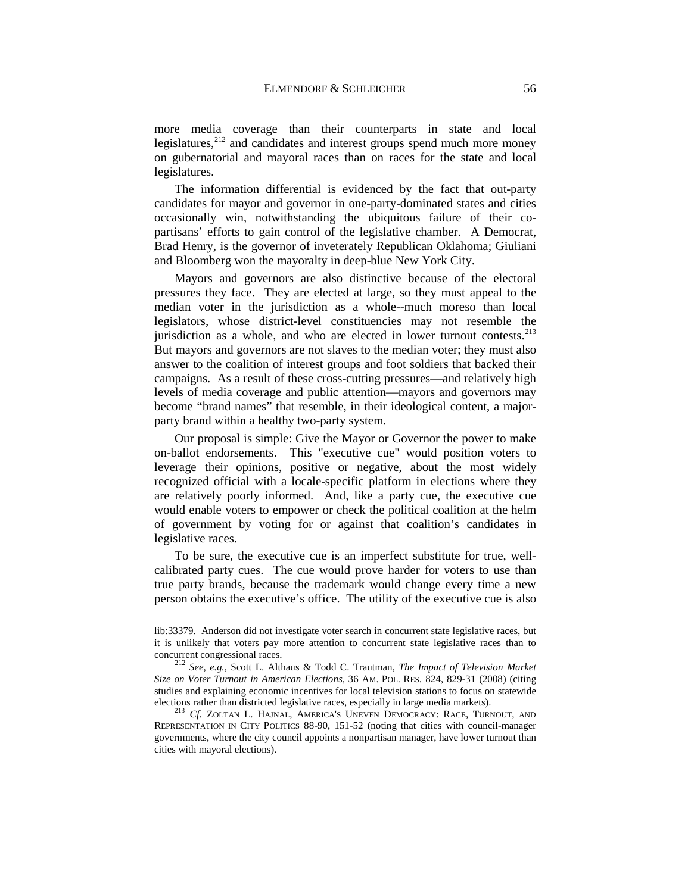more media coverage than their counterparts in state and local legislatures,[212] and candidates and interest groups spend much more money on gubernatorial and mayoral races than on races for the state and local legislatures.

The information differential is evidenced by the fact that out-party candidates for mayor and governor in one-party-dominated states and cities occasionally win, notwithstanding the ubiquitous failure of their co-partisans' efforts to gain control of the legislative chamber. A Democrat, Brad Henry, is the governor of inveterately Republican Oklahoma; Giuliani and Bloomberg won the mayoralty in deep-blue New York City.

Mayors and governors are also distinctive because of the electoral pressures they face. They are elected at large, so they must appeal to the median voter in the jurisdiction as a whole--much moreso than local legislators, whose district-level constituencies may not resemble the jurisdiction as a whole, and who are elected in lower turnout contests.[213] But mayors and governors are not slaves to the median voter; they must also answer to the coalition of interest groups and foot soldiers that backed their campaigns. As a result of these cross-cutting pressures—and relatively high levels of media coverage and public attention—mayors and governors may become "brand names" that resemble, in their ideological content, a major-party brand within a healthy two-party system.

Our proposal is simple: Give the Mayor or Governor the power to make on-ballot endorsements. This "executive cue" would position voters to leverage their opinions, positive or negative, about the most widely recognized official with a locale-specific platform in elections where they are relatively poorly informed. And, like a party cue, the executive cue would enable voters to empower or check the political coalition at the helm of government by voting for or against that coalition's candidates in legislative races.

To be sure, the executive cue is an imperfect substitute for true, well-calibrated party cues. The cue would prove harder for voters to use than true party brands, because the trademark would change every time a new person obtains the executive's office. The utility of the executive cue is also

---

lib:33379. Anderson did not investigate voter search in concurrent state legislative races, but it is unlikely that voters pay more attention to concurrent state legislative races than to concurrent congressional races.

[212] *See, e.g.*, Scott L. Althaus & Todd C. Trautman, *The Impact of Television Market Size on Voter Turnout in American Elections*, 36 AM. POL. RES. 824, 829-31 (2008) (citing studies and explaining economic incentives for local television stations to focus on statewide elections rather than districted legislative races, especially in large media markets).

[213] *Cf.* ZOLTAN L. HAJNAL, AMERICA'S UNEVEN DEMOCRACY: RACE, TURNOUT, AND REPRESENTATION IN CITY POLITICS 88-90, 151-52 (noting that cities with council-manager governments, where the city council appoints a nonpartisan manager, have lower turnout than cities with mayoral elections).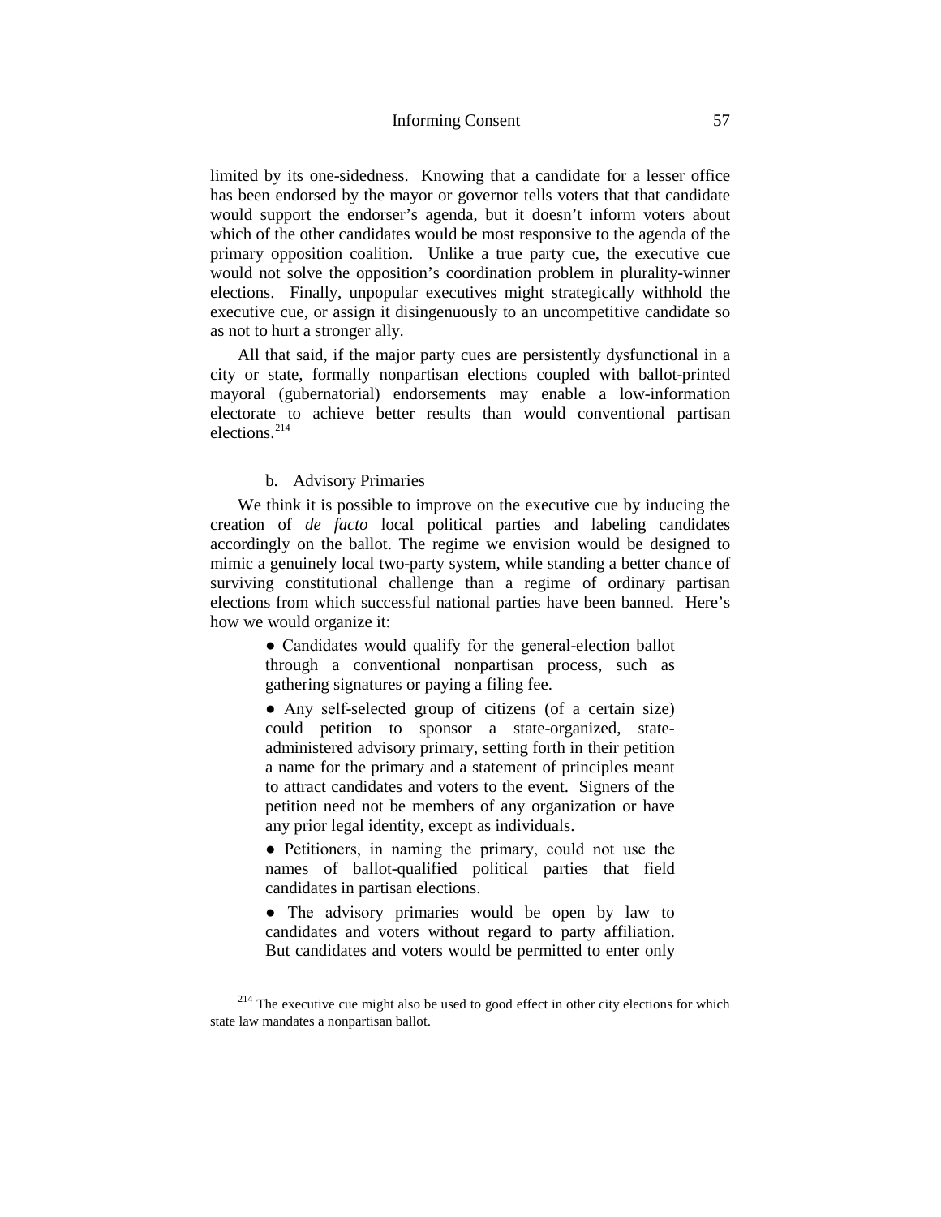limited by its one-sidedness. Knowing that a candidate for a lesser office has been endorsed by the mayor or governor tells voters that that candidate would support the endorser's agenda, but it doesn't inform voters about which of the other candidates would be most responsive to the agenda of the primary opposition coalition. Unlike a true party cue, the executive cue would not solve the opposition's coordination problem in plurality-winner elections. Finally, unpopular executives might strategically withhold the executive cue, or assign it disingenuously to an uncompetitive candidate so as not to hurt a stronger ally.

All that said, if the major party cues are persistently dysfunctional in a city or state, formally nonpartisan elections coupled with ballot-printed mayoral (gubernatorial) endorsements may enable a low-information electorate to achieve better results than would conventional partisan elections.[214]

#### b. Advisory Primaries

We think it is possible to improve on the executive cue by inducing the creation of *de facto* local political parties and labeling candidates accordingly on the ballot. The regime we envision would be designed to mimic a genuinely local two-party system, while standing a better chance of surviving constitutional challenge than a regime of ordinary partisan elections from which successful national parties have been banned. Here's how we would organize it:

> ● Candidates would qualify for the general-election ballot through a conventional nonpartisan process, such as gathering signatures or paying a filing fee.
>
> ● Any self-selected group of citizens (of a certain size) could petition to sponsor a state-organized, state-administered advisory primary, setting forth in their petition a name for the primary and a statement of principles meant to attract candidates and voters to the event. Signers of the petition need not be members of any organization or have any prior legal identity, except as individuals.
>
> ● Petitioners, in naming the primary, could not use the names of ballot-qualified political parties that field candidates in partisan elections.
>
> ● The advisory primaries would be open by law to candidates and voters without regard to party affiliation. But candidates and voters would be permitted to enter only

[214] The executive cue might also be used to good effect in other city elections for which state law mandates a nonpartisan ballot.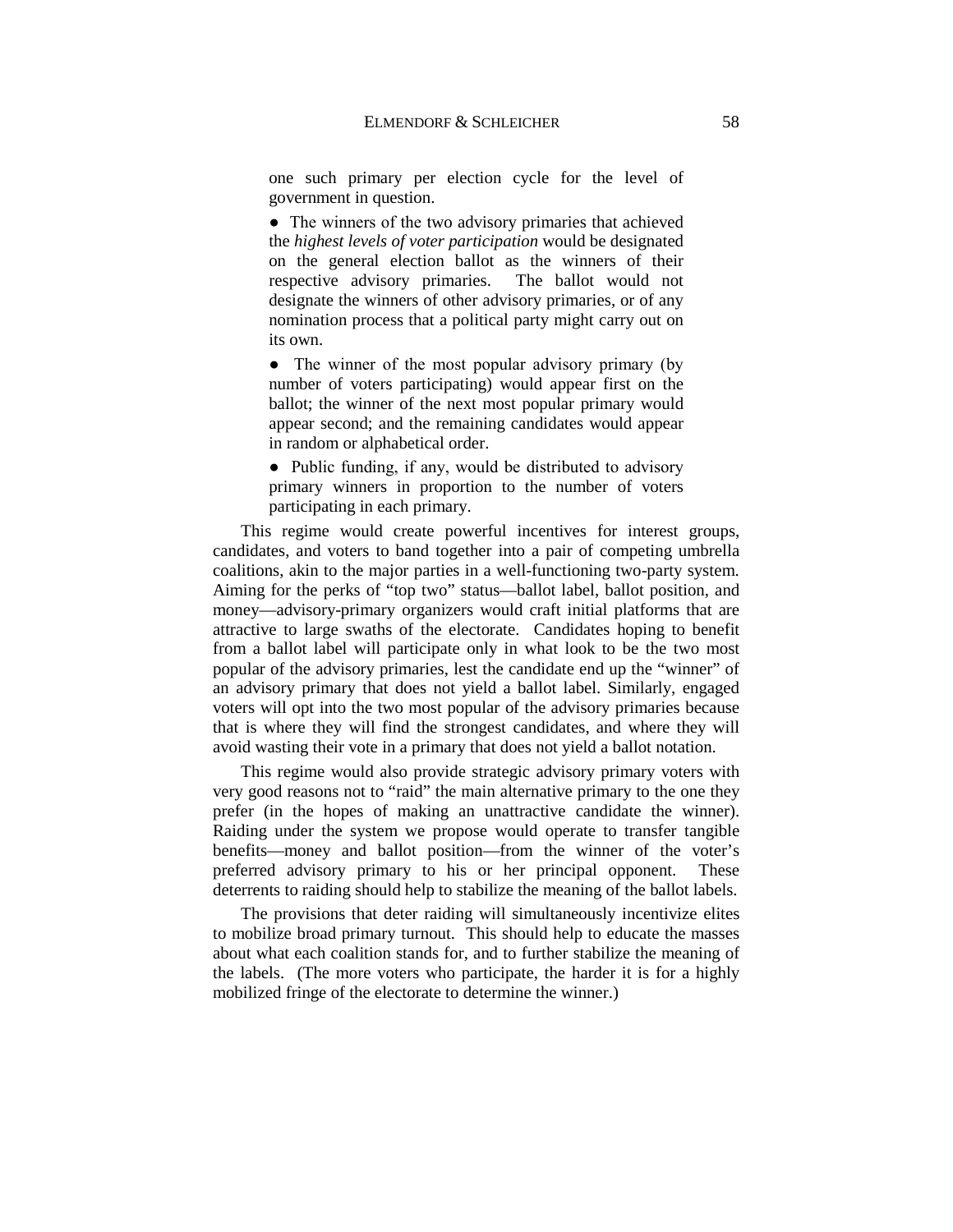one such primary per election cycle for the level of government in question.

- The winners of the two advisory primaries that achieved the *highest levels of voter participation* would be designated on the general election ballot as the winners of their respective advisory primaries. The ballot would not designate the winners of other advisory primaries, or of any nomination process that a political party might carry out on its own.
- The winner of the most popular advisory primary (by number of voters participating) would appear first on the ballot; the winner of the next most popular primary would appear second; and the remaining candidates would appear in random or alphabetical order.
- Public funding, if any, would be distributed to advisory primary winners in proportion to the number of voters participating in each primary.

This regime would create powerful incentives for interest groups, candidates, and voters to band together into a pair of competing umbrella coalitions, akin to the major parties in a well-functioning two-party system. Aiming for the perks of "top two" status—ballot label, ballot position, and money—advisory-primary organizers would craft initial platforms that are attractive to large swaths of the electorate. Candidates hoping to benefit from a ballot label will participate only in what look to be the two most popular of the advisory primaries, lest the candidate end up the "winner" of an advisory primary that does not yield a ballot label. Similarly, engaged voters will opt into the two most popular of the advisory primaries because that is where they will find the strongest candidates, and where they will avoid wasting their vote in a primary that does not yield a ballot notation.

This regime would also provide strategic advisory primary voters with very good reasons not to "raid" the main alternative primary to the one they prefer (in the hopes of making an unattractive candidate the winner). Raiding under the system we propose would operate to transfer tangible benefits—money and ballot position—from the winner of the voter's preferred advisory primary to his or her principal opponent. These deterrents to raiding should help to stabilize the meaning of the ballot labels.

The provisions that deter raiding will simultaneously incentivize elites to mobilize broad primary turnout. This should help to educate the masses about what each coalition stands for, and to further stabilize the meaning of the labels. (The more voters who participate, the harder it is for a highly mobilized fringe of the electorate to determine the winner.)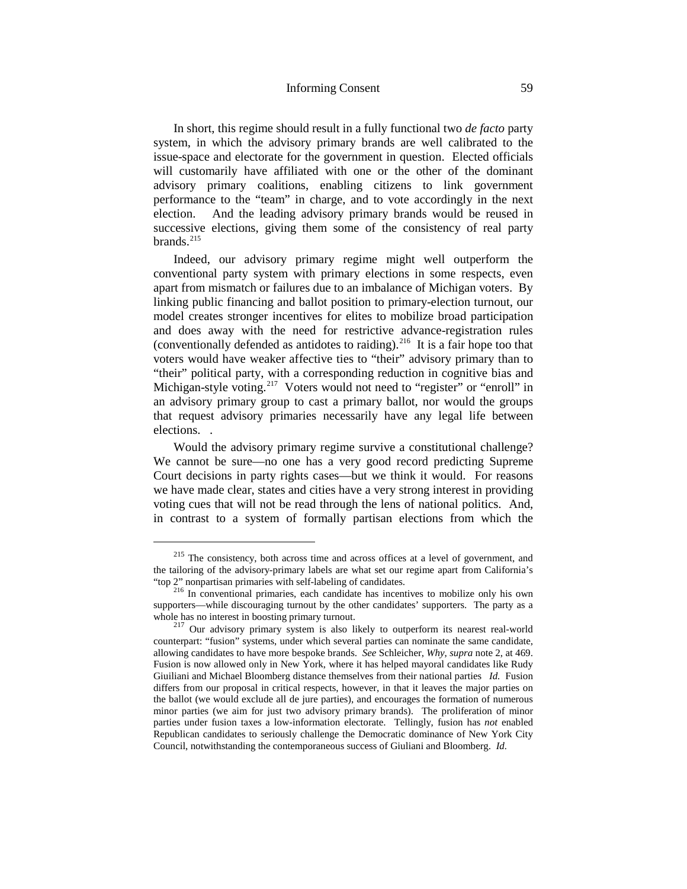In short, this regime should result in a fully functional two *de facto* party system, in which the advisory primary brands are well calibrated to the issue-space and electorate for the government in question. Elected officials will customarily have affiliated with one or the other of the dominant advisory primary coalitions, enabling citizens to link government performance to the "team" in charge, and to vote accordingly in the next election. And the leading advisory primary brands would be reused in successive elections, giving them some of the consistency of real party brands.[215]

Indeed, our advisory primary regime might well outperform the conventional party system with primary elections in some respects, even apart from mismatch or failures due to an imbalance of Michigan voters. By linking public financing and ballot position to primary-election turnout, our model creates stronger incentives for elites to mobilize broad participation and does away with the need for restrictive advance-registration rules (conventionally defended as antidotes to raiding).[216] It is a fair hope too that voters would have weaker affective ties to "their" advisory primary than to "their" political party, with a corresponding reduction in cognitive bias and Michigan-style voting.[217] Voters would not need to "register" or "enroll" in an advisory primary group to cast a primary ballot, nor would the groups that request advisory primaries necessarily have any legal life between elections. .

Would the advisory primary regime survive a constitutional challenge? We cannot be sure—no one has a very good record predicting Supreme Court decisions in party rights cases—but we think it would. For reasons we have made clear, states and cities have a very strong interest in providing voting cues that will not be read through the lens of national politics. And, in contrast to a system of formally partisan elections from which the

---

[215] The consistency, both across time and across offices at a level of government, and the tailoring of the advisory-primary labels are what set our regime apart from California's "top 2" nonpartisan primaries with self-labeling of candidates.

[216] In conventional primaries, each candidate has incentives to mobilize only his own supporters—while discouraging turnout by the other candidates' supporters. The party as a whole has no interest in boosting primary turnout.

[217] Our advisory primary system is also likely to outperform its nearest real-world counterpart: "fusion" systems, under which several parties can nominate the same candidate, allowing candidates to have more bespoke brands. *See* Schleicher, *Why*, *supra* note 2, at 469. Fusion is now allowed only in New York, where it has helped mayoral candidates like Rudy Giuiliani and Michael Bloomberg distance themselves from their national parties *Id.* Fusion differs from our proposal in critical respects, however, in that it leaves the major parties on the ballot (we would exclude all de jure parties), and encourages the formation of numerous minor parties (we aim for just two advisory primary brands). The proliferation of minor parties under fusion taxes a low-information electorate. Tellingly, fusion has *not* enabled Republican candidates to seriously challenge the Democratic dominance of New York City Council, notwithstanding the contemporaneous success of Giuliani and Bloomberg. *Id.*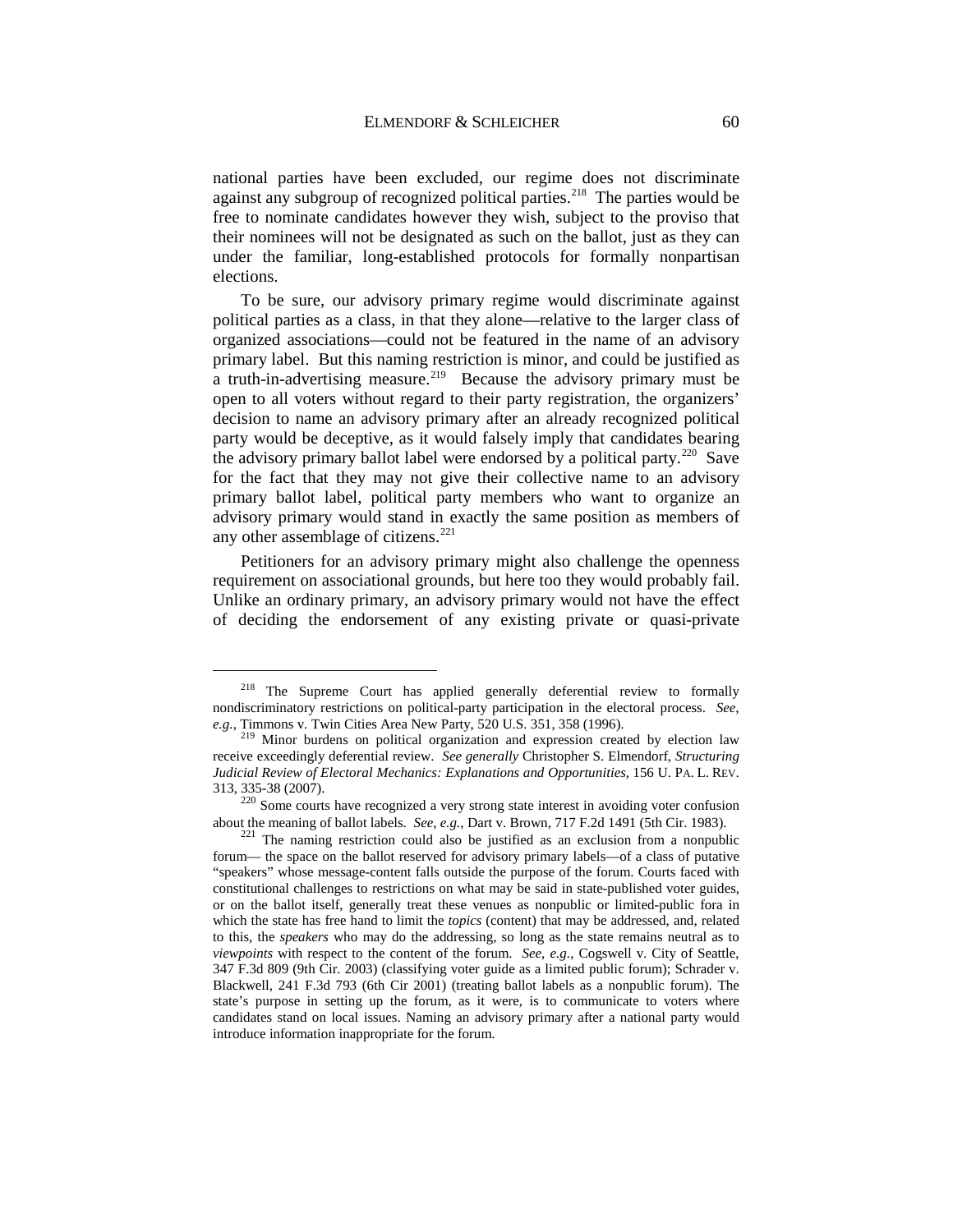national parties have been excluded, our regime does not discriminate against any subgroup of recognized political parties.[218] The parties would be free to nominate candidates however they wish, subject to the proviso that their nominees will not be designated as such on the ballot, just as they can under the familiar, long-established protocols for formally nonpartisan elections.

To be sure, our advisory primary regime would discriminate against political parties as a class, in that they alone—relative to the larger class of organized associations—could not be featured in the name of an advisory primary label. But this naming restriction is minor, and could be justified as a truth-in-advertising measure.[219] Because the advisory primary must be open to all voters without regard to their party registration, the organizers' decision to name an advisory primary after an already recognized political party would be deceptive, as it would falsely imply that candidates bearing the advisory primary ballot label were endorsed by a political party.[220] Save for the fact that they may not give their collective name to an advisory primary ballot label, political party members who want to organize an advisory primary would stand in exactly the same position as members of any other assemblage of citizens.[221]

Petitioners for an advisory primary might also challenge the openness requirement on associational grounds, but here too they would probably fail. Unlike an ordinary primary, an advisory primary would not have the effect of deciding the endorsement of any existing private or quasi-private

---

[218] The Supreme Court has applied generally deferential review to formally nondiscriminatory restrictions on political-party participation in the electoral process. *See, e.g.*, Timmons v. Twin Cities Area New Party, 520 U.S. 351, 358 (1996).

[219] Minor burdens on political organization and expression created by election law receive exceedingly deferential review. *See generally* Christopher S. Elmendorf, *Structuring Judicial Review of Electoral Mechanics: Explanations and Opportunities*, 156 U. PA. L. REV. 313, 335-38 (2007).

[220] Some courts have recognized a very strong state interest in avoiding voter confusion about the meaning of ballot labels. *See, e.g.*, Dart v. Brown, 717 F.2d 1491 (5th Cir. 1983).

[221] The naming restriction could also be justified as an exclusion from a nonpublic forum— the space on the ballot reserved for advisory primary labels—of a class of putative "speakers" whose message-content falls outside the purpose of the forum. Courts faced with constitutional challenges to restrictions on what may be said in state-published voter guides, or on the ballot itself, generally treat these venues as nonpublic or limited-public fora in which the state has free hand to limit the *topics* (content) that may be addressed, and, related to this, the *speakers* who may do the addressing, so long as the state remains neutral as to *viewpoints* with respect to the content of the forum. *See, e.g.*, Cogswell v. City of Seattle, 347 F.3d 809 (9th Cir. 2003) (classifying voter guide as a limited public forum); Schrader v. Blackwell, 241 F.3d 793 (6th Cir 2001) (treating ballot labels as a nonpublic forum). The state's purpose in setting up the forum, as it were, is to communicate to voters where candidates stand on local issues. Naming an advisory primary after a national party would introduce information inappropriate for the forum.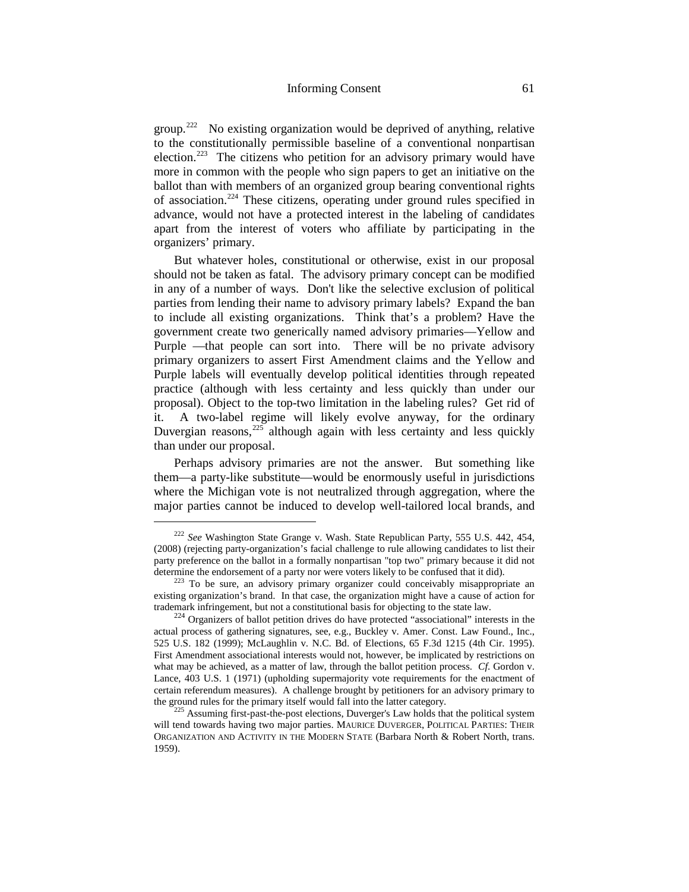group.[222] No existing organization would be deprived of anything, relative to the constitutionally permissible baseline of a conventional nonpartisan election.[223] The citizens who petition for an advisory primary would have more in common with the people who sign papers to get an initiative on the ballot than with members of an organized group bearing conventional rights of association.[224] These citizens, operating under ground rules specified in advance, would not have a protected interest in the labeling of candidates apart from the interest of voters who affiliate by participating in the organizers' primary.

But whatever holes, constitutional or otherwise, exist in our proposal should not be taken as fatal. The advisory primary concept can be modified in any of a number of ways. Don't like the selective exclusion of political parties from lending their name to advisory primary labels? Expand the ban to include all existing organizations. Think that's a problem? Have the government create two generically named advisory primaries—Yellow and Purple —that people can sort into. There will be no private advisory primary organizers to assert First Amendment claims and the Yellow and Purple labels will eventually develop political identities through repeated practice (although with less certainty and less quickly than under our proposal). Object to the top-two limitation in the labeling rules? Get rid of it. A two-label regime will likely evolve anyway, for the ordinary Duvergian reasons,[225] although again with less certainty and less quickly than under our proposal.

Perhaps advisory primaries are not the answer. But something like them—a party-like substitute—would be enormously useful in jurisdictions where the Michigan vote is not neutralized through aggregation, where the major parties cannot be induced to develop well-tailored local brands, and

---

[222] *See* Washington State Grange v. Wash. State Republican Party, 555 U.S. 442, 454, (2008) (rejecting party-organization's facial challenge to rule allowing candidates to list their party preference on the ballot in a formally nonpartisan "top two" primary because it did not determine the endorsement of a party nor were voters likely to be confused that it did).

[223] To be sure, an advisory primary organizer could conceivably misappropriate an existing organization's brand. In that case, the organization might have a cause of action for trademark infringement, but not a constitutional basis for objecting to the state law.

[224] Organizers of ballot petition drives do have protected "associational" interests in the actual process of gathering signatures, see, e.g., Buckley v. Amer. Const. Law Found., Inc., 525 U.S. 182 (1999); McLaughlin v. N.C. Bd. of Elections, 65 F.3d 1215 (4th Cir. 1995). First Amendment associational interests would not, however, be implicated by restrictions on what may be achieved, as a matter of law, through the ballot petition process. *Cf*. Gordon v. Lance, 403 U.S. 1 (1971) (upholding supermajority vote requirements for the enactment of certain referendum measures). A challenge brought by petitioners for an advisory primary to the ground rules for the primary itself would fall into the latter category.

[225] Assuming first-past-the-post elections, Duverger's Law holds that the political system will tend towards having two major parties. MAURICE DUVERGER, POLITICAL PARTIES: THEIR ORGANIZATION AND ACTIVITY IN THE MODERN STATE (Barbara North & Robert North, trans. 1959).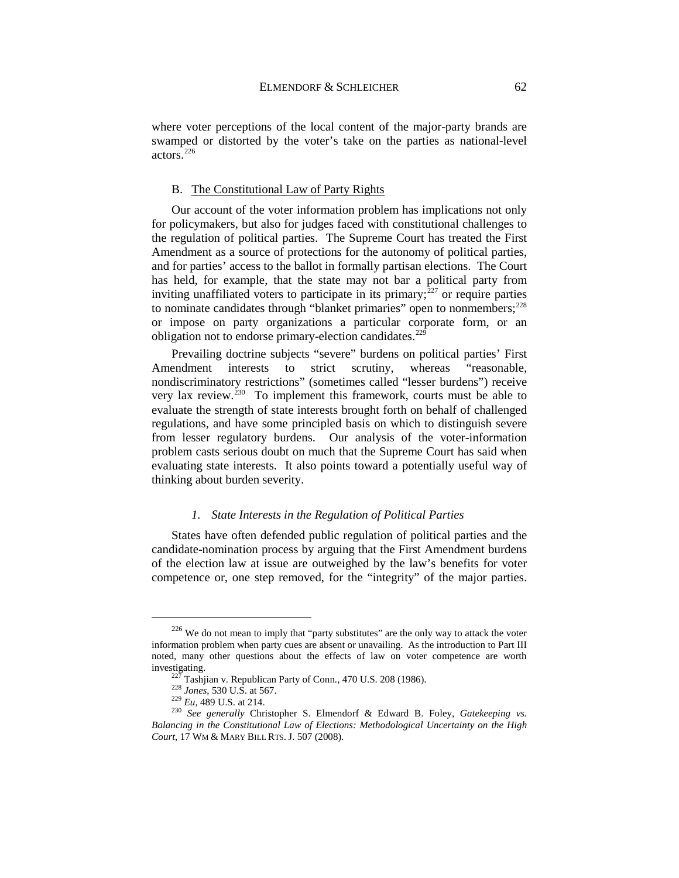where voter perceptions of the local content of the major-party brands are swamped or distorted by the voter's take on the parties as national-level actors.[226]

## B. The Constitutional Law of Party Rights

Our account of the voter information problem has implications not only for policymakers, but also for judges faced with constitutional challenges to the regulation of political parties. The Supreme Court has treated the First Amendment as a source of protections for the autonomy of political parties, and for parties' access to the ballot in formally partisan elections. The Court has held, for example, that the state may not bar a political party from inviting unaffiliated voters to participate in its primary;[227] or require parties to nominate candidates through "blanket primaries" open to nonmembers;[228] or impose on party organizations a particular corporate form, or an obligation not to endorse primary-election candidates.[229]

Prevailing doctrine subjects "severe" burdens on political parties' First Amendment interests to strict scrutiny, whereas "reasonable, nondiscriminatory restrictions" (sometimes called "lesser burdens") receive very lax review.[230] To implement this framework, courts must be able to evaluate the strength of state interests brought forth on behalf of challenged regulations, and have some principled basis on which to distinguish severe from lesser regulatory burdens. Our analysis of the voter-information problem casts serious doubt on much that the Supreme Court has said when evaluating state interests. It also points toward a potentially useful way of thinking about burden severity.

### *1. State Interests in the Regulation of Political Parties*

States have often defended public regulation of political parties and the candidate-nomination process by arguing that the First Amendment burdens of the election law at issue are outweighed by the law's benefits for voter competence or, one step removed, for the "integrity" of the major parties.

---

[226] We do not mean to imply that "party substitutes" are the only way to attack the voter information problem when party cues are absent or unavailing. As the introduction to Part III noted, many other questions about the effects of law on voter competence are worth investigating.

[227] Tashjian v. Republican Party of Conn., 470 U.S. 208 (1986).

[228] *Jones*, 530 U.S. at 567.

[229] *Eu*, 489 U.S. at 214.

[230] *See generally* Christopher S. Elmendorf & Edward B. Foley, *Gatekeeping vs. Balancing in the Constitutional Law of Elections: Methodological Uncertainty on the High Court*, 17 WM & MARY BILL RTS. J. 507 (2008).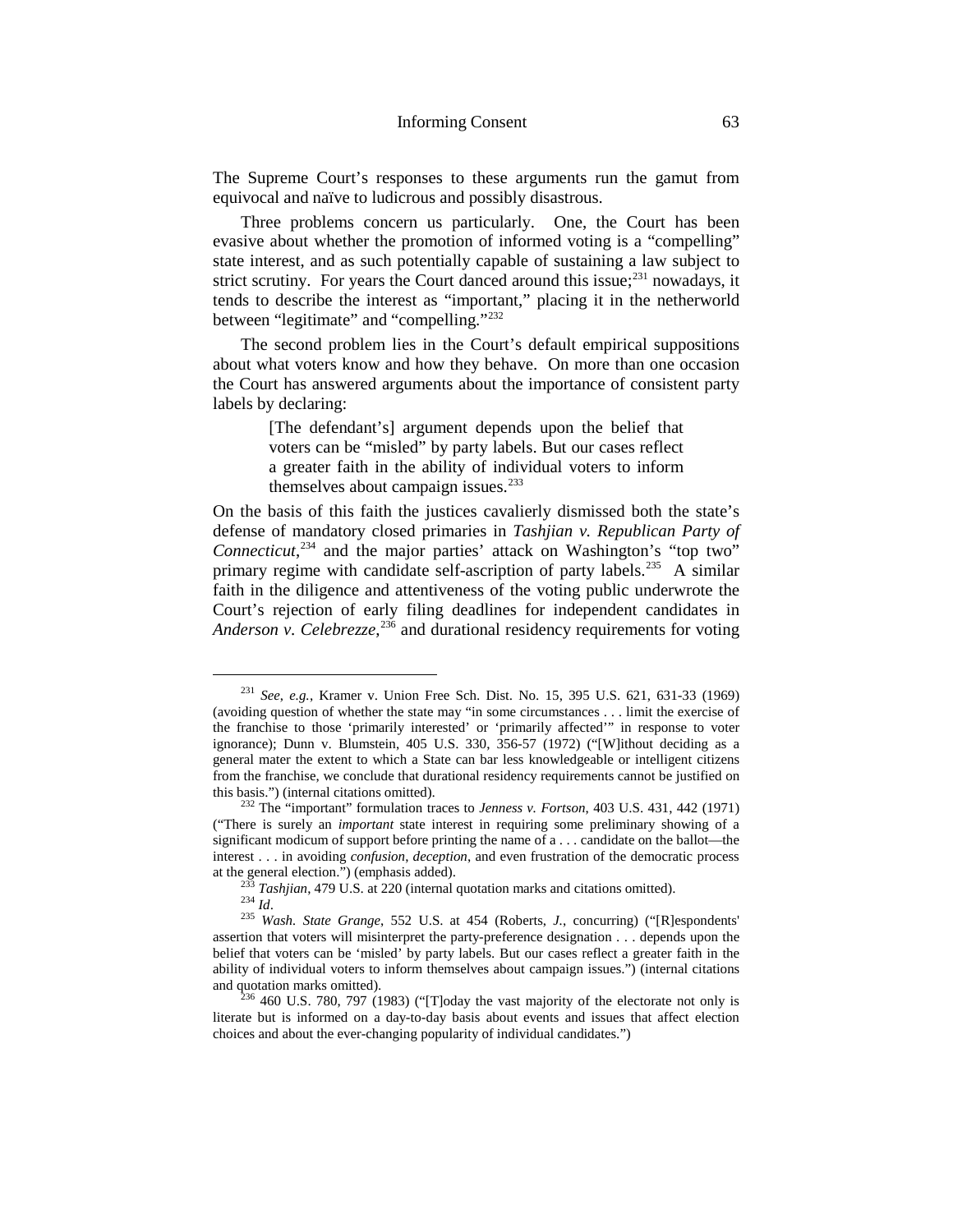The Supreme Court's responses to these arguments run the gamut from equivocal and naïve to ludicrous and possibly disastrous.

Three problems concern us particularly. One, the Court has been evasive about whether the promotion of informed voting is a "compelling" state interest, and as such potentially capable of sustaining a law subject to strict scrutiny. For years the Court danced around this issue;[231] nowadays, it tends to describe the interest as "important," placing it in the netherworld between "legitimate" and "compelling."[232]

The second problem lies in the Court's default empirical suppositions about what voters know and how they behave. On more than one occasion the Court has answered arguments about the importance of consistent party labels by declaring:

> [The defendant's] argument depends upon the belief that voters can be "misled" by party labels. But our cases reflect a greater faith in the ability of individual voters to inform themselves about campaign issues.[233]

On the basis of this faith the justices cavalierly dismissed both the state's defense of mandatory closed primaries in *Tashjian v. Republican Party of Connecticut*,[234] and the major parties' attack on Washington's "top two" primary regime with candidate self-ascription of party labels.[235] A similar faith in the diligence and attentiveness of the voting public underwrote the Court's rejection of early filing deadlines for independent candidates in *Anderson v. Celebrezze*,[236] and durational residency requirements for voting

---

[231] *See, e.g.*, Kramer v. Union Free Sch. Dist. No. 15, 395 U.S. 621, 631-33 (1969) (avoiding question of whether the state may "in some circumstances . . . limit the exercise of the franchise to those 'primarily interested' or 'primarily affected'" in response to voter ignorance); Dunn v. Blumstein, 405 U.S. 330, 356-57 (1972) ("[W]ithout deciding as a general mater the extent to which a State can bar less knowledgeable or intelligent citizens from the franchise, we conclude that durational residency requirements cannot be justified on this basis.") (internal citations omitted).

[232] The "important" formulation traces to *Jenness v. Fortson*, 403 U.S. 431, 442 (1971) ("There is surely an *important* state interest in requiring some preliminary showing of a significant modicum of support before printing the name of a . . . candidate on the ballot—the interest . . . in avoiding *confusion*, *deception*, and even frustration of the democratic process at the general election.") (emphasis added).

[233] *Tashjian*, 479 U.S. at 220 (internal quotation marks and citations omitted).

[234] *Id*.

[235] *Wash. State Grange*, 552 U.S. at 454 (Roberts, *J.*, concurring) ("[R]espondents' assertion that voters will misinterpret the party-preference designation . . . depends upon the belief that voters can be 'misled' by party labels. But our cases reflect a greater faith in the ability of individual voters to inform themselves about campaign issues.") (internal citations and quotation marks omitted).

[236] 460 U.S. 780, 797 (1983) ("[T]oday the vast majority of the electorate not only is literate but is informed on a day-to-day basis about events and issues that affect election choices and about the ever-changing popularity of individual candidates.")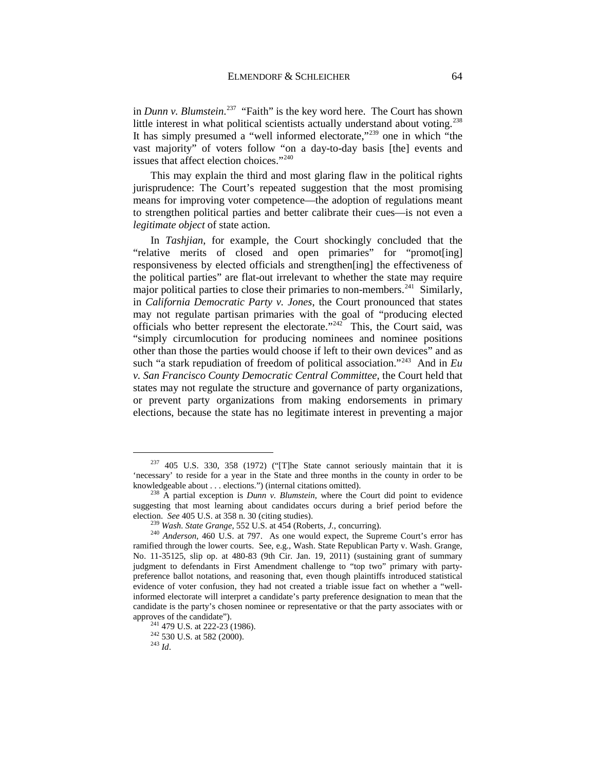in *Dunn v. Blumstein*.[237] "Faith" is the key word here. The Court has shown little interest in what political scientists actually understand about voting.[238] It has simply presumed a "well informed electorate,"[239] one in which "the vast majority" of voters follow "on a day-to-day basis [the] events and issues that affect election choices."[240]

This may explain the third and most glaring flaw in the political rights jurisprudence: The Court's repeated suggestion that the most promising means for improving voter competence—the adoption of regulations meant to strengthen political parties and better calibrate their cues—is not even a *legitimate object* of state action.

In *Tashjian*, for example, the Court shockingly concluded that the "relative merits of closed and open primaries" for "promot[ing] responsiveness by elected officials and strengthen[ing] the effectiveness of the political parties" are flat-out irrelevant to whether the state may require major political parties to close their primaries to non-members.[241] Similarly, in *California Democratic Party v. Jones*, the Court pronounced that states may not regulate partisan primaries with the goal of "producing elected officials who better represent the electorate."[242] This, the Court said, was "simply circumlocution for producing nominees and nominee positions other than those the parties would choose if left to their own devices" and as such "a stark repudiation of freedom of political association."[243] And in *Eu v. San Francisco County Democratic Central Committee*, the Court held that states may not regulate the structure and governance of party organizations, or prevent party organizations from making endorsements in primary elections, because the state has no legitimate interest in preventing a major

---

[237] 405 U.S. 330, 358 (1972) ("[T]he State cannot seriously maintain that it is 'necessary' to reside for a year in the State and three months in the county in order to be knowledgeable about . . . elections.") (internal citations omitted).

[238] A partial exception is *Dunn v. Blumstein*, where the Court did point to evidence suggesting that most learning about candidates occurs during a brief period before the election. *See* 405 U.S. at 358 n. 30 (citing studies).

[239] *Wash. State Grange*, 552 U.S. at 454 (Roberts, *J.*, concurring).

[240] *Anderson*, 460 U.S. at 797. As one would expect, the Supreme Court's error has ramified through the lower courts. See, e.g., Wash. State Republican Party v. Wash. Grange, No. 11-35125, slip op. at 480-83 (9th Cir. Jan. 19, 2011) (sustaining grant of summary judgment to defendants in First Amendment challenge to "top two" primary with party-preference ballot notations, and reasoning that, even though plaintiffs introduced statistical evidence of voter confusion, they had not created a triable issue fact on whether a "well-informed electorate will interpret a candidate's party preference designation to mean that the candidate is the party's chosen nominee or representative or that the party associates with or approves of the candidate").

[241] 479 U.S. at 222-23 (1986).

[242] 530 U.S. at 582 (2000).

[243] *Id*.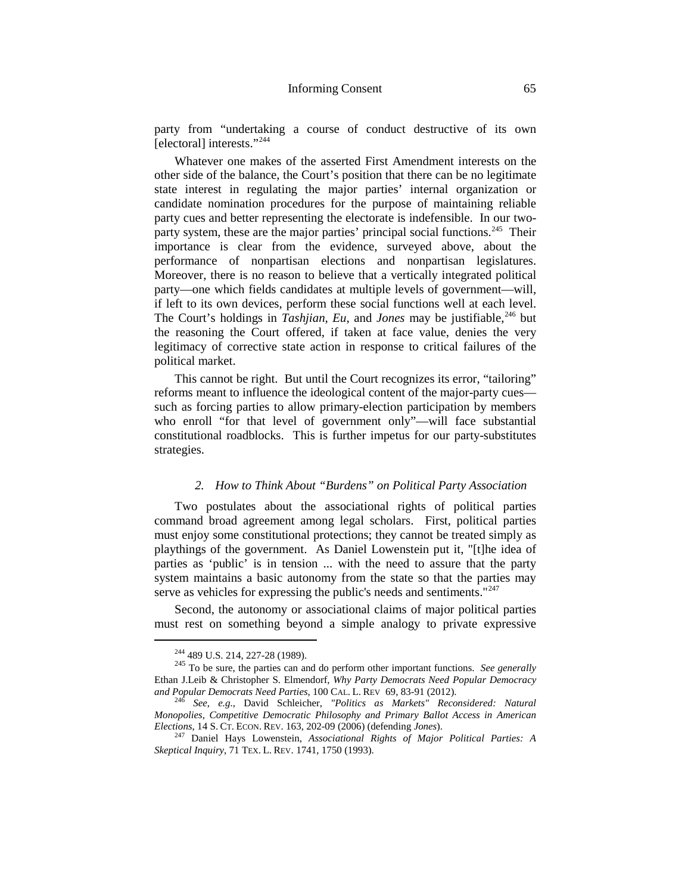party from "undertaking a course of conduct destructive of its own [electoral] interests."[244]

Whatever one makes of the asserted First Amendment interests on the other side of the balance, the Court's position that there can be no legitimate state interest in regulating the major parties' internal organization or candidate nomination procedures for the purpose of maintaining reliable party cues and better representing the electorate is indefensible. In our two-party system, these are the major parties' principal social functions.[245] Their importance is clear from the evidence, surveyed above, about the performance of nonpartisan elections and nonpartisan legislatures. Moreover, there is no reason to believe that a vertically integrated political party—one which fields candidates at multiple levels of government—will, if left to its own devices, perform these social functions well at each level. The Court's holdings in *Tashjian*, *Eu*, and *Jones* may be justifiable,[246] but the reasoning the Court offered, if taken at face value, denies the very legitimacy of corrective state action in response to critical failures of the political market.

This cannot be right. But until the Court recognizes its error, "tailoring" reforms meant to influence the ideological content of the major-party cues—such as forcing parties to allow primary-election participation by members who enroll "for that level of government only"—will face substantial constitutional roadblocks. This is further impetus for our party-substitutes strategies.

### *2. How to Think About "Burdens" on Political Party Association*

Two postulates about the associational rights of political parties command broad agreement among legal scholars. First, political parties must enjoy some constitutional protections; they cannot be treated simply as playthings of the government. As Daniel Lowenstein put it, "[t]he idea of parties as 'public' is in tension ... with the need to assure that the party system maintains a basic autonomy from the state so that the parties may serve as vehicles for expressing the public's needs and sentiments."[247]

Second, the autonomy or associational claims of major political parties must rest on something beyond a simple analogy to private expressive

---

[244] 489 U.S. 214, 227-28 (1989).

[245] To be sure, the parties can and do perform other important functions. *See generally* Ethan J.Leib & Christopher S. Elmendorf, *Why Party Democrats Need Popular Democracy and Popular Democrats Need Parties*, 100 CAL. L. REV 69, 83-91 (2012).

[246] *See, e.g.*, David Schleicher, *"Politics as Markets" Reconsidered: Natural Monopolies, Competitive Democratic Philosophy and Primary Ballot Access in American Elections*, 14 S. CT. ECON. REV. 163, 202-09 (2006) (defending *Jones*).

[247] Daniel Hays Lowenstein, *Associational Rights of Major Political Parties: A Skeptical Inquiry*, 71 TEX. L. REV. 1741, 1750 (1993).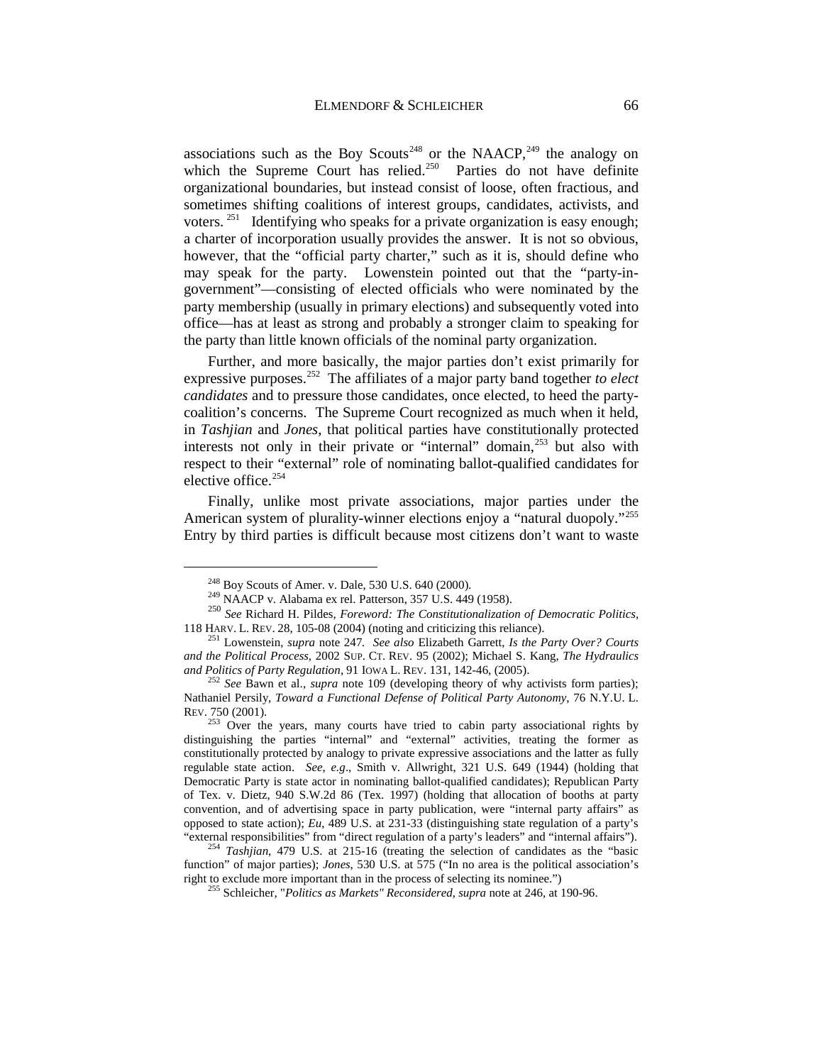associations such as the Boy Scouts[248] or the NAACP,[249] the analogy on which the Supreme Court has relied.[250] Parties do not have definite organizational boundaries, but instead consist of loose, often fractious, and sometimes shifting coalitions of interest groups, candidates, activists, and voters.[251] Identifying who speaks for a private organization is easy enough; a charter of incorporation usually provides the answer. It is not so obvious, however, that the "official party charter," such as it is, should define who may speak for the party. Lowenstein pointed out that the "party-in-government"—consisting of elected officials who were nominated by the party membership (usually in primary elections) and subsequently voted into office—has at least as strong and probably a stronger claim to speaking for the party than little known officials of the nominal party organization.

Further, and more basically, the major parties don't exist primarily for expressive purposes.[252] The affiliates of a major party band together *to elect candidates* and to pressure those candidates, once elected, to heed the party-coalition's concerns. The Supreme Court recognized as much when it held, in *Tashjian* and *Jones*, that political parties have constitutionally protected interests not only in their private or "internal" domain,[253] but also with respect to their "external" role of nominating ballot-qualified candidates for elective office.[254]

Finally, unlike most private associations, major parties under the American system of plurality-winner elections enjoy a "natural duopoly."[255] Entry by third parties is difficult because most citizens don't want to waste

---

[248] Boy Scouts of Amer. v. Dale, 530 U.S. 640 (2000).

[249] NAACP v. Alabama ex rel. Patterson, 357 U.S. 449 (1958).

[250] *See* Richard H. Pildes, *Foreword: The Constitutionalization of Democratic Politics*, 118 HARV. L. REV. 28, 105-08 (2004) (noting and criticizing this reliance).

[251] Lowenstein, *supra* note 247. *See also* Elizabeth Garrett, *Is the Party Over? Courts and the Political Process*, 2002 SUP. CT. REV. 95 (2002); Michael S. Kang, *The Hydraulics and Politics of Party Regulation*, 91 IOWA L. REV. 131, 142-46, (2005).

[252] *See* Bawn et al., *supra* note 109 (developing theory of why activists form parties); Nathaniel Persily, *Toward a Functional Defense of Political Party Autonomy*, 76 N.Y.U. L. REV. 750 (2001).

[253] Over the years, many courts have tried to cabin party associational rights by distinguishing the parties "internal" and "external" activities, treating the former as constitutionally protected by analogy to private expressive associations and the latter as fully regulable state action. *See, e.g.*, Smith v. Allwright, 321 U.S. 649 (1944) (holding that Democratic Party is state actor in nominating ballot-qualified candidates); Republican Party of Tex. v. Dietz, 940 S.W.2d 86 (Tex. 1997) (holding that allocation of booths at party convention, and of advertising space in party publication, were "internal party affairs" as opposed to state action); *Eu*, 489 U.S. at 231-33 (distinguishing state regulation of a party's "external responsibilities" from "direct regulation of a party's leaders" and "internal affairs").

[254] *Tashjian*, 479 U.S. at 215-16 (treating the selection of candidates as the "basic function" of major parties); *Jones*, 530 U.S. at 575 ("In no area is the political association's right to exclude more important than in the process of selecting its nominee.")

[255] Schleicher, "*Politics as Markets" Reconsidered*, *supra* note at 246, at 190-96.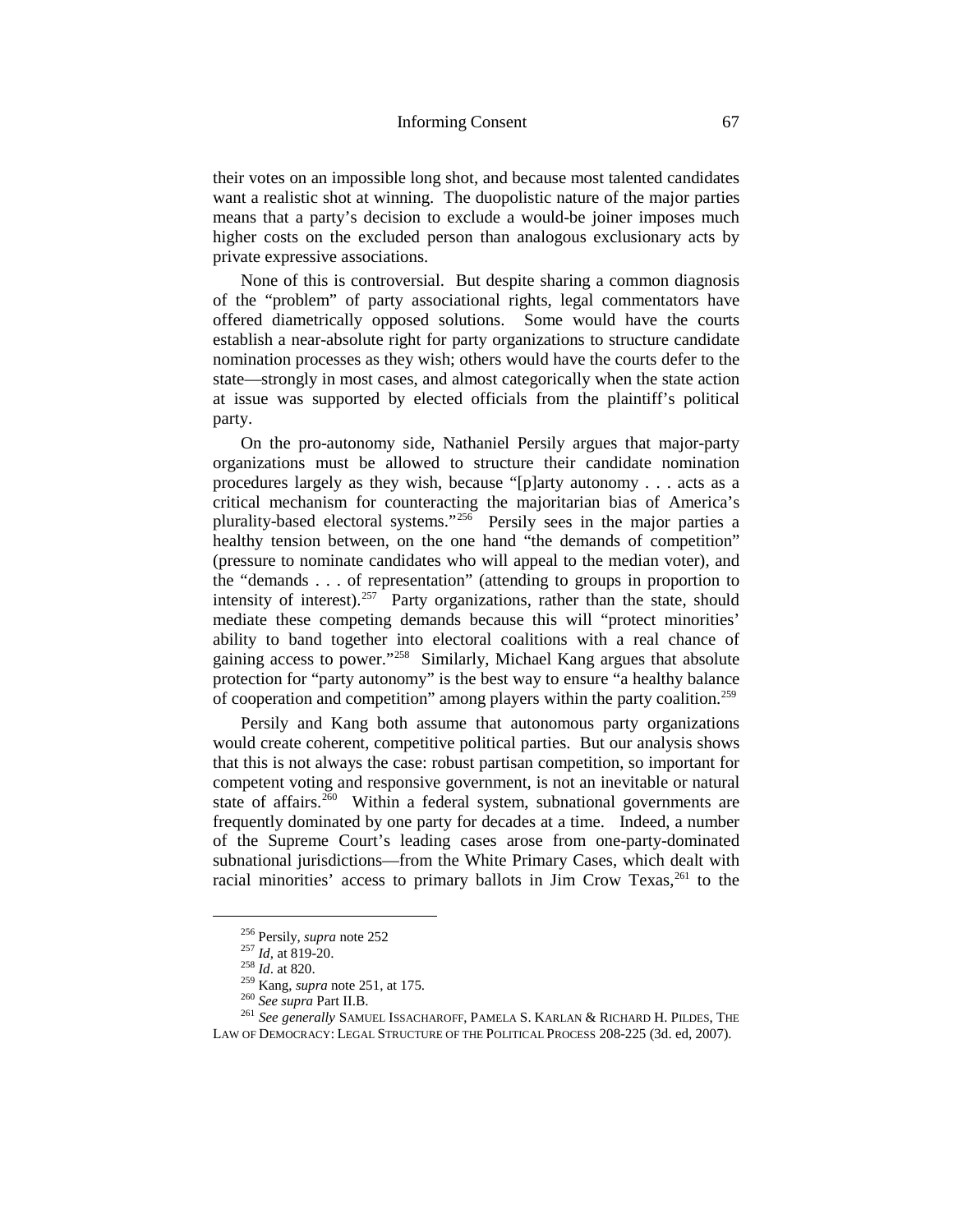their votes on an impossible long shot, and because most talented candidates want a realistic shot at winning. The duopolistic nature of the major parties means that a party's decision to exclude a would-be joiner imposes much higher costs on the excluded person than analogous exclusionary acts by private expressive associations.

None of this is controversial. But despite sharing a common diagnosis of the "problem" of party associational rights, legal commentators have offered diametrically opposed solutions. Some would have the courts establish a near-absolute right for party organizations to structure candidate nomination processes as they wish; others would have the courts defer to the state—strongly in most cases, and almost categorically when the state action at issue was supported by elected officials from the plaintiff's political party.

On the pro-autonomy side, Nathaniel Persily argues that major-party organizations must be allowed to structure their candidate nomination procedures largely as they wish, because "[p]arty autonomy . . . acts as a critical mechanism for counteracting the majoritarian bias of America's plurality-based electoral systems."[256] Persily sees in the major parties a healthy tension between, on the one hand "the demands of competition" (pressure to nominate candidates who will appeal to the median voter), and the "demands . . . of representation" (attending to groups in proportion to intensity of interest).[257] Party organizations, rather than the state, should mediate these competing demands because this will "protect minorities' ability to band together into electoral coalitions with a real chance of gaining access to power."[258] Similarly, Michael Kang argues that absolute protection for "party autonomy" is the best way to ensure "a healthy balance of cooperation and competition" among players within the party coalition.[259]

Persily and Kang both assume that autonomous party organizations would create coherent, competitive political parties. But our analysis shows that this is not always the case: robust partisan competition, so important for competent voting and responsive government, is not an inevitable or natural state of affairs.[260] Within a federal system, subnational governments are frequently dominated by one party for decades at a time. Indeed, a number of the Supreme Court's leading cases arose from one-party-dominated subnational jurisdictions—from the White Primary Cases, which dealt with racial minorities' access to primary ballots in Jim Crow Texas,[261] to the

---

[256] Persily, *supra* note 252

[257] *Id*, at 819-20.

[258] *Id*. at 820.

[259] Kang, *supra* note 251, at 175.

[260] *See supra* Part II.B.

[261] *See generally* SAMUEL ISSACHAROFF, PAMELA S. KARLAN & RICHARD H. PILDES, THE LAW OF DEMOCRACY: LEGAL STRUCTURE OF THE POLITICAL PROCESS 208-225 (3d. ed, 2007).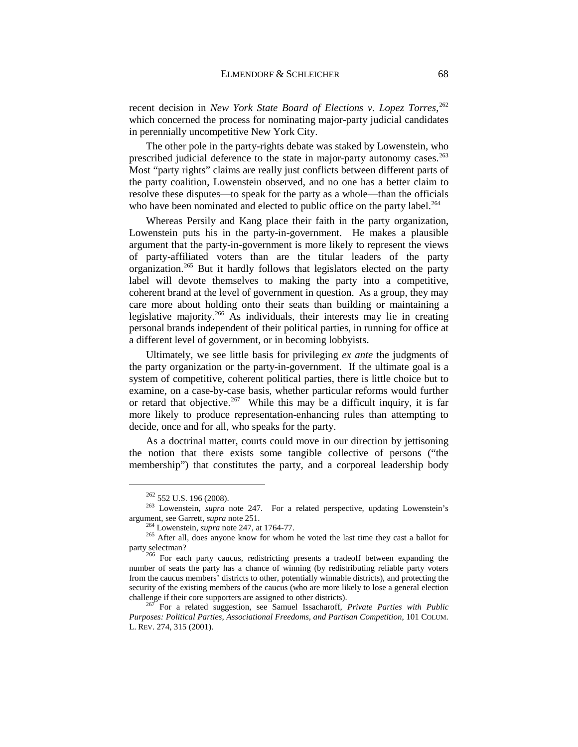recent decision in *New York State Board of Elections v. Lopez Torres*,[262] which concerned the process for nominating major-party judicial candidates in perennially uncompetitive New York City.

The other pole in the party-rights debate was staked by Lowenstein, who prescribed judicial deference to the state in major-party autonomy cases.[263] Most "party rights" claims are really just conflicts between different parts of the party coalition, Lowenstein observed, and no one has a better claim to resolve these disputes—to speak for the party as a whole—than the officials who have been nominated and elected to public office on the party label.[264]

Whereas Persily and Kang place their faith in the party organization, Lowenstein puts his in the party-in-government. He makes a plausible argument that the party-in-government is more likely to represent the views of party-affiliated voters than are the titular leaders of the party organization.[265] But it hardly follows that legislators elected on the party label will devote themselves to making the party into a competitive, coherent brand at the level of government in question. As a group, they may care more about holding onto their seats than building or maintaining a legislative majority.[266] As individuals, their interests may lie in creating personal brands independent of their political parties, in running for office at a different level of government, or in becoming lobbyists.

Ultimately, we see little basis for privileging *ex ante* the judgments of the party organization or the party-in-government. If the ultimate goal is a system of competitive, coherent political parties, there is little choice but to examine, on a case-by-case basis, whether particular reforms would further or retard that objective.[267] While this may be a difficult inquiry, it is far more likely to produce representation-enhancing rules than attempting to decide, once and for all, who speaks for the party.

As a doctrinal matter, courts could move in our direction by jettisoning the notion that there exists some tangible collective of persons ("the membership") that constitutes the party, and a corporeal leadership body

---

[262] 552 U.S. 196 (2008).

[263] Lowenstein, *supra* note 247. For a related perspective, updating Lowenstein's argument, see Garrett, *supra* note 251.

[264] Lowenstein, *supra* note 247, at 1764-77.

[265] After all, does anyone know for whom he voted the last time they cast a ballot for party selectman?

[266] For each party caucus, redistricting presents a tradeoff between expanding the number of seats the party has a chance of winning (by redistributing reliable party voters from the caucus members' districts to other, potentially winnable districts), and protecting the security of the existing members of the caucus (who are more likely to lose a general election challenge if their core supporters are assigned to other districts).

[267] For a related suggestion, see Samuel Issacharoff, *Private Parties with Public Purposes: Political Parties, Associational Freedoms, and Partisan Competition*, 101 COLUM. L. REV. 274, 315 (2001).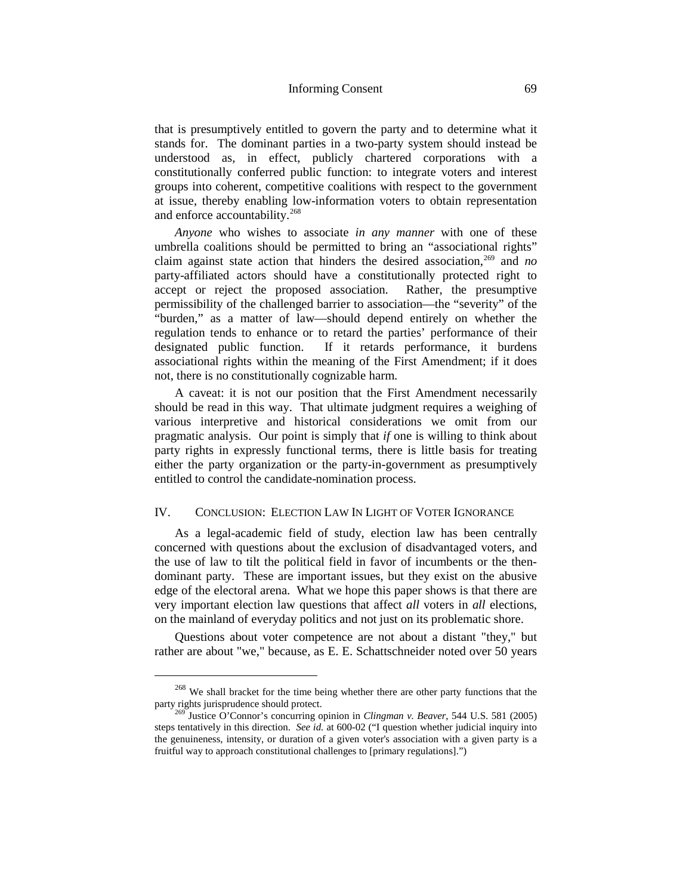that is presumptively entitled to govern the party and to determine what it stands for. The dominant parties in a two-party system should instead be understood as, in effect, publicly chartered corporations with a constitutionally conferred public function: to integrate voters and interest groups into coherent, competitive coalitions with respect to the government at issue, thereby enabling low-information voters to obtain representation and enforce accountability.[268]

*Anyone* who wishes to associate *in any manner* with one of these umbrella coalitions should be permitted to bring an "associational rights" claim against state action that hinders the desired association,[269] and *no* party-affiliated actors should have a constitutionally protected right to accept or reject the proposed association. Rather, the presumptive permissibility of the challenged barrier to association—the "severity" of the "burden," as a matter of law—should depend entirely on whether the regulation tends to enhance or to retard the parties' performance of their designated public function. If it retards performance, it burdens associational rights within the meaning of the First Amendment; if it does not, there is no constitutionally cognizable harm.

A caveat: it is not our position that the First Amendment necessarily should be read in this way. That ultimate judgment requires a weighing of various interpretive and historical considerations we omit from our pragmatic analysis. Our point is simply that *if* one is willing to think about party rights in expressly functional terms, there is little basis for treating either the party organization or the party-in-government as presumptively entitled to control the candidate-nomination process.

## IV. Conclusion: Election Law In Light of Voter Ignorance

As a legal-academic field of study, election law has been centrally concerned with questions about the exclusion of disadvantaged voters, and the use of law to tilt the political field in favor of incumbents or the then-dominant party. These are important issues, but they exist on the abusive edge of the electoral arena. What we hope this paper shows is that there are very important election law questions that affect *all* voters in *all* elections, on the mainland of everyday politics and not just on its problematic shore.

Questions about voter competence are not about a distant "they," but rather are about "we," because, as E. E. Schattschneider noted over 50 years

---

[268] We shall bracket for the time being whether there are other party functions that the party rights jurisprudence should protect.

[269] Justice O'Connor's concurring opinion in *Clingman v. Beaver*, 544 U.S. 581 (2005) steps tentatively in this direction. *See id.* at 600-02 ("I question whether judicial inquiry into the genuineness, intensity, or duration of a given voter's association with a given party is a fruitful way to approach constitutional challenges to [primary regulations].")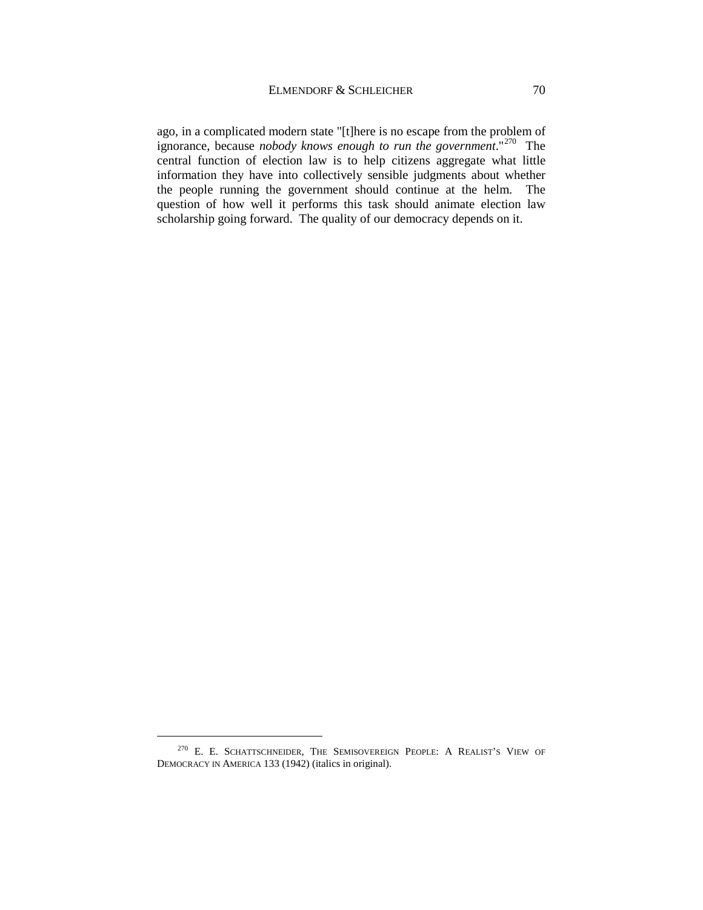ago, in a complicated modern state "[t]here is no escape from the problem of ignorance, because *nobody knows enough to run the government*."[270] The central function of election law is to help citizens aggregate what little information they have into collectively sensible judgments about whether the people running the government should continue at the helm. The question of how well it performs this task should animate election law scholarship going forward. The quality of our democracy depends on it.

---

[270] E. E. SCHATTSCHNEIDER, THE SEMISOVEREIGN PEOPLE: A REALIST'S VIEW OF DEMOCRACY IN AMERICA 133 (1942) (italics in original).